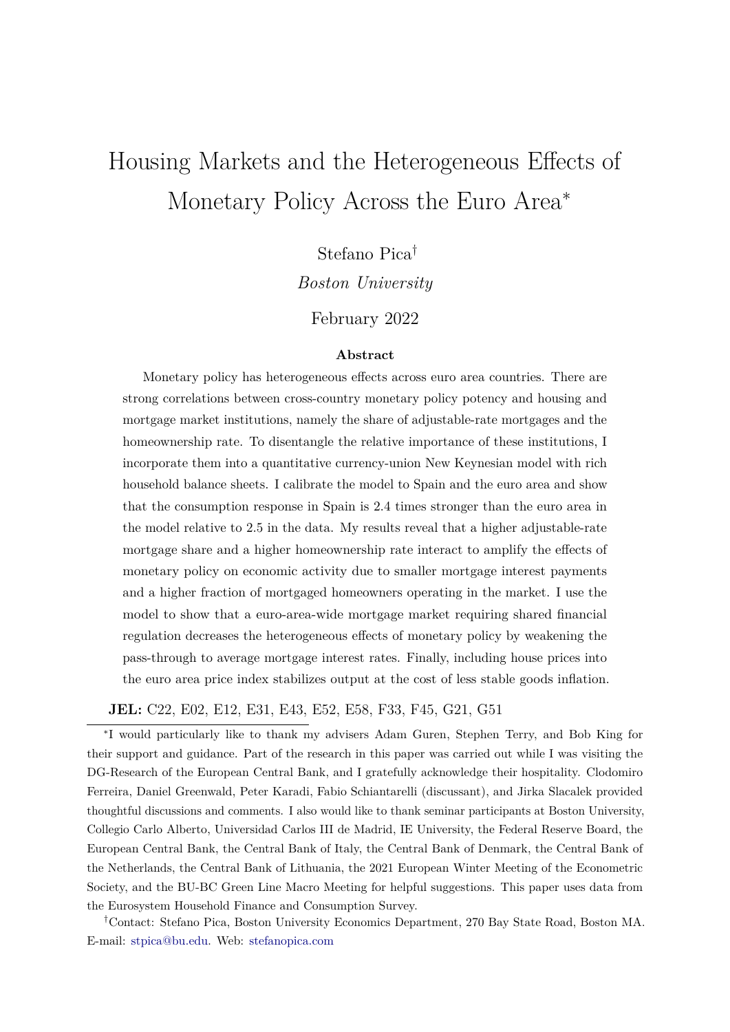# Housing Markets and the Heterogeneous Effects of Monetary Policy Across the Euro Area*

Stefano Pica†

*Boston University*

February 2022

## Abstract

Monetary policy has heterogeneous effects across euro area countries. There are strong correlations between cross-country monetary policy potency and housing and mortgage market institutions, namely the share of adjustable-rate mortgages and the homeownership rate. To disentangle the relative importance of these institutions, I incorporate them into a quantitative currency-union New Keynesian model with rich household balance sheets. I calibrate the model to Spain and the euro area and show that the consumption response in Spain is 2.4 times stronger than the euro area in the model relative to 2.5 in the data. My results reveal that a higher adjustable-rate mortgage share and a higher homeownership rate interact to amplify the effects of monetary policy on economic activity due to smaller mortgage interest payments and a higher fraction of mortgaged homeowners operating in the market. I use the model to show that a euro-area-wide mortgage market requiring shared financial regulation decreases the heterogeneous effects of monetary policy by weakening the pass-through to average mortgage interest rates. Finally, including house prices into the euro area price index stabilizes output at the cost of less stable goods inflation.

**JEL:** C22, E02, E12, E31, E43, E52, E58, F33, F45, G21, G51

*I would particularly like to thank my advisers Adam Guren, Stephen Terry, and Bob King for their support and guidance. Part of the research in this paper was carried out while I was visiting the DG-Research of the European Central Bank, and I gratefully acknowledge their hospitality. Clodomiro Ferreira, Daniel Greenwald, Peter Karadi, Fabio Schiantarelli (discussant), and Jirka Slacalek provided thoughtful discussions and comments. I also would like to thank seminar participants at Boston University, Collegio Carlo Alberto, Universidad Carlos III de Madrid, IE University, the Federal Reserve Board, the European Central Bank, the Central Bank of Italy, the Central Bank of Denmark, the Central Bank of the Netherlands, the Central Bank of Lithuania, the 2021 European Winter Meeting of the Econometric Society, and the BU-BC Green Line Macro Meeting for helpful suggestions. This paper uses data from the Eurosystem Household Finance and Consumption Survey.

†Contact: Stefano Pica, Boston University Economics Department, 270 Bay State Road, Boston MA. E-mail: stpica@bu.edu. Web: stefanopica.com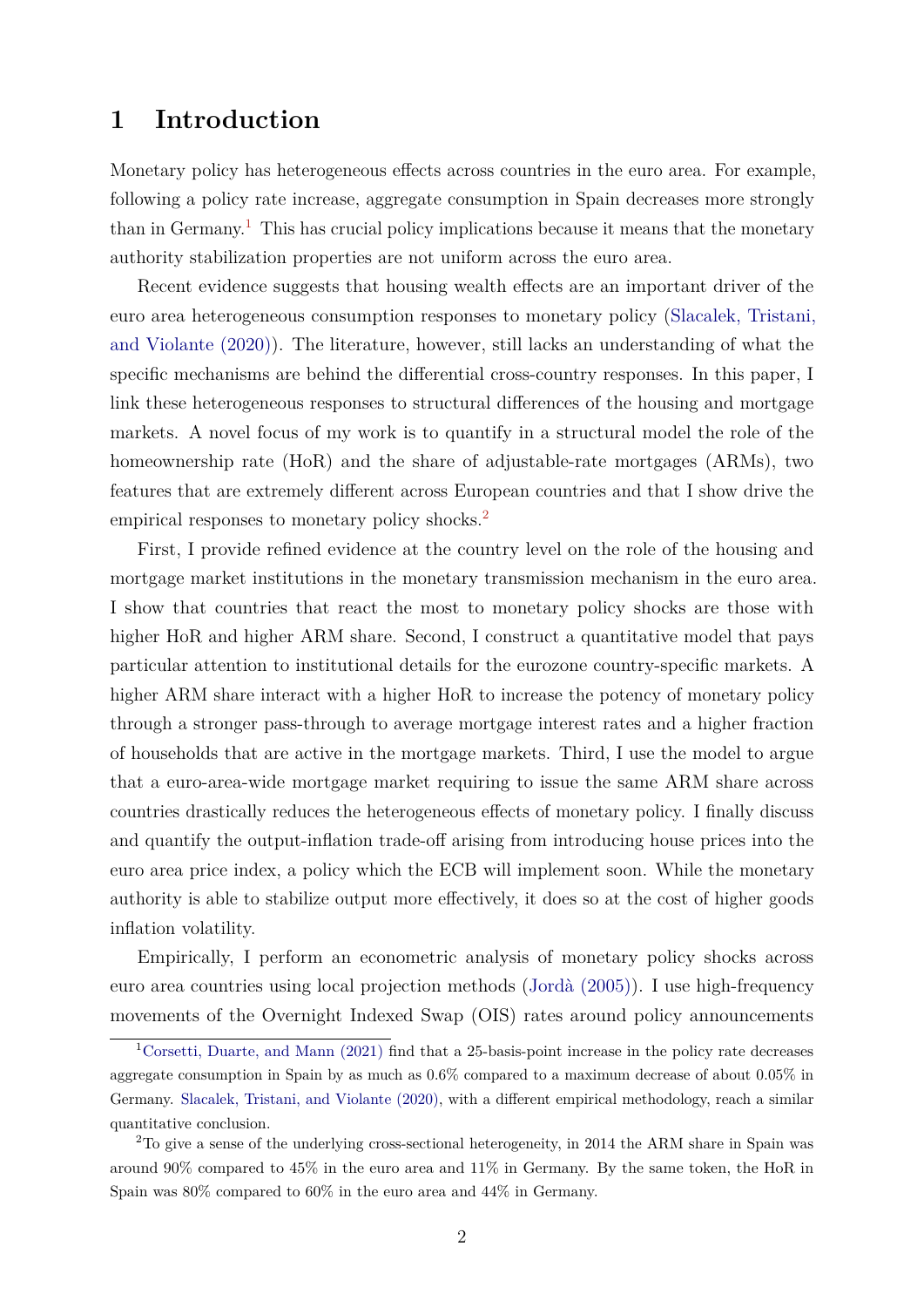# 1 Introduction

Monetary policy has heterogeneous effects across countries in the euro area. For example, following a policy rate increase, aggregate consumption in Spain decreases more strongly than in Germany.[1] This has crucial policy implications because it means that the monetary authority stabilization properties are not uniform across the euro area.

Recent evidence suggests that housing wealth effects are an important driver of the euro area heterogeneous consumption responses to monetary policy (Slacalek, Tristani, and Violante (2020)). The literature, however, still lacks an understanding of what the specific mechanisms are behind the differential cross-country responses. In this paper, I link these heterogeneous responses to structural differences of the housing and mortgage markets. A novel focus of my work is to quantify in a structural model the role of the homeownership rate (HoR) and the share of adjustable-rate mortgages (ARMs), two features that are extremely different across European countries and that I show drive the empirical responses to monetary policy shocks.[2]

First, I provide refined evidence at the country level on the role of the housing and mortgage market institutions in the monetary transmission mechanism in the euro area. I show that countries that react the most to monetary policy shocks are those with higher HoR and higher ARM share. Second, I construct a quantitative model that pays particular attention to institutional details for the eurozone country-specific markets. A higher ARM share interact with a higher HoR to increase the potency of monetary policy through a stronger pass-through to average mortgage interest rates and a higher fraction of households that are active in the mortgage markets. Third, I use the model to argue that a euro-area-wide mortgage market requiring to issue the same ARM share across countries drastically reduces the heterogeneous effects of monetary policy. I finally discuss and quantify the output-inflation trade-off arising from introducing house prices into the euro area price index, a policy which the ECB will implement soon. While the monetary authority is able to stabilize output more effectively, it does so at the cost of higher goods inflation volatility.

Empirically, I perform an econometric analysis of monetary policy shocks across euro area countries using local projection methods (Jordà (2005)). I use high-frequency movements of the Overnight Indexed Swap (OIS) rates around policy announcements

---

[1] Corsetti, Duarte, and Mann (2021) find that a 25-basis-point increase in the policy rate decreases aggregate consumption in Spain by as much as 0.6% compared to a maximum decrease of about 0.05% in Germany. Slacalek, Tristani, and Violante (2020), with a different empirical methodology, reach a similar quantitative conclusion.

[2] To give a sense of the underlying cross-sectional heterogeneity, in 2014 the ARM share in Spain was around 90% compared to 45% in the euro area and 11% in Germany. By the same token, the HoR in Spain was 80% compared to 60% in the euro area and 44% in Germany.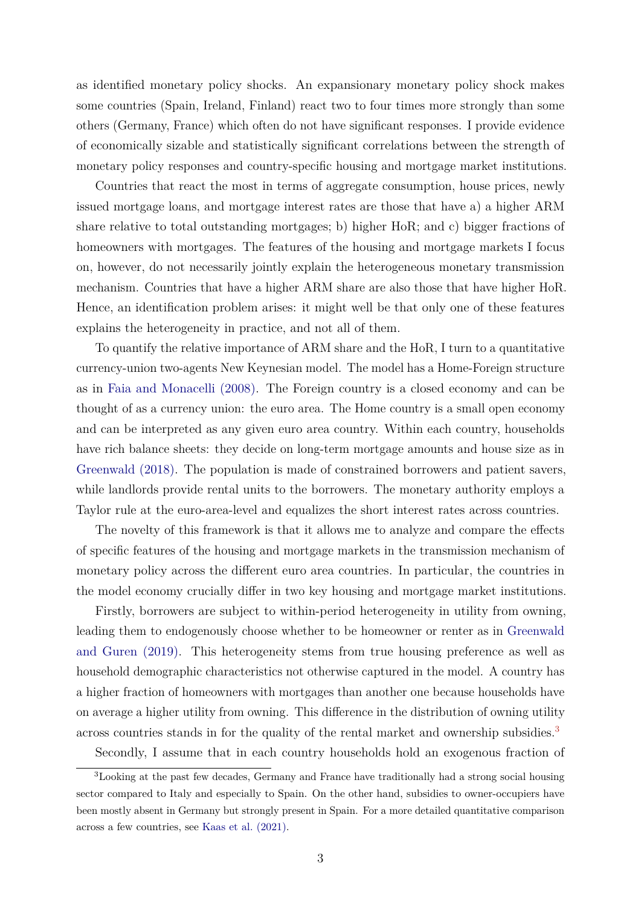as identified monetary policy shocks. An expansionary monetary policy shock makes some countries (Spain, Ireland, Finland) react two to four times more strongly than some others (Germany, France) which often do not have significant responses. I provide evidence of economically sizable and statistically significant correlations between the strength of monetary policy responses and country-specific housing and mortgage market institutions.

Countries that react the most in terms of aggregate consumption, house prices, newly issued mortgage loans, and mortgage interest rates are those that have a) a higher ARM share relative to total outstanding mortgages; b) higher HoR; and c) bigger fractions of homeowners with mortgages. The features of the housing and mortgage markets I focus on, however, do not necessarily jointly explain the heterogeneous monetary transmission mechanism. Countries that have a higher ARM share are also those that have higher HoR. Hence, an identification problem arises: it might well be that only one of these features explains the heterogeneity in practice, and not all of them.

To quantify the relative importance of ARM share and the HoR, I turn to a quantitative currency-union two-agents New Keynesian model. The model has a Home-Foreign structure as in Faia and Monacelli (2008). The Foreign country is a closed economy and can be thought of as a currency union: the euro area. The Home country is a small open economy and can be interpreted as any given euro area country. Within each country, households have rich balance sheets: they decide on long-term mortgage amounts and house size as in Greenwald (2018). The population is made of constrained borrowers and patient savers, while landlords provide rental units to the borrowers. The monetary authority employs a Taylor rule at the euro-area-level and equalizes the short interest rates across countries.

The novelty of this framework is that it allows me to analyze and compare the effects of specific features of the housing and mortgage markets in the transmission mechanism of monetary policy across the different euro area countries. In particular, the countries in the model economy crucially differ in two key housing and mortgage market institutions.

Firstly, borrowers are subject to within-period heterogeneity in utility from owning, leading them to endogenously choose whether to be homeowner or renter as in Greenwald and Guren (2019). This heterogeneity stems from true housing preference as well as household demographic characteristics not otherwise captured in the model. A country has a higher fraction of homeowners with mortgages than another one because households have on average a higher utility from owning. This difference in the distribution of owning utility across countries stands in for the quality of the rental market and ownership subsidies.[3]

Secondly, I assume that in each country households hold an exogenous fraction of

[3]Looking at the past few decades, Germany and France have traditionally had a strong social housing sector compared to Italy and especially to Spain. On the other hand, subsidies to owner-occupiers have been mostly absent in Germany but strongly present in Spain. For a more detailed quantitative comparison across a few countries, see Kaas et al. (2021).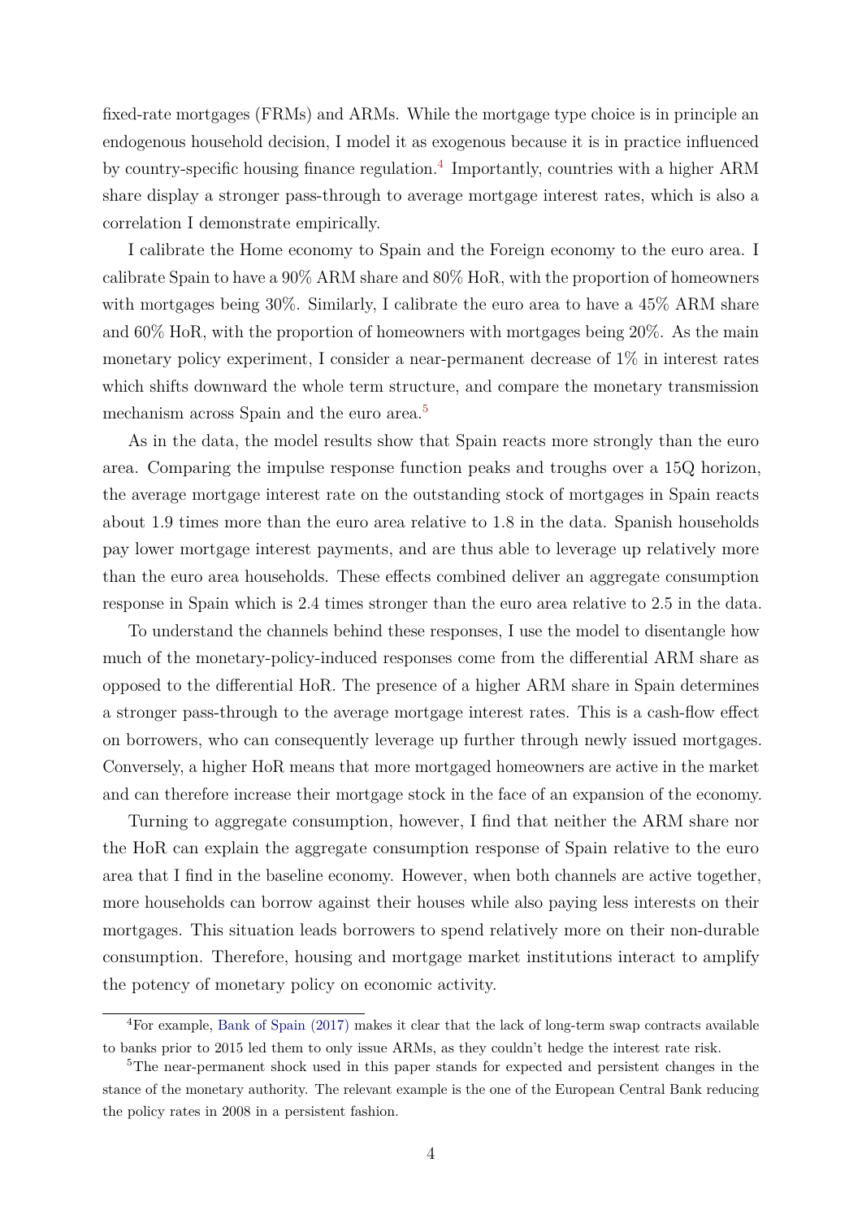fixed-rate mortgages (FRMs) and ARMs. While the mortgage type choice is in principle an endogenous household decision, I model it as exogenous because it is in practice influenced by country-specific housing finance regulation.[4] Importantly, countries with a higher ARM share display a stronger pass-through to average mortgage interest rates, which is also a correlation I demonstrate empirically.

I calibrate the Home economy to Spain and the Foreign economy to the euro area. I calibrate Spain to have a 90% ARM share and 80% HoR, with the proportion of homeowners with mortgages being 30%. Similarly, I calibrate the euro area to have a 45% ARM share and 60% HoR, with the proportion of homeowners with mortgages being 20%. As the main monetary policy experiment, I consider a near-permanent decrease of 1% in interest rates which shifts downward the whole term structure, and compare the monetary transmission mechanism across Spain and the euro area.[5]

As in the data, the model results show that Spain reacts more strongly than the euro area. Comparing the impulse response function peaks and troughs over a 15Q horizon, the average mortgage interest rate on the outstanding stock of mortgages in Spain reacts about 1.9 times more than the euro area relative to 1.8 in the data. Spanish households pay lower mortgage interest payments, and are thus able to leverage up relatively more than the euro area households. These effects combined deliver an aggregate consumption response in Spain which is 2.4 times stronger than the euro area relative to 2.5 in the data.

To understand the channels behind these responses, I use the model to disentangle how much of the monetary-policy-induced responses come from the differential ARM share as opposed to the differential HoR. The presence of a higher ARM share in Spain determines a stronger pass-through to the average mortgage interest rates. This is a cash-flow effect on borrowers, who can consequently leverage up further through newly issued mortgages. Conversely, a higher HoR means that more mortgaged homeowners are active in the market and can therefore increase their mortgage stock in the face of an expansion of the economy.

Turning to aggregate consumption, however, I find that neither the ARM share nor the HoR can explain the aggregate consumption response of Spain relative to the euro area that I find in the baseline economy. However, when both channels are active together, more households can borrow against their houses while also paying less interests on their mortgages. This situation leads borrowers to spend relatively more on their non-durable consumption. Therefore, housing and mortgage market institutions interact to amplify the potency of monetary policy on economic activity.

[4] For example, Bank of Spain (2017) makes it clear that the lack of long-term swap contracts available to banks prior to 2015 led them to only issue ARMs, as they couldn't hedge the interest rate risk.

[5] The near-permanent shock used in this paper stands for expected and persistent changes in the stance of the monetary authority. The relevant example is the one of the European Central Bank reducing the policy rates in 2008 in a persistent fashion.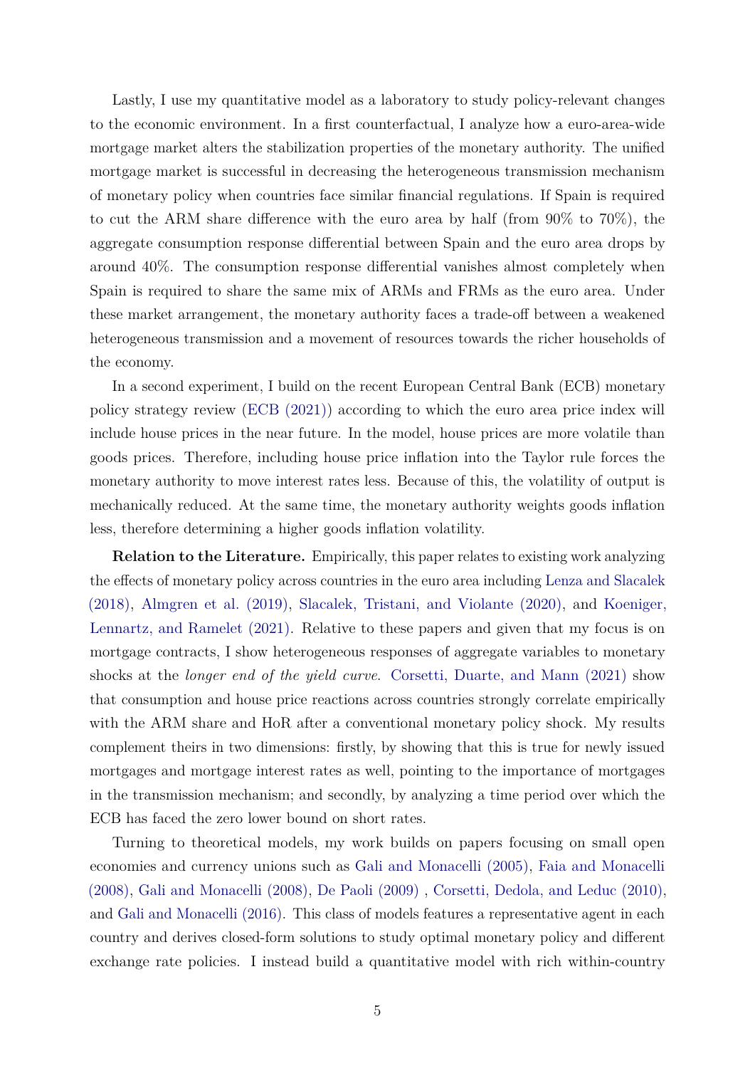Lastly, I use my quantitative model as a laboratory to study policy-relevant changes to the economic environment. In a first counterfactual, I analyze how a euro-area-wide mortgage market alters the stabilization properties of the monetary authority. The unified mortgage market is successful in decreasing the heterogeneous transmission mechanism of monetary policy when countries face similar financial regulations. If Spain is required to cut the ARM share difference with the euro area by half (from 90% to 70%), the aggregate consumption response differential between Spain and the euro area drops by around 40%. The consumption response differential vanishes almost completely when Spain is required to share the same mix of ARMs and FRMs as the euro area. Under these market arrangement, the monetary authority faces a trade-off between a weakened heterogeneous transmission and a movement of resources towards the richer households of the economy.

In a second experiment, I build on the recent European Central Bank (ECB) monetary policy strategy review (ECB (2021)) according to which the euro area price index will include house prices in the near future. In the model, house prices are more volatile than goods prices. Therefore, including house price inflation into the Taylor rule forces the monetary authority to move interest rates less. Because of this, the volatility of output is mechanically reduced. At the same time, the monetary authority weights goods inflation less, therefore determining a higher goods inflation volatility.

**Relation to the Literature.** Empirically, this paper relates to existing work analyzing the effects of monetary policy across countries in the euro area including Lenza and Slacalek (2018), Almgren et al. (2019), Slacalek, Tristani, and Violante (2020), and Koeniger, Lennartz, and Ramelet (2021). Relative to these papers and given that my focus is on mortgage contracts, I show heterogeneous responses of aggregate variables to monetary shocks at the *longer end of the yield curve*. Corsetti, Duarte, and Mann (2021) show that consumption and house price reactions across countries strongly correlate empirically with the ARM share and HoR after a conventional monetary policy shock. My results complement theirs in two dimensions: firstly, by showing that this is true for newly issued mortgages and mortgage interest rates as well, pointing to the importance of mortgages in the transmission mechanism; and secondly, by analyzing a time period over which the ECB has faced the zero lower bound on short rates.

Turning to theoretical models, my work builds on papers focusing on small open economies and currency unions such as Gali and Monacelli (2005), Faia and Monacelli (2008), Gali and Monacelli (2008), De Paoli (2009) , Corsetti, Dedola, and Leduc (2010), and Gali and Monacelli (2016). This class of models features a representative agent in each country and derives closed-form solutions to study optimal monetary policy and different exchange rate policies. I instead build a quantitative model with rich within-country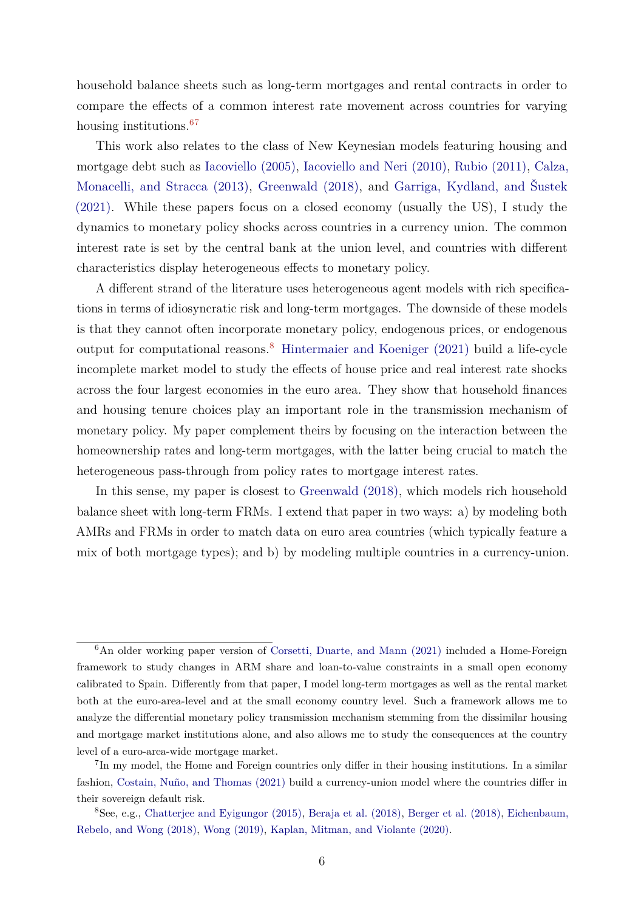household balance sheets such as long-term mortgages and rental contracts in order to compare the effects of a common interest rate movement across countries for varying housing institutions.[6][7]

This work also relates to the class of New Keynesian models featuring housing and mortgage debt such as Iacoviello (2005), Iacoviello and Neri (2010), Rubio (2011), Calza, Monacelli, and Stracca (2013), Greenwald (2018), and Garriga, Kydland, and Šustek (2021). While these papers focus on a closed economy (usually the US), I study the dynamics to monetary policy shocks across countries in a currency union. The common interest rate is set by the central bank at the union level, and countries with different characteristics display heterogeneous effects to monetary policy.

A different strand of the literature uses heterogeneous agent models with rich specifications in terms of idiosyncratic risk and long-term mortgages. The downside of these models is that they cannot often incorporate monetary policy, endogenous prices, or endogenous output for computational reasons.[8] Hintermaier and Koeniger (2021) build a life-cycle incomplete market model to study the effects of house price and real interest rate shocks across the four largest economies in the euro area. They show that household finances and housing tenure choices play an important role in the transmission mechanism of monetary policy. My paper complement theirs by focusing on the interaction between the homeownership rates and long-term mortgages, with the latter being crucial to match the heterogeneous pass-through from policy rates to mortgage interest rates.

In this sense, my paper is closest to Greenwald (2018), which models rich household balance sheet with long-term FRMs. I extend that paper in two ways: a) by modeling both AMRs and FRMs in order to match data on euro area countries (which typically feature a mix of both mortgage types); and b) by modeling multiple countries in a currency-union.

---

[6] An older working paper version of Corsetti, Duarte, and Mann (2021) included a Home-Foreign framework to study changes in ARM share and loan-to-value constraints in a small open economy calibrated to Spain. Differently from that paper, I model long-term mortgages as well as the rental market both at the euro-area-level and at the small economy country level. Such a framework allows me to analyze the differential monetary policy transmission mechanism stemming from the dissimilar housing and mortgage market institutions alone, and also allows me to study the consequences at the country level of a euro-area-wide mortgage market.

[7] In my model, the Home and Foreign countries only differ in their housing institutions. In a similar fashion, Costain, Nuño, and Thomas (2021) build a currency-union model where the countries differ in their sovereign default risk.

[8] See, e.g., Chatterjee and Eyigungor (2015), Beraja et al. (2018), Berger et al. (2018), Eichenbaum, Rebelo, and Wong (2018), Wong (2019), Kaplan, Mitman, and Violante (2020).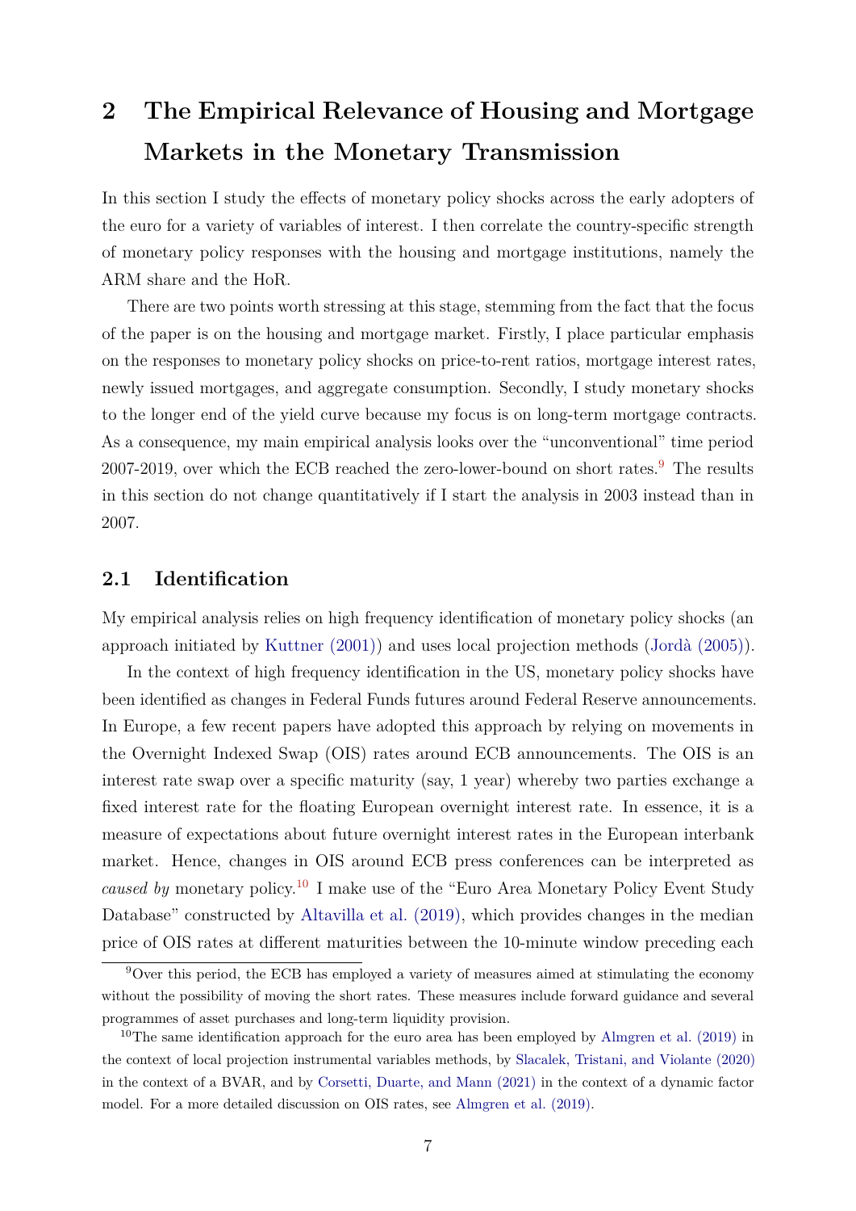# 2 The Empirical Relevance of Housing and Mortgage Markets in the Monetary Transmission

In this section I study the effects of monetary policy shocks across the early adopters of the euro for a variety of variables of interest. I then correlate the country-specific strength of monetary policy responses with the housing and mortgage institutions, namely the ARM share and the HoR.

There are two points worth stressing at this stage, stemming from the fact that the focus of the paper is on the housing and mortgage market. Firstly, I place particular emphasis on the responses to monetary policy shocks on price-to-rent ratios, mortgage interest rates, newly issued mortgages, and aggregate consumption. Secondly, I study monetary shocks to the longer end of the yield curve because my focus is on long-term mortgage contracts. As a consequence, my main empirical analysis looks over the "unconventional" time period 2007-2019, over which the ECB reached the zero-lower-bound on short rates.[9] The results in this section do not change quantitatively if I start the analysis in 2003 instead than in 2007.

## 2.1 Identification

My empirical analysis relies on high frequency identification of monetary policy shocks (an approach initiated by Kuttner (2001)) and uses local projection methods (Jordà (2005)).

In the context of high frequency identification in the US, monetary policy shocks have been identified as changes in Federal Funds futures around Federal Reserve announcements. In Europe, a few recent papers have adopted this approach by relying on movements in the Overnight Indexed Swap (OIS) rates around ECB announcements. The OIS is an interest rate swap over a specific maturity (say, 1 year) whereby two parties exchange a fixed interest rate for the floating European overnight interest rate. In essence, it is a measure of expectations about future overnight interest rates in the European interbank market. Hence, changes in OIS around ECB press conferences can be interpreted as *caused by* monetary policy.[10] I make use of the "Euro Area Monetary Policy Event Study Database" constructed by Altavilla et al. (2019), which provides changes in the median price of OIS rates at different maturities between the 10-minute window preceding each

[9] Over this period, the ECB has employed a variety of measures aimed at stimulating the economy without the possibility of moving the short rates. These measures include forward guidance and several programmes of asset purchases and long-term liquidity provision.

[10] The same identification approach for the euro area has been employed by Almgren et al. (2019) in the context of local projection instrumental variables methods, by Slacalek, Tristani, and Violante (2020) in the context of a BVAR, and by Corsetti, Duarte, and Mann (2021) in the context of a dynamic factor model. For a more detailed discussion on OIS rates, see Almgren et al. (2019).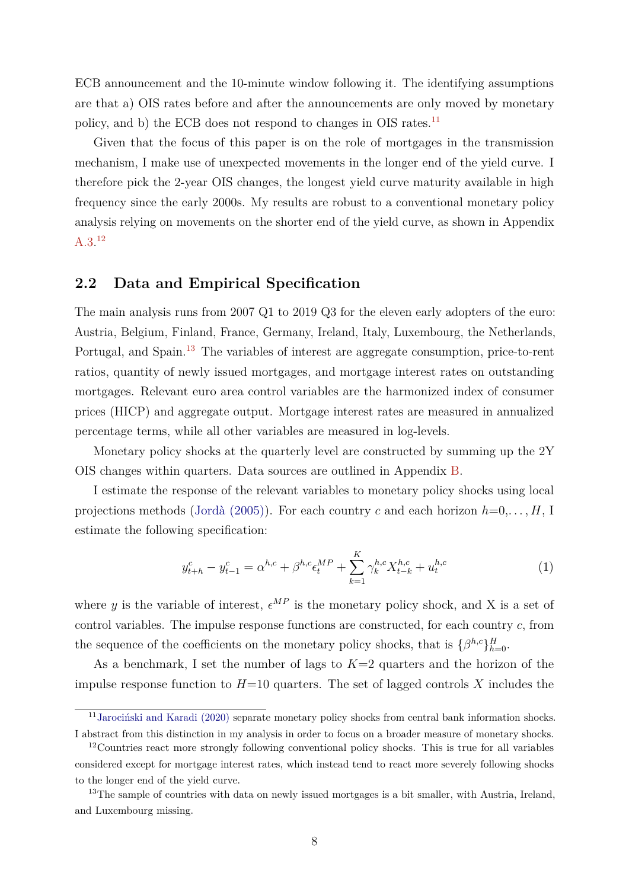ECB announcement and the 10-minute window following it. The identifying assumptions are that a) OIS rates before and after the announcements are only moved by monetary policy, and b) the ECB does not respond to changes in OIS rates.[11]

Given that the focus of this paper is on the role of mortgages in the transmission mechanism, I make use of unexpected movements in the longer end of the yield curve. I therefore pick the 2-year OIS changes, the longest yield curve maturity available in high frequency since the early 2000s. My results are robust to a conventional monetary policy analysis relying on movements on the shorter end of the yield curve, as shown in Appendix A.3.[12]

## 2.2 Data and Empirical Specification

The main analysis runs from 2007 Q1 to 2019 Q3 for the eleven early adopters of the euro: Austria, Belgium, Finland, France, Germany, Ireland, Italy, Luxembourg, the Netherlands, Portugal, and Spain.[13] The variables of interest are aggregate consumption, price-to-rent ratios, quantity of newly issued mortgages, and mortgage interest rates on outstanding mortgages. Relevant euro area control variables are the harmonized index of consumer prices (HICP) and aggregate output. Mortgage interest rates are measured in annualized percentage terms, while all other variables are measured in log-levels.

Monetary policy shocks at the quarterly level are constructed by summing up the 2Y OIS changes within quarters. Data sources are outlined in Appendix B.

I estimate the response of the relevant variables to monetary policy shocks using local projections methods (Jordà (2005)). For each country $c$ and each horizon $h$=0,..., $H$, I estimate the following specification:

$$y^c_{t+h} - y^c_{t-1} = \alpha^{h,c} + \beta^{h,c}\epsilon^{MP}_t + \sum_{k=1}^{K} \gamma^{h,c}_k X^{h,c}_{t-k} + u^{h,c}_t \tag{1}$$

where $y$ is the variable of interest, $\epsilon^{MP}$ is the monetary policy shock, and X is a set of control variables. The impulse response functions are constructed, for each country $c$, from the sequence of the coefficients on the monetary policy shocks, that is $\{\beta^{h,c}\}^H_{h=0}$.

As a benchmark, I set the number of lags to $K$=2 quarters and the horizon of the impulse response function to $H$=10 quarters. The set of lagged controls $X$ includes the

[11] Jarociński and Karadi (2020) separate monetary policy shocks from central bank information shocks. I abstract from this distinction in my analysis in order to focus on a broader measure of monetary shocks.

[12] Countries react more strongly following conventional policy shocks. This is true for all variables considered except for mortgage interest rates, which instead tend to react more severely following shocks to the longer end of the yield curve.

[13] The sample of countries with data on newly issued mortgages is a bit smaller, with Austria, Ireland, and Luxembourg missing.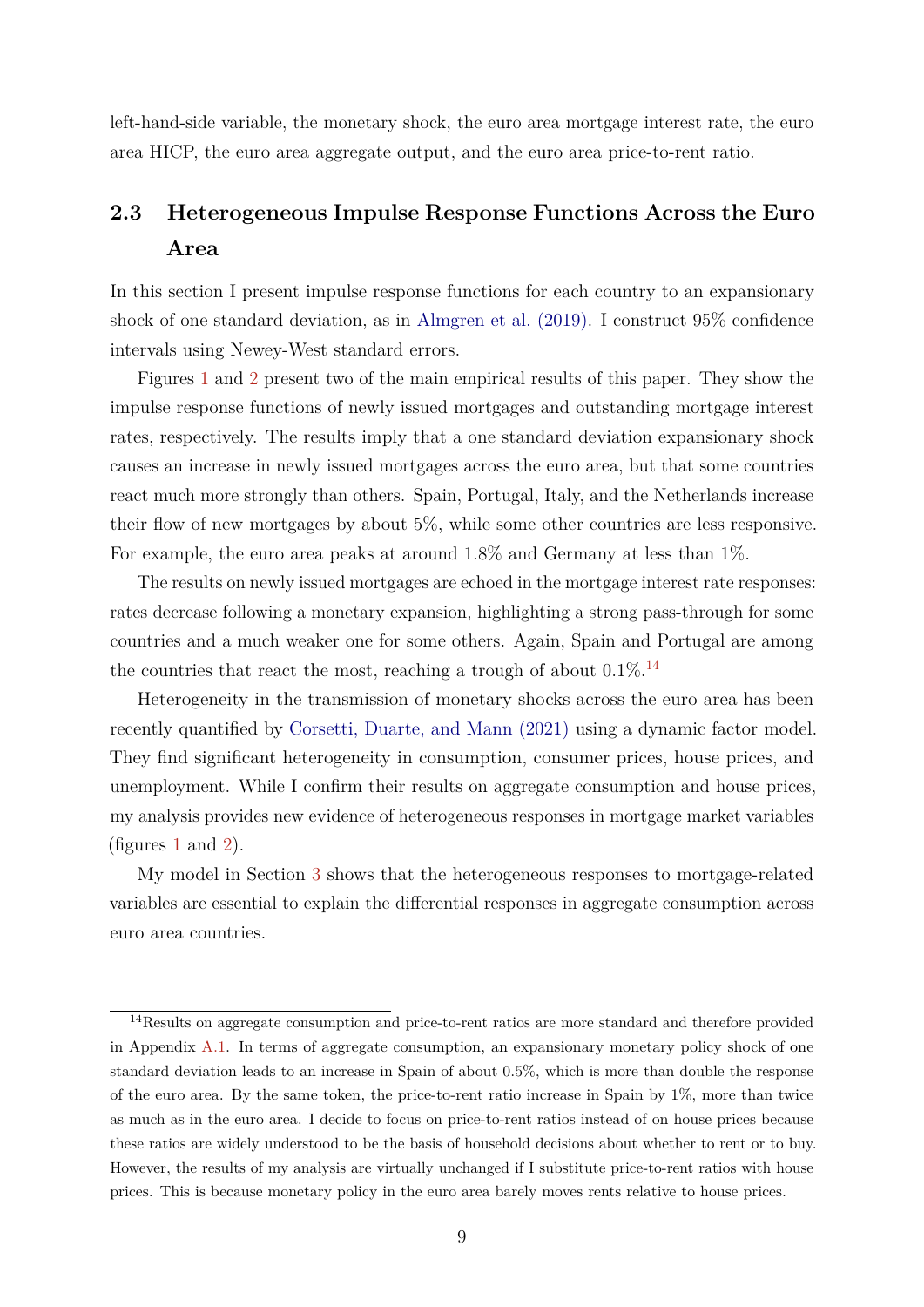left-hand-side variable, the monetary shock, the euro area mortgage interest rate, the euro area HICP, the euro area aggregate output, and the euro area price-to-rent ratio.

## 2.3 Heterogeneous Impulse Response Functions Across the Euro Area

In this section I present impulse response functions for each country to an expansionary shock of one standard deviation, as in Almgren et al. (2019). I construct 95% confidence intervals using Newey-West standard errors.

Figures 1 and 2 present two of the main empirical results of this paper. They show the impulse response functions of newly issued mortgages and outstanding mortgage interest rates, respectively. The results imply that a one standard deviation expansionary shock causes an increase in newly issued mortgages across the euro area, but that some countries react much more strongly than others. Spain, Portugal, Italy, and the Netherlands increase their flow of new mortgages by about 5%, while some other countries are less responsive. For example, the euro area peaks at around 1.8% and Germany at less than 1%.

The results on newly issued mortgages are echoed in the mortgage interest rate responses: rates decrease following a monetary expansion, highlighting a strong pass-through for some countries and a much weaker one for some others. Again, Spain and Portugal are among the countries that react the most, reaching a trough of about 0.1%.[14]

Heterogeneity in the transmission of monetary shocks across the euro area has been recently quantified by Corsetti, Duarte, and Mann (2021) using a dynamic factor model. They find significant heterogeneity in consumption, consumer prices, house prices, and unemployment. While I confirm their results on aggregate consumption and house prices, my analysis provides new evidence of heterogeneous responses in mortgage market variables (figures 1 and 2).

My model in Section 3 shows that the heterogeneous responses to mortgage-related variables are essential to explain the differential responses in aggregate consumption across euro area countries.

---

[14] Results on aggregate consumption and price-to-rent ratios are more standard and therefore provided in Appendix A.1. In terms of aggregate consumption, an expansionary monetary policy shock of one standard deviation leads to an increase in Spain of about 0.5%, which is more than double the response of the euro area. By the same token, the price-to-rent ratio increase in Spain by 1%, more than twice as much as in the euro area. I decide to focus on price-to-rent ratios instead of on house prices because these ratios are widely understood to be the basis of household decisions about whether to rent or to buy. However, the results of my analysis are virtually unchanged if I substitute price-to-rent ratios with house prices. This is because monetary policy in the euro area barely moves rents relative to house prices.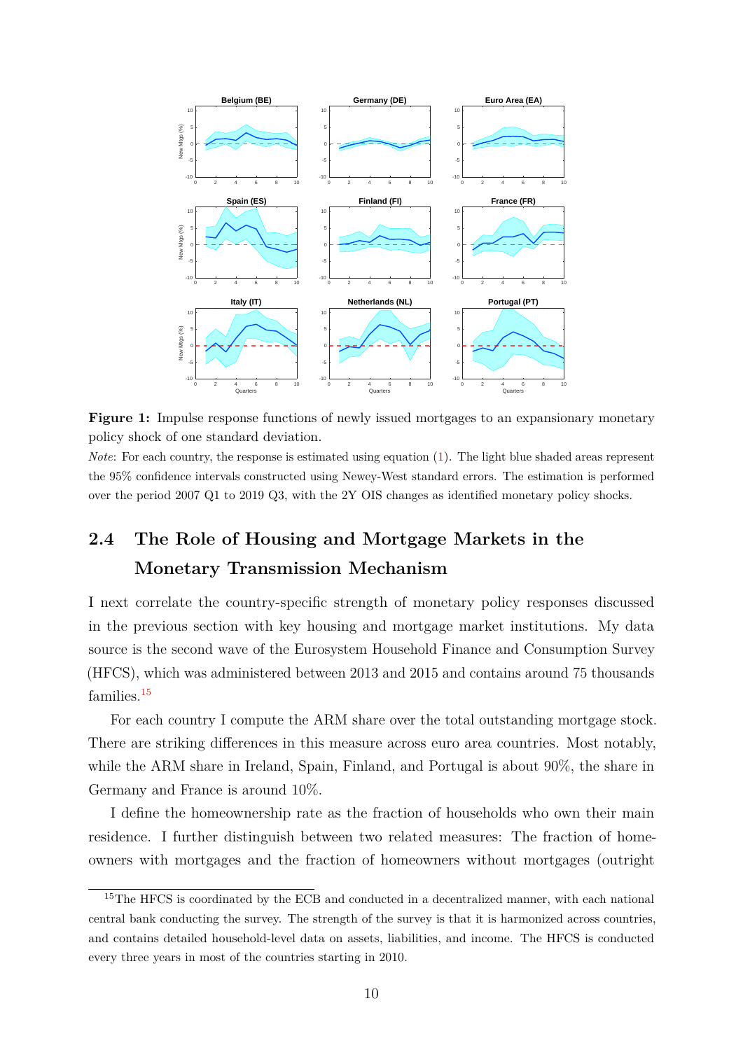**Figure 1:** Impulse response functions of newly issued mortgages to an expansionary monetary policy shock of one standard deviation.

*Note*: For each country, the response is estimated using equation (1). The light blue shaded areas represent the 95% confidence intervals constructed using Newey-West standard errors. The estimation is performed over the period 2007 Q1 to 2019 Q3, with the 2Y OIS changes as identified monetary policy shocks.

## 2.4 The Role of Housing and Mortgage Markets in the Monetary Transmission Mechanism

I next correlate the country-specific strength of monetary policy responses discussed in the previous section with key housing and mortgage market institutions. My data source is the second wave of the Eurosystem Household Finance and Consumption Survey (HFCS), which was administered between 2013 and 2015 and contains around 75 thousands families.[15]

For each country I compute the ARM share over the total outstanding mortgage stock. There are striking differences in this measure across euro area countries. Most notably, while the ARM share in Ireland, Spain, Finland, and Portugal is about 90%, the share in Germany and France is around 10%.

I define the homeownership rate as the fraction of households who own their main residence. I further distinguish between two related measures: The fraction of homeowners with mortgages and the fraction of homeowners without mortgages (outright

[15] The HFCS is coordinated by the ECB and conducted in a decentralized manner, with each national central bank conducting the survey. The strength of the survey is that it is harmonized across countries, and contains detailed household-level data on assets, liabilities, and income. The HFCS is conducted every three years in most of the countries starting in 2010.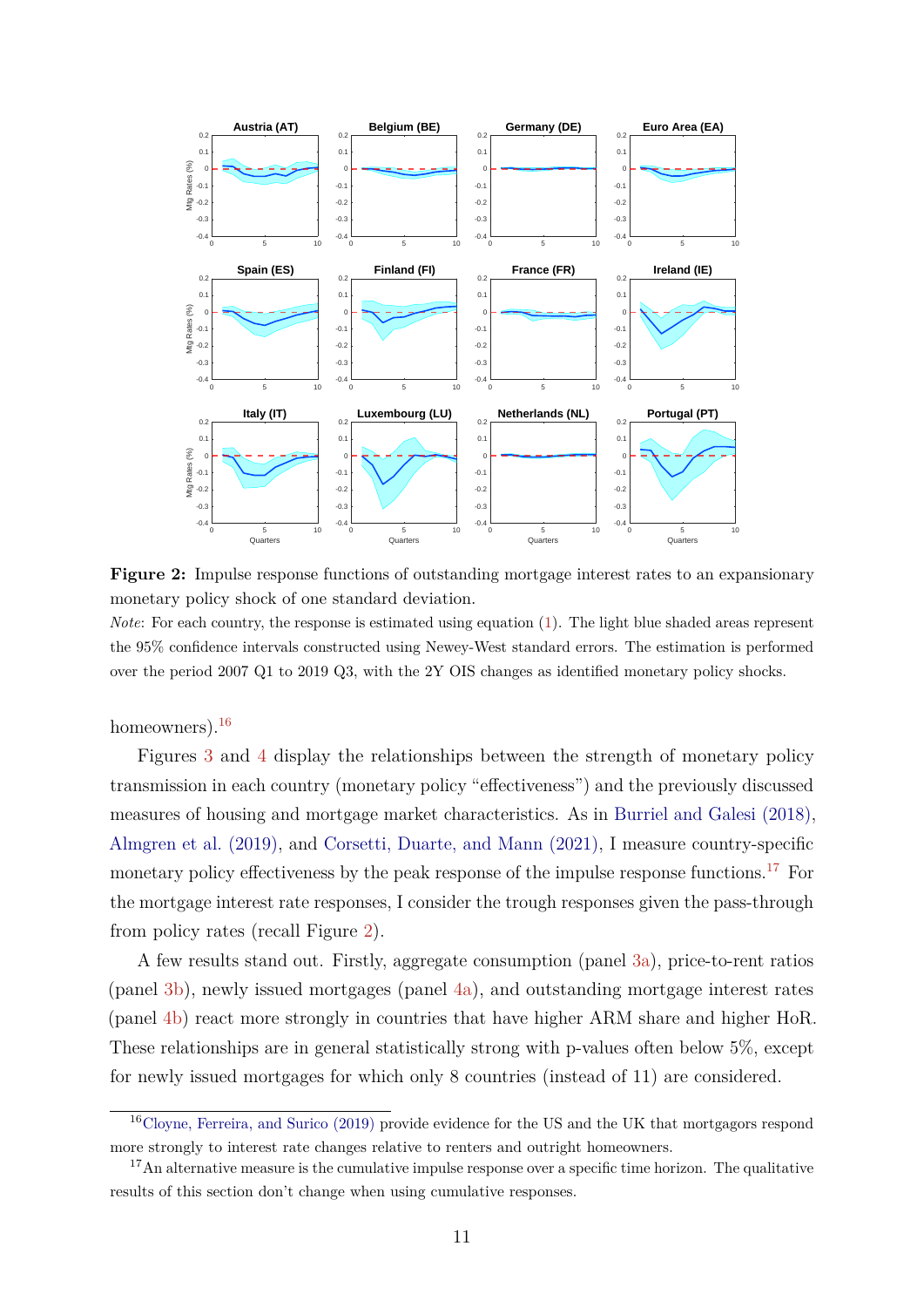**Figure 2:** Impulse response functions of outstanding mortgage interest rates to an expansionary monetary policy shock of one standard deviation.

*Note*: For each country, the response is estimated using equation (1). The light blue shaded areas represent the 95% confidence intervals constructed using Newey-West standard errors. The estimation is performed over the period 2007 Q1 to 2019 Q3, with the 2Y OIS changes as identified monetary policy shocks.

homeowners).[16]

Figures 3 and 4 display the relationships between the strength of monetary policy transmission in each country (monetary policy "effectiveness") and the previously discussed measures of housing and mortgage market characteristics. As in Burriel and Galesi (2018), Almgren et al. (2019), and Corsetti, Duarte, and Mann (2021), I measure country-specific monetary policy effectiveness by the peak response of the impulse response functions.[17] For the mortgage interest rate responses, I consider the trough responses given the pass-through from policy rates (recall Figure 2).

A few results stand out. Firstly, aggregate consumption (panel 3a), price-to-rent ratios (panel 3b), newly issued mortgages (panel 4a), and outstanding mortgage interest rates (panel 4b) react more strongly in countries that have higher ARM share and higher HoR. These relationships are in general statistically strong with p-values often below 5%, except for newly issued mortgages for which only 8 countries (instead of 11) are considered.

[16] Cloyne, Ferreira, and Surico (2019) provide evidence for the US and the UK that mortgagors respond more strongly to interest rate changes relative to renters and outright homeowners.

[17] An alternative measure is the cumulative impulse response over a specific time horizon. The qualitative results of this section don't change when using cumulative responses.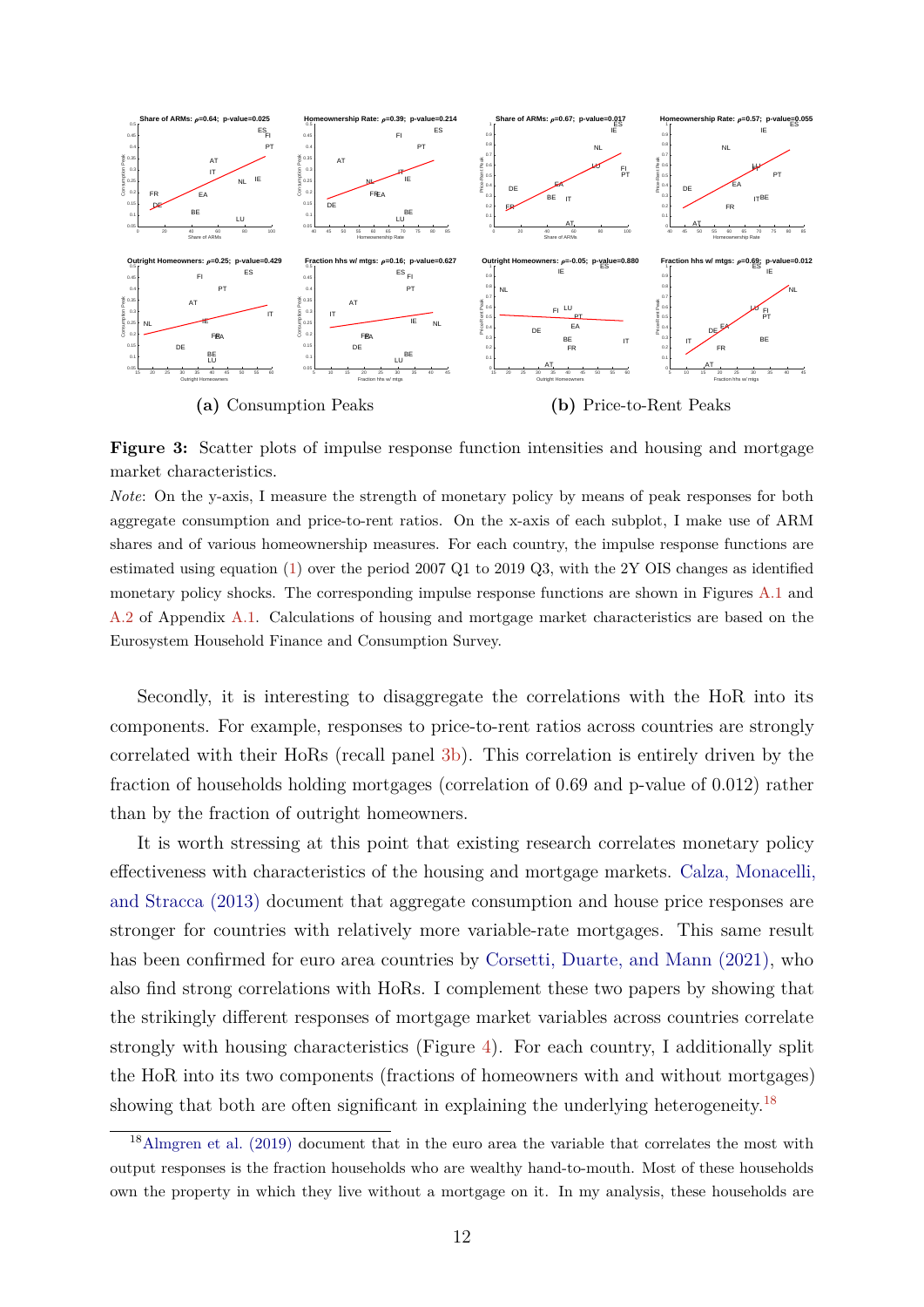**(a)** Consumption Peaks

**(b)** Price-to-Rent Peaks

**Figure 3:** Scatter plots of impulse response function intensities and housing and mortgage market characteristics.

*Note*: On the y-axis, I measure the strength of monetary policy by means of peak responses for both aggregate consumption and price-to-rent ratios. On the x-axis of each subplot, I make use of ARM shares and of various homeownership measures. For each country, the impulse response functions are estimated using equation (1) over the period 2007 Q1 to 2019 Q3, with the 2Y OIS changes as identified monetary policy shocks. The corresponding impulse response functions are shown in Figures A.1 and A.2 of Appendix A.1. Calculations of housing and mortgage market characteristics are based on the Eurosystem Household Finance and Consumption Survey.

Secondly, it is interesting to disaggregate the correlations with the HoR into its components. For example, responses to price-to-rent ratios across countries are strongly correlated with their HoRs (recall panel 3b). This correlation is entirely driven by the fraction of households holding mortgages (correlation of 0.69 and p-value of 0.012) rather than by the fraction of outright homeowners.

It is worth stressing at this point that existing research correlates monetary policy effectiveness with characteristics of the housing and mortgage markets. Calza, Monacelli, and Stracca (2013) document that aggregate consumption and house price responses are stronger for countries with relatively more variable-rate mortgages. This same result has been confirmed for euro area countries by Corsetti, Duarte, and Mann (2021), who also find strong correlations with HoRs. I complement these two papers by showing that the strikingly different responses of mortgage market variables across countries correlate strongly with housing characteristics (Figure 4). For each country, I additionally split the HoR into its two components (fractions of homeowners with and without mortgages) showing that both are often significant in explaining the underlying heterogeneity.[18]

[18] Almgren et al. (2019) document that in the euro area the variable that correlates the most with output responses is the fraction households who are wealthy hand-to-mouth. Most of these households own the property in which they live without a mortgage on it. In my analysis, these households are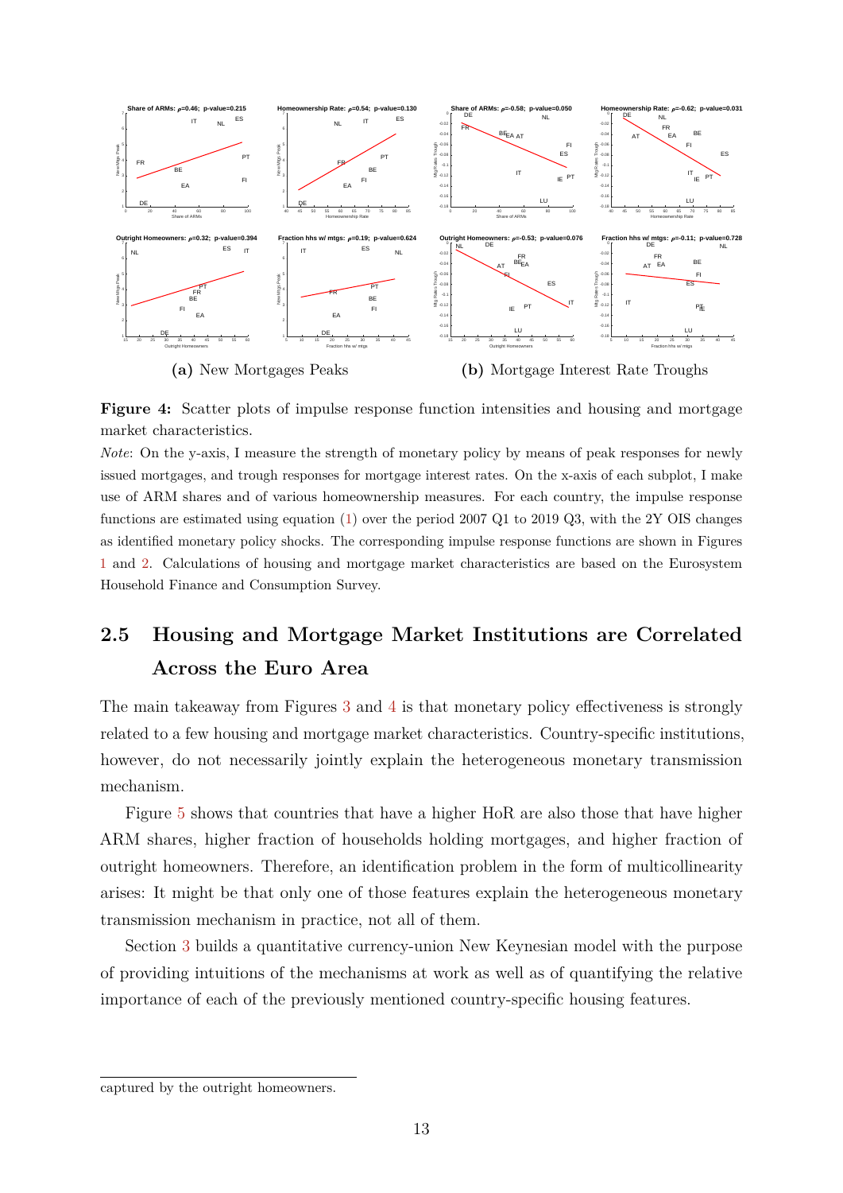(a) New Mortgages Peaks

(b) Mortgage Interest Rate Troughs

**Figure 4:** Scatter plots of impulse response function intensities and housing and mortgage market characteristics.

*Note*: On the y-axis, I measure the strength of monetary policy by means of peak responses for newly issued mortgages, and trough responses for mortgage interest rates. On the x-axis of each subplot, I make use of ARM shares and of various homeownership measures. For each country, the impulse response functions are estimated using equation (1) over the period 2007 Q1 to 2019 Q3, with the 2Y OIS changes as identified monetary policy shocks. The corresponding impulse response functions are shown in Figures 1 and 2. Calculations of housing and mortgage market characteristics are based on the Eurosystem Household Finance and Consumption Survey.

## 2.5 Housing and Mortgage Market Institutions are Correlated Across the Euro Area

The main takeaway from Figures 3 and 4 is that monetary policy effectiveness is strongly related to a few housing and mortgage market characteristics. Country-specific institutions, however, do not necessarily jointly explain the heterogeneous monetary transmission mechanism.

Figure 5 shows that countries that have a higher HoR are also those that have higher ARM shares, higher fraction of households holding mortgages, and higher fraction of outright homeowners. Therefore, an identification problem in the form of multicollinearity arises: It might be that only one of those features explain the heterogeneous monetary transmission mechanism in practice, not all of them.

Section 3 builds a quantitative currency-union New Keynesian model with the purpose of providing intuitions of the mechanisms at work as well as of quantifying the relative importance of each of the previously mentioned country-specific housing features.

captured by the outright homeowners.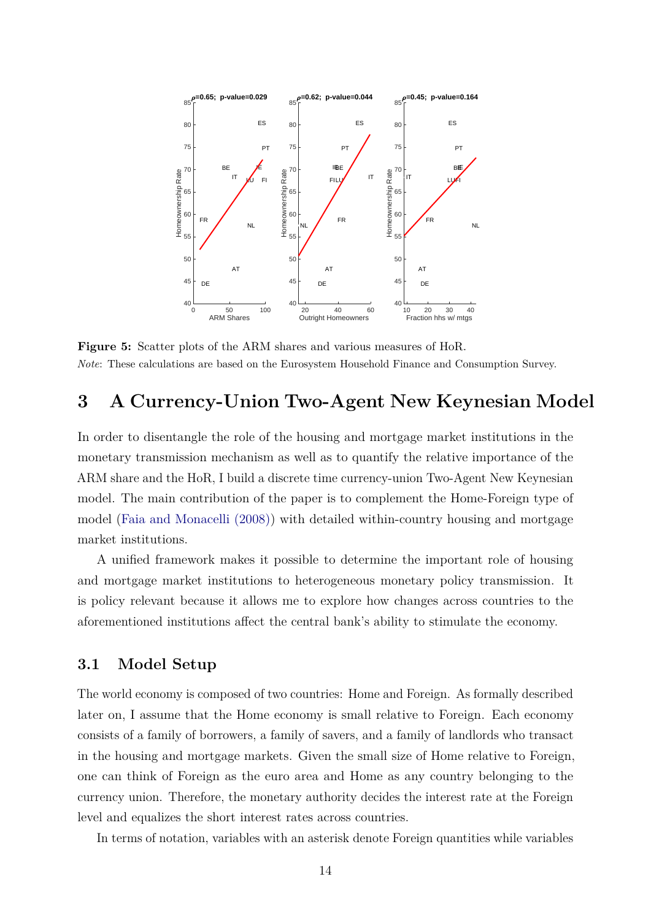Figure 5: Scatter plots of the ARM shares and various measures of HoR.

*Note*: These calculations are based on the Eurosystem Household Finance and Consumption Survey.

# 3 A Currency-Union Two-Agent New Keynesian Model

In order to disentangle the role of the housing and mortgage market institutions in the monetary transmission mechanism as well as to quantify the relative importance of the ARM share and the HoR, I build a discrete time currency-union Two-Agent New Keynesian model. The main contribution of the paper is to complement the Home-Foreign type of model (Faia and Monacelli (2008)) with detailed within-country housing and mortgage market institutions.

A unified framework makes it possible to determine the important role of housing and mortgage market institutions to heterogeneous monetary policy transmission. It is policy relevant because it allows me to explore how changes across countries to the aforementioned institutions affect the central bank's ability to stimulate the economy.

## 3.1 Model Setup

The world economy is composed of two countries: Home and Foreign. As formally described later on, I assume that the Home economy is small relative to Foreign. Each economy consists of a family of borrowers, a family of savers, and a family of landlords who transact in the housing and mortgage markets. Given the small size of Home relative to Foreign, one can think of Foreign as the euro area and Home as any country belonging to the currency union. Therefore, the monetary authority decides the interest rate at the Foreign level and equalizes the short interest rates across countries.

In terms of notation, variables with an asterisk denote Foreign quantities while variables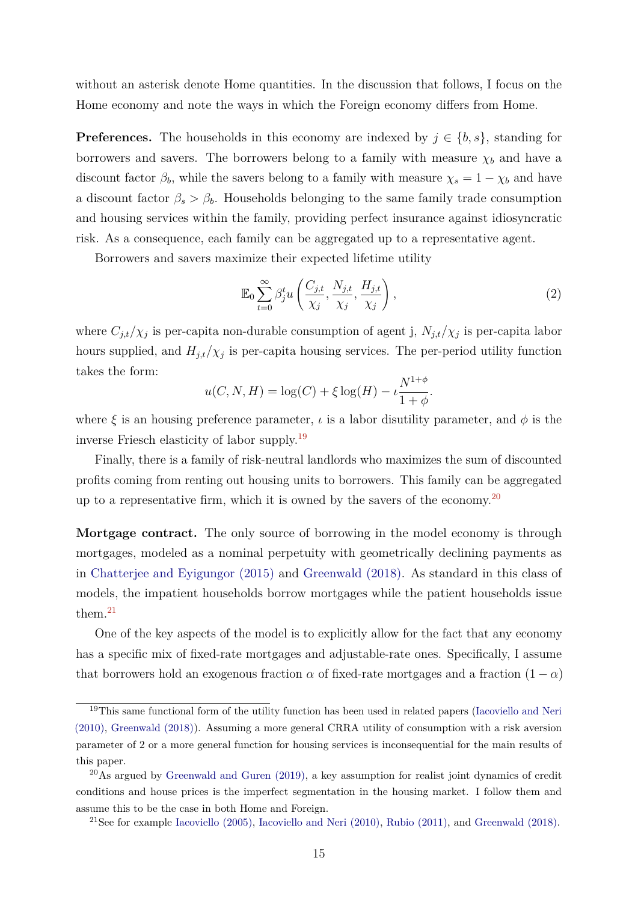without an asterisk denote Home quantities. In the discussion that follows, I focus on the Home economy and note the ways in which the Foreign economy differs from Home.

**Preferences.** The households in this economy are indexed by $j \in \{b, s\}$, standing for borrowers and savers. The borrowers belong to a family with measure $\chi_b$ and have a discount factor $\beta_b$, while the savers belong to a family with measure $\chi_s = 1 - \chi_b$ and have a discount factor $\beta_s > \beta_b$. Households belonging to the same family trade consumption and housing services within the family, providing perfect insurance against idiosyncratic risk. As a consequence, each family can be aggregated up to a representative agent.

Borrowers and savers maximize their expected lifetime utility

$$\mathbb{E}_0 \sum_{t=0}^{\infty} \beta_j^t u\left(\frac{C_{j,t}}{\chi_j}, \frac{N_{j,t}}{\chi_j}, \frac{H_{j,t}}{\chi_j}\right), \tag{2}$$

where $C_{j,t}/\chi_j$ is per-capita non-durable consumption of agent j, $N_{j,t}/\chi_j$ is per-capita labor hours supplied, and $H_{j,t}/\chi_j$ is per-capita housing services. The per-period utility function takes the form:

$$u(C, N, H) = \log(C) + \xi \log(H) - \iota \frac{N^{1+\phi}}{1+\phi}.$$

where $\xi$ is an housing preference parameter, $\iota$ is a labor disutility parameter, and $\phi$ is the inverse Friesch elasticity of labor supply.[19]

Finally, there is a family of risk-neutral landlords who maximizes the sum of discounted profits coming from renting out housing units to borrowers. This family can be aggregated up to a representative firm, which it is owned by the savers of the economy.[20]

**Mortgage contract.** The only source of borrowing in the model economy is through mortgages, modeled as a nominal perpetuity with geometrically declining payments as in Chatterjee and Eyigungor (2015) and Greenwald (2018). As standard in this class of models, the impatient households borrow mortgages while the patient households issue them.[21]

One of the key aspects of the model is to explicitly allow for the fact that any economy has a specific mix of fixed-rate mortgages and adjustable-rate ones. Specifically, I assume that borrowers hold an exogenous fraction $\alpha$ of fixed-rate mortgages and a fraction $(1 - \alpha)$

---

[19] This same functional form of the utility function has been used in related papers (Iacoviello and Neri (2010), Greenwald (2018)). Assuming a more general CRRA utility of consumption with a risk aversion parameter of 2 or a more general function for housing services is inconsequential for the main results of this paper.

[20] As argued by Greenwald and Guren (2019), a key assumption for realist joint dynamics of credit conditions and house prices is the imperfect segmentation in the housing market. I follow them and assume this to be the case in both Home and Foreign.

[21] See for example Iacoviello (2005), Iacoviello and Neri (2010), Rubio (2011), and Greenwald (2018).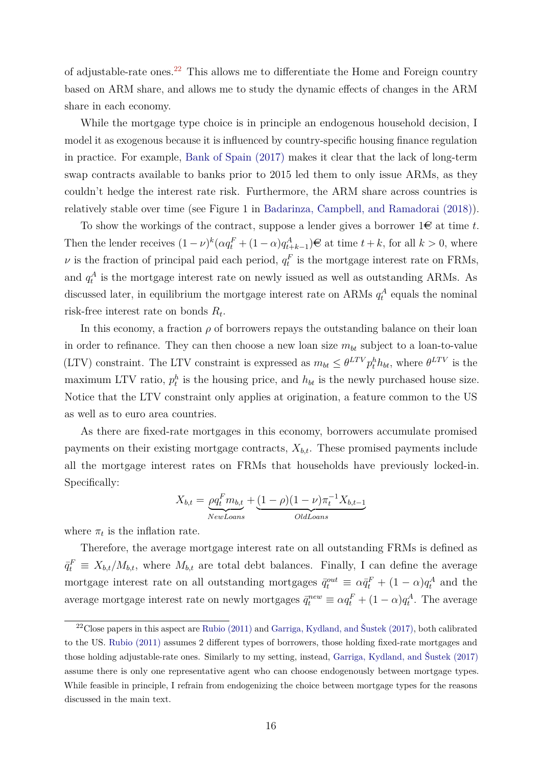of adjustable-rate ones.[22] This allows me to differentiate the Home and Foreign country based on ARM share, and allows me to study the dynamic effects of changes in the ARM share in each economy.

While the mortgage type choice is in principle an endogenous household decision, I model it as exogenous because it is influenced by country-specific housing finance regulation in practice. For example, Bank of Spain (2017) makes it clear that the lack of long-term swap contracts available to banks prior to 2015 led them to only issue ARMs, as they couldn't hedge the interest rate risk. Furthermore, the ARM share across countries is relatively stable over time (see Figure 1 in Badarinza, Campbell, and Ramadorai (2018)).

To show the workings of the contract, suppose a lender gives a borrower 1€ at time $t$. Then the lender receives $(1-\nu)^k(\alpha q_t^F + (1-\alpha)q_{t+k-1}^A)$€ at time $t+k$, for all $k > 0$, where $\nu$ is the fraction of principal paid each period, $q_t^F$ is the mortgage interest rate on FRMs, and $q_t^A$ is the mortgage interest rate on newly issued as well as outstanding ARMs. As discussed later, in equilibrium the mortgage interest rate on ARMs $q_t^A$ equals the nominal risk-free interest rate on bonds $R_t$.

In this economy, a fraction $\rho$ of borrowers repays the outstanding balance on their loan in order to refinance. They can then choose a new loan size $m_{bt}$ subject to a loan-to-value (LTV) constraint. The LTV constraint is expressed as $m_{bt} \leq \theta^{LTV} p_t^h h_{bt}$, where $\theta^{LTV}$ is the maximum LTV ratio, $p_t^h$ is the housing price, and $h_{bt}$ is the newly purchased house size. Notice that the LTV constraint only applies at origination, a feature common to the US as well as to euro area countries.

As there are fixed-rate mortgages in this economy, borrowers accumulate promised payments on their existing mortgage contracts, $X_{b,t}$. These promised payments include all the mortgage interest rates on FRMs that households have previously locked-in. Specifically:

$$X_{b,t} = \underbrace{\rho q_t^F m_{b,t}}_{NewLoans} + \underbrace{(1-\rho)(1-\nu)\pi_t^{-1} X_{b,t-1}}_{OldLoans}$$

where $\pi_t$ is the inflation rate.

Therefore, the average mortgage interest rate on all outstanding FRMs is defined as $\bar{q}_t^F \equiv X_{b,t}/M_{b,t}$, where $M_{b,t}$ are total debt balances. Finally, I can define the average mortgage interest rate on all outstanding mortgages $\bar{q}_t^{out} \equiv \alpha \bar{q}_t^F + (1-\alpha)q_t^A$ and the average mortgage interest rate on newly mortgages $\bar{q}_t^{new} \equiv \alpha q_t^F + (1-\alpha)q_t^A$. The average

[22] Close papers in this aspect are Rubio (2011) and Garriga, Kydland, and Šustek (2017), both calibrated to the US. Rubio (2011) assumes 2 different types of borrowers, those holding fixed-rate mortgages and those holding adjustable-rate ones. Similarly to my setting, instead, Garriga, Kydland, and Šustek (2017) assume there is only one representative agent who can choose endogenously between mortgage types. While feasible in principle, I refrain from endogenizing the choice between mortgage types for the reasons discussed in the main text.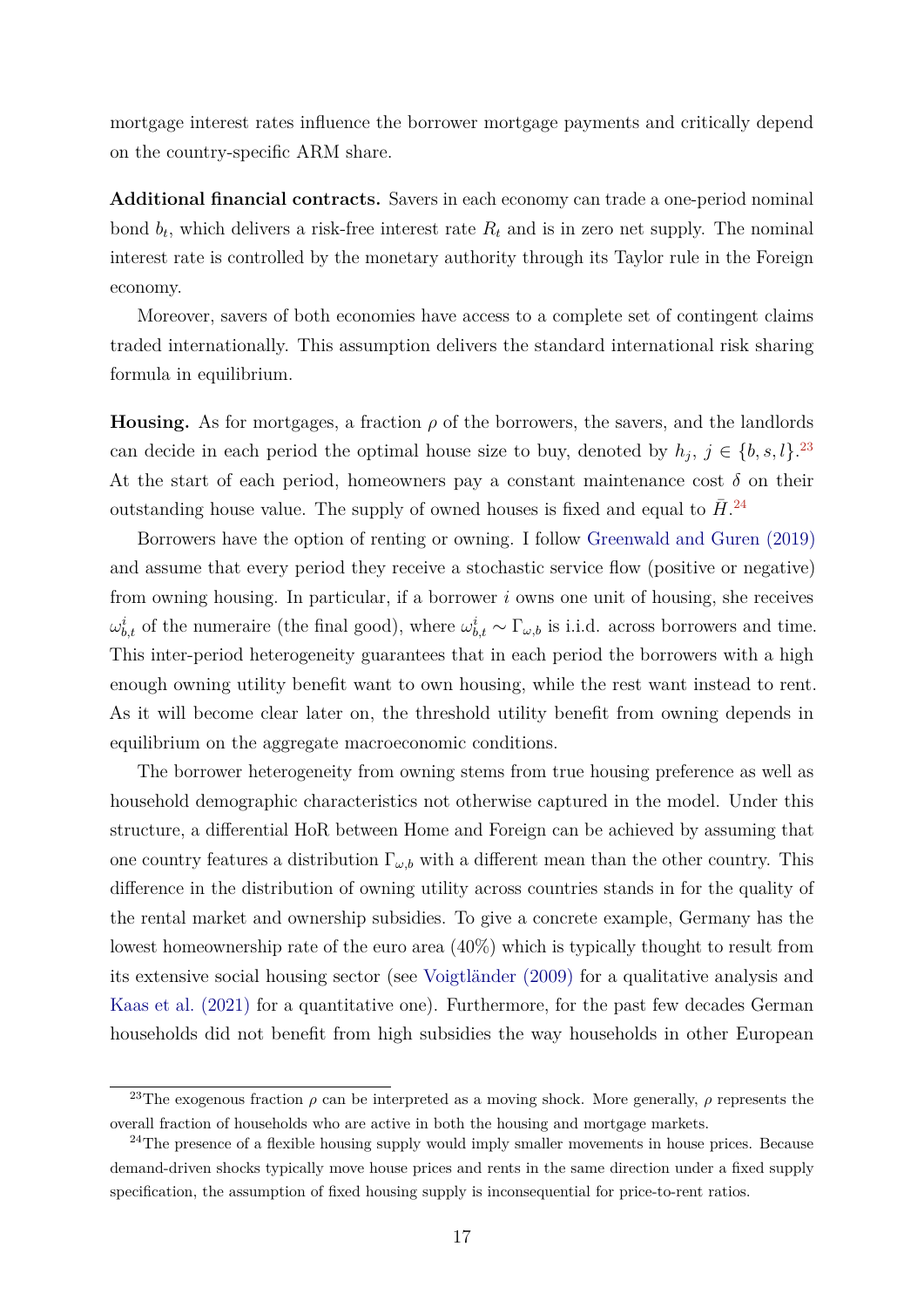mortgage interest rates influence the borrower mortgage payments and critically depend on the country-specific ARM share.

**Additional financial contracts.** Savers in each economy can trade a one-period nominal bond $b_t$, which delivers a risk-free interest rate $R_t$ and is in zero net supply. The nominal interest rate is controlled by the monetary authority through its Taylor rule in the Foreign economy.

Moreover, savers of both economies have access to a complete set of contingent claims traded internationally. This assumption delivers the standard international risk sharing formula in equilibrium.

**Housing.** As for mortgages, a fraction $\rho$ of the borrowers, the savers, and the landlords can decide in each period the optimal house size to buy, denoted by $h_j$, $j \in \{b, s, l\}$.[23] At the start of each period, homeowners pay a constant maintenance cost $\delta$ on their outstanding house value. The supply of owned houses is fixed and equal to $\bar{H}$.[24]

Borrowers have the option of renting or owning. I follow Greenwald and Guren (2019) and assume that every period they receive a stochastic service flow (positive or negative) from owning housing. In particular, if a borrower $i$ owns one unit of housing, she receives $\omega^i_{b,t}$ of the numeraire (the final good), where $\omega^i_{b,t} \sim \Gamma_{\omega,b}$ is i.i.d. across borrowers and time. This inter-period heterogeneity guarantees that in each period the borrowers with a high enough owning utility benefit want to own housing, while the rest want instead to rent. As it will become clear later on, the threshold utility benefit from owning depends in equilibrium on the aggregate macroeconomic conditions.

The borrower heterogeneity from owning stems from true housing preference as well as household demographic characteristics not otherwise captured in the model. Under this structure, a differential HoR between Home and Foreign can be achieved by assuming that one country features a distribution $\Gamma_{\omega,b}$ with a different mean than the other country. This difference in the distribution of owning utility across countries stands in for the quality of the rental market and ownership subsidies. To give a concrete example, Germany has the lowest homeownership rate of the euro area (40%) which is typically thought to result from its extensive social housing sector (see Voigtländer (2009) for a qualitative analysis and Kaas et al. (2021) for a quantitative one). Furthermore, for the past few decades German households did not benefit from high subsidies the way households in other European

[23] The exogenous fraction $\rho$ can be interpreted as a moving shock. More generally, $\rho$ represents the overall fraction of households who are active in both the housing and mortgage markets.

[24] The presence of a flexible housing supply would imply smaller movements in house prices. Because demand-driven shocks typically move house prices and rents in the same direction under a fixed supply specification, the assumption of fixed housing supply is inconsequential for price-to-rent ratios.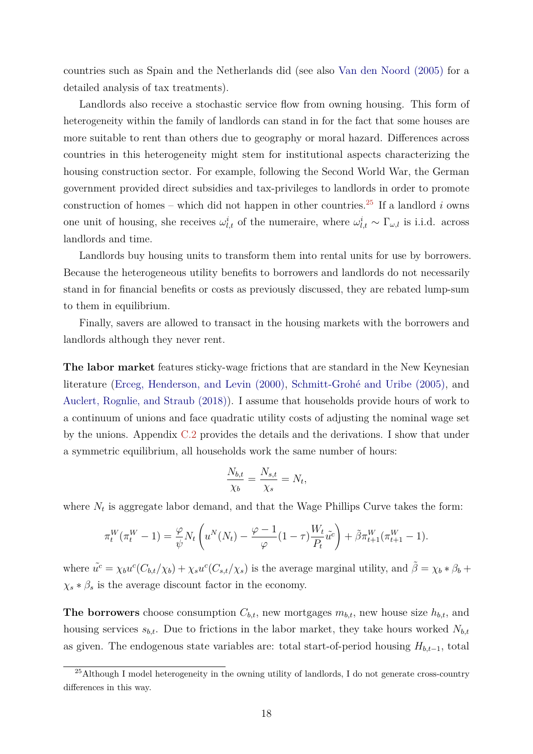countries such as Spain and the Netherlands did (see also Van den Noord (2005) for a detailed analysis of tax treatments).

Landlords also receive a stochastic service flow from owning housing. This form of heterogeneity within the family of landlords can stand in for the fact that some houses are more suitable to rent than others due to geography or moral hazard. Differences across countries in this heterogeneity might stem for institutional aspects characterizing the housing construction sector. For example, following the Second World War, the German government provided direct subsidies and tax-privileges to landlords in order to promote construction of homes – which did not happen in other countries.[25] If a landlord $i$ owns one unit of housing, she receives $\omega^i_{l,t}$ of the numeraire, where $\omega^i_{l,t} \sim \Gamma_{\omega,l}$ is i.i.d. across landlords and time.

Landlords buy housing units to transform them into rental units for use by borrowers. Because the heterogeneous utility benefits to borrowers and landlords do not necessarily stand in for financial benefits or costs as previously discussed, they are rebated lump-sum to them in equilibrium.

Finally, savers are allowed to transact in the housing markets with the borrowers and landlords although they never rent.

**The labor market** features sticky-wage frictions that are standard in the New Keynesian literature (Erceg, Henderson, and Levin (2000), Schmitt-Grohé and Uribe (2005), and Auclert, Rognlie, and Straub (2018)). I assume that households provide hours of work to a continuum of unions and face quadratic utility costs of adjusting the nominal wage set by the unions. Appendix C.2 provides the details and the derivations. I show that under a symmetric equilibrium, all households work the same number of hours:

$$\frac{N_{b,t}}{\chi_b} = \frac{N_{s,t}}{\chi_s} = N_t,$$

where $N_t$ is aggregate labor demand, and that the Wage Phillips Curve takes the form:

$$\pi^W_t(\pi^W_t - 1) = \frac{\varphi}{\psi} N_t \left( u^N(N_t) - \frac{\varphi - 1}{\varphi}(1-\tau)\frac{W_t}{P_t}\tilde{u^c} \right) + \tilde{\beta}\pi^W_{t+1}(\pi^W_{t+1} - 1).$$

where $\tilde{u^c} = \chi_b u^c(C_{b,t}/\chi_b) + \chi_s u^c(C_{s,t}/\chi_s)$ is the average marginal utility, and $\tilde{\beta} = \chi_b * \beta_b + \chi_s * \beta_s$ is the average discount factor in the economy.

**The borrowers** choose consumption $C_{b,t}$, new mortgages $m_{b,t}$, new house size $h_{b,t}$, and housing services $s_{b,t}$. Due to frictions in the labor market, they take hours worked $N_{b,t}$ as given. The endogenous state variables are: total start-of-period housing $H_{b,t-1}$, total

[25] Although I model heterogeneity in the owning utility of landlords, I do not generate cross-country differences in this way.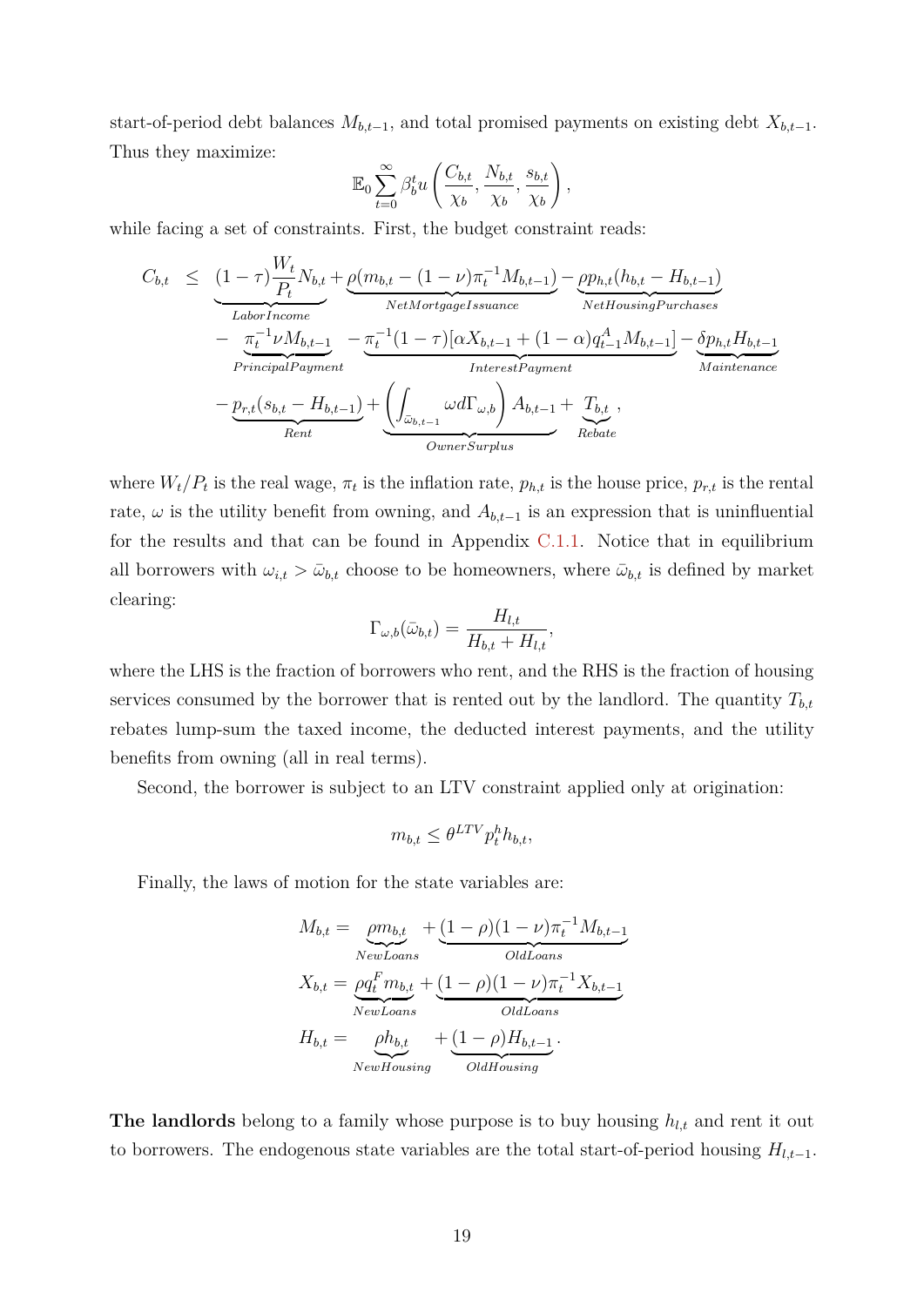start-of-period debt balances $M_{b,t-1}$, and total promised payments on existing debt $X_{b,t-1}$. Thus they maximize:

$$\mathbb{E}_0 \sum_{t=0}^{\infty} \beta_b^t u \left( \frac{C_{b,t}}{\chi_b}, \frac{N_{b,t}}{\chi_b}, \frac{s_{b,t}}{\chi_b} \right),$$

while facing a set of constraints. First, the budget constraint reads:

$$\begin{aligned}
C_{b,t} \quad \leq \quad & \underbrace{(1-\tau)\frac{W_t}{P_t}N_{b,t}}_{LaborIncome} + \underbrace{\rho(m_{b,t} - (1-\nu)\pi_t^{-1}M_{b,t-1})}_{NetMortgageIssuance} - \underbrace{\rho p_{h,t}(h_{b,t} - H_{b,t-1})}_{NetHousingPurchases} \\
& - \underbrace{\pi_t^{-1}\nu M_{b,t-1}}_{PrincipalPayment} - \underbrace{\pi_t^{-1}(1-\tau)[\alpha X_{b,t-1} + (1-\alpha)q_{t-1}^A M_{b,t-1}]}_{InterestPayment} - \underbrace{\delta p_{h,t} H_{b,t-1}}_{Maintenance} \\
& - \underbrace{p_{r,t}(s_{b,t} - H_{b,t-1})}_{Rent} + \underbrace{\left( \int_{\bar{\omega}_{b,t-1}} \omega d\Gamma_{\omega,b} \right) A_{b,t-1}}_{OwnerSurplus} + \underbrace{T_{b,t}}_{Rebate},
\end{aligned}$$

where $W_t/P_t$ is the real wage, $\pi_t$ is the inflation rate, $p_{h,t}$ is the house price, $p_{r,t}$ is the rental rate, $\omega$ is the utility benefit from owning, and $A_{b,t-1}$ is an expression that is uninfluential for the results and that can be found in Appendix C.1.1. Notice that in equilibrium all borrowers with $\omega_{i,t} > \bar{\omega}_{b,t}$ choose to be homeowners, where $\bar{\omega}_{b,t}$ is defined by market clearing:

$$\Gamma_{\omega,b}(\bar{\omega}_{b,t}) = \frac{H_{l,t}}{H_{b,t} + H_{l,t}},$$

where the LHS is the fraction of borrowers who rent, and the RHS is the fraction of housing services consumed by the borrower that is rented out by the landlord. The quantity $T_{b,t}$ rebates lump-sum the taxed income, the deducted interest payments, and the utility benefits from owning (all in real terms).

Second, the borrower is subject to an LTV constraint applied only at origination:

$$m_{b,t} \leq \theta^{LTV} p_t^h h_{b,t},$$

Finally, the laws of motion for the state variables are:

$$\begin{aligned}
M_{b,t} &= \underbrace{\rho m_{b,t}}_{NewLoans} + \underbrace{(1-\rho)(1-\nu)\pi_t^{-1}M_{b,t-1}}_{OldLoans} \\
X_{b,t} &= \underbrace{\rho q_t^F m_{b,t}}_{NewLoans} + \underbrace{(1-\rho)(1-\nu)\pi_t^{-1}X_{b,t-1}}_{OldLoans} \\
H_{b,t} &= \underbrace{\rho h_{b,t}}_{NewHousing} + \underbrace{(1-\rho)H_{b,t-1}}_{OldHousing}.
\end{aligned}$$

**The landlords** belong to a family whose purpose is to buy housing $h_{l,t}$ and rent it out to borrowers. The endogenous state variables are the total start-of-period housing $H_{l,t-1}$.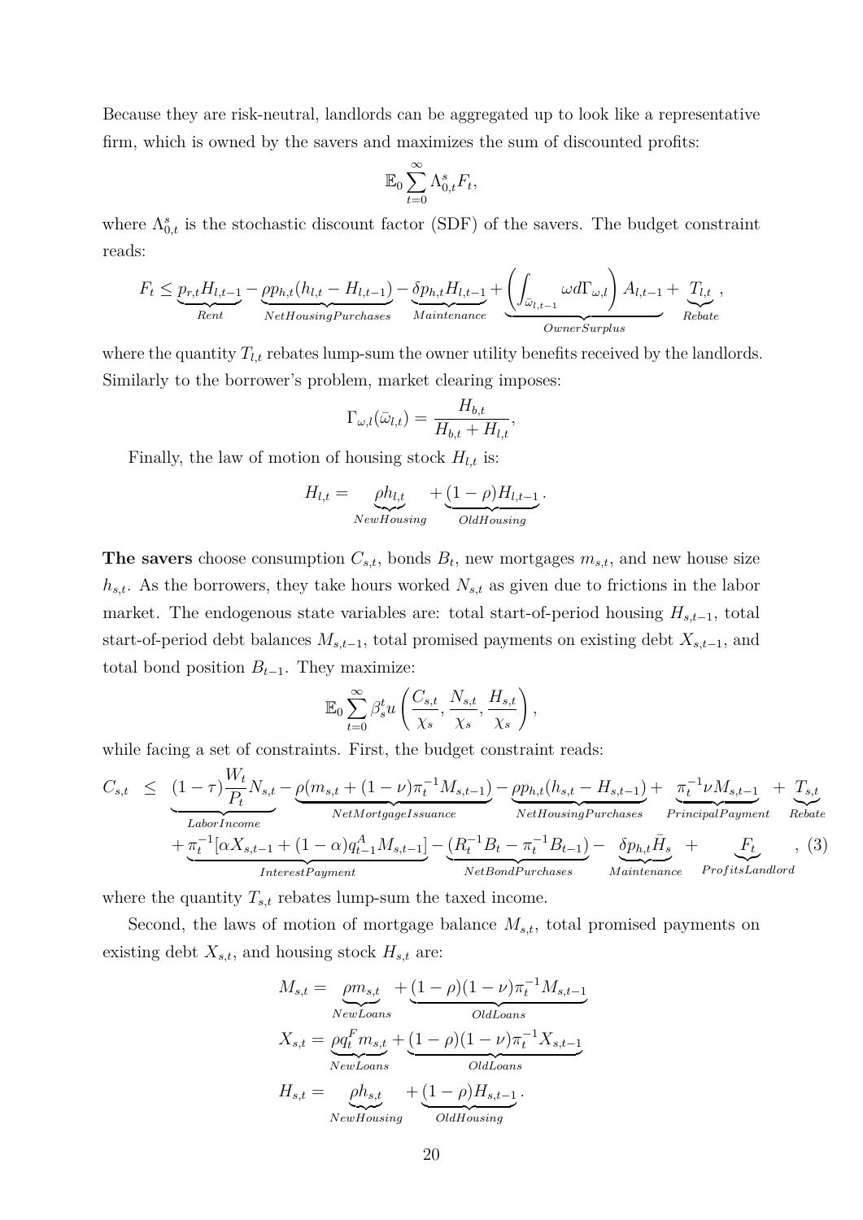Because they are risk-neutral, landlords can be aggregated up to look like a representative firm, which is owned by the savers and maximizes the sum of discounted profits:

$$\mathbb{E}_0 \sum_{t=0}^{\infty} \Lambda^s_{0,t} F_t,$$

where $\Lambda^s_{0,t}$ is the stochastic discount factor (SDF) of the savers. The budget constraint reads:

$$F_t \leq \underbrace{p_{r,t} H_{l,t-1}}_{Rent} - \underbrace{\rho p_{h,t}(h_{l,t} - H_{l,t-1})}_{NetHousingPurchases} - \underbrace{\delta p_{h,t} H_{l,t-1}}_{Maintenance} + \underbrace{\left(\int_{\bar{\omega}_{l,t-1}} \omega d\Gamma_{\omega,l}\right) A_{l,t-1}}_{OwnerSurplus} + \underbrace{T_{l,t}}_{Rebate},$$

where the quantity $T_{l,t}$ rebates lump-sum the owner utility benefits received by the landlords. Similarly to the borrower's problem, market clearing imposes:

$$\Gamma_{\omega,l}(\bar{\omega}_{l,t}) = \frac{H_{b,t}}{H_{b,t} + H_{l,t}},$$

Finally, the law of motion of housing stock $H_{l,t}$ is:

$$H_{l,t} = \underbrace{\rho h_{l,t}}_{NewHousing} + \underbrace{(1-\rho) H_{l,t-1}}_{OldHousing}.$$

**The savers** choose consumption $C_{s,t}$, bonds $B_t$, new mortgages $m_{s,t}$, and new house size $h_{s,t}$. As the borrowers, they take hours worked $N_{s,t}$ as given due to frictions in the labor market. The endogenous state variables are: total start-of-period housing $H_{s,t-1}$, total start-of-period debt balances $M_{s,t-1}$, total promised payments on existing debt $X_{s,t-1}$, and total bond position $B_{t-1}$. They maximize:

$$\mathbb{E}_0 \sum_{t=0}^{\infty} \beta_s^t u\left(\frac{C_{s,t}}{\chi_s}, \frac{N_{s,t}}{\chi_s}, \frac{H_{s,t}}{\chi_s}\right),$$

while facing a set of constraints. First, the budget constraint reads:

$$\begin{aligned} C_{s,t} \;\; \leq \;\; & \underbrace{(1-\tau)\frac{W_t}{P_t} N_{s,t}}_{LaborIncome} - \underbrace{\rho(m_{s,t} + (1-\nu)\pi_t^{-1} M_{s,t-1})}_{NetMortgageIssuance} - \underbrace{\rho p_{h,t}(h_{s,t} - H_{s,t-1})}_{NetHousingPurchases} + \underbrace{\pi_t^{-1}\nu M_{s,t-1}}_{PrincipalPayment} + \underbrace{T_{s,t}}_{Rebate} \\ & + \underbrace{\pi_t^{-1}[\alpha X_{s,t-1} + (1-\alpha) q^A_{t-1} M_{s,t-1}]}_{InterestPayment} - \underbrace{(R_t^{-1} B_t - \pi_t^{-1} B_{t-1})}_{NetBondPurchases} - \underbrace{\delta p_{h,t} \bar{H}_s}_{Maintenance} + \underbrace{F_t}_{ProfitsLandlord}, \end{aligned} \quad (3)$$

where the quantity $T_{s,t}$ rebates lump-sum the taxed income.

Second, the laws of motion of mortgage balance $M_{s,t}$, total promised payments on existing debt $X_{s,t}$, and housing stock $H_{s,t}$ are:

$$\begin{aligned} M_{s,t} &= \underbrace{\rho m_{s,t}}_{NewLoans} + \underbrace{(1-\rho)(1-\nu)\pi_t^{-1} M_{s,t-1}}_{OldLoans} \\ X_{s,t} &= \underbrace{\rho q_t^F m_{s,t}}_{NewLoans} + \underbrace{(1-\rho)(1-\nu)\pi_t^{-1} X_{s,t-1}}_{OldLoans} \\ H_{s,t} &= \underbrace{\rho h_{s,t}}_{NewHousing} + \underbrace{(1-\rho) H_{s,t-1}}_{OldHousing}. \end{aligned}$$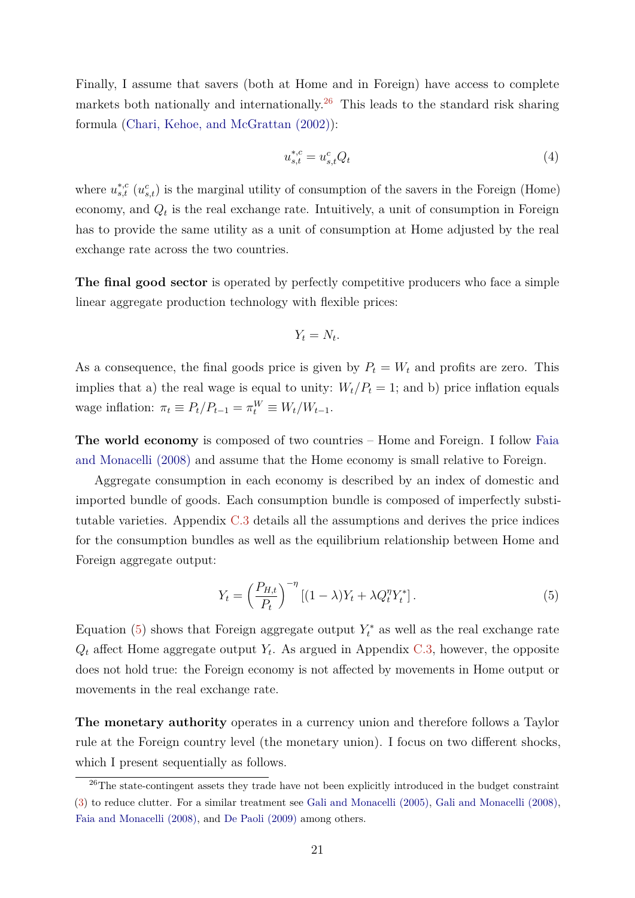Finally, I assume that savers (both at Home and in Foreign) have access to complete markets both nationally and internationally.[26] This leads to the standard risk sharing formula (Chari, Kehoe, and McGrattan (2002)):

$$u_{s,t}^{*,c} = u_{s,t}^{c} Q_t \tag{4}$$

where $u_{s,t}^{*,c}$ ($u_{s,t}^{c}$) is the marginal utility of consumption of the savers in the Foreign (Home) economy, and $Q_t$ is the real exchange rate. Intuitively, a unit of consumption in Foreign has to provide the same utility as a unit of consumption at Home adjusted by the real exchange rate across the two countries.

**The final good sector** is operated by perfectly competitive producers who face a simple linear aggregate production technology with flexible prices:

$$Y_t = N_t.$$

As a consequence, the final goods price is given by $P_t = W_t$ and profits are zero. This implies that a) the real wage is equal to unity: $W_t/P_t = 1$; and b) price inflation equals wage inflation: $\pi_t \equiv P_t/P_{t-1} = \pi_t^W \equiv W_t/W_{t-1}$.

**The world economy** is composed of two countries – Home and Foreign. I follow Faia and Monacelli (2008) and assume that the Home economy is small relative to Foreign.

Aggregate consumption in each economy is described by an index of domestic and imported bundle of goods. Each consumption bundle is composed of imperfectly substitutable varieties. Appendix C.3 details all the assumptions and derives the price indices for the consumption bundles as well as the equilibrium relationship between Home and Foreign aggregate output:

$$Y_t = \left(\frac{P_{H,t}}{P_t}\right)^{-\eta} \left[(1-\lambda)Y_t + \lambda Q_t^{\eta} Y_t^*\right]. \tag{5}$$

Equation (5) shows that Foreign aggregate output $Y_t^*$ as well as the real exchange rate $Q_t$ affect Home aggregate output $Y_t$. As argued in Appendix C.3, however, the opposite does not hold true: the Foreign economy is not affected by movements in Home output or movements in the real exchange rate.

**The monetary authority** operates in a currency union and therefore follows a Taylor rule at the Foreign country level (the monetary union). I focus on two different shocks, which I present sequentially as follows.

[26] The state-contingent assets they trade have not been explicitly introduced in the budget constraint (3) to reduce clutter. For a similar treatment see Gali and Monacelli (2005), Gali and Monacelli (2008), Faia and Monacelli (2008), and De Paoli (2009) among others.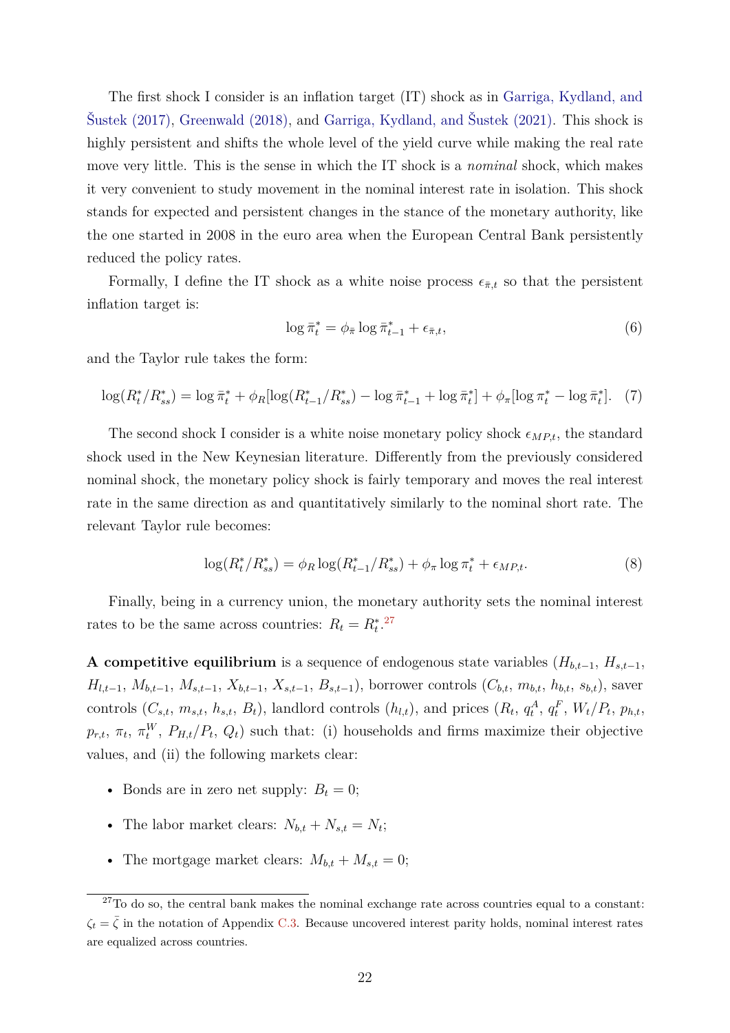The first shock I consider is an inflation target (IT) shock as in Garriga, Kydland, and Šustek (2017), Greenwald (2018), and Garriga, Kydland, and Šustek (2021). This shock is highly persistent and shifts the whole level of the yield curve while making the real rate move very little. This is the sense in which the IT shock is a *nominal* shock, which makes it very convenient to study movement in the nominal interest rate in isolation. This shock stands for expected and persistent changes in the stance of the monetary authority, like the one started in 2008 in the euro area when the European Central Bank persistently reduced the policy rates.

Formally, I define the IT shock as a white noise process $\epsilon_{\bar{\pi},t}$ so that the persistent inflation target is:

$$\log \bar{\pi}^*_t = \phi_{\bar{\pi}} \log \bar{\pi}^*_{t-1} + \epsilon_{\bar{\pi},t}, \tag{6}$$

and the Taylor rule takes the form:

$$\log(R^*_t/R^*_{ss}) = \log \bar{\pi}^*_t + \phi_R[\log(R^*_{t-1}/R^*_{ss}) - \log \bar{\pi}^*_{t-1} + \log \bar{\pi}^*_t] + \phi_\pi[\log \pi^*_t - \log \bar{\pi}^*_t]. \tag{7}$$

The second shock I consider is a white noise monetary policy shock $\epsilon_{MP,t}$, the standard shock used in the New Keynesian literature. Differently from the previously considered nominal shock, the monetary policy shock is fairly temporary and moves the real interest rate in the same direction as and quantitatively similarly to the nominal short rate. The relevant Taylor rule becomes:

$$\log(R^*_t/R^*_{ss}) = \phi_R \log(R^*_{t-1}/R^*_{ss}) + \phi_\pi \log \pi^*_t + \epsilon_{MP,t}. \tag{8}$$

Finally, being in a currency union, the monetary authority sets the nominal interest rates to be the same across countries: $R_t = R^*_t$.[27]

**A competitive equilibrium** is a sequence of endogenous state variables ($H_{b,t-1}$, $H_{s,t-1}$, $H_{l,t-1}$, $M_{b,t-1}$, $M_{s,t-1}$, $X_{b,t-1}$, $X_{s,t-1}$, $B_{s,t-1}$), borrower controls ($C_{b,t}$, $m_{b,t}$, $h_{b,t}$, $s_{b,t}$), saver controls ($C_{s,t}$, $m_{s,t}$, $h_{s,t}$, $B_t$), landlord controls ($h_{l,t}$), and prices ($R_t$, $q^A_t$, $q^F_t$, $W_t/P_t$, $p_{h,t}$, $p_{r,t}$, $\pi_t$, $\pi^W_t$, $P_{H,t}/P_t$, $Q_t$) such that: (i) households and firms maximize their objective values, and (ii) the following markets clear:

- Bonds are in zero net supply: $B_t = 0$;
- The labor market clears: $N_{b,t} + N_{s,t} = N_t$;
- The mortgage market clears: $M_{b,t} + M_{s,t} = 0$;

[27] To do so, the central bank makes the nominal exchange rate across countries equal to a constant: $\zeta_t = \bar{\zeta}$ in the notation of Appendix C.3. Because uncovered interest parity holds, nominal interest rates are equalized across countries.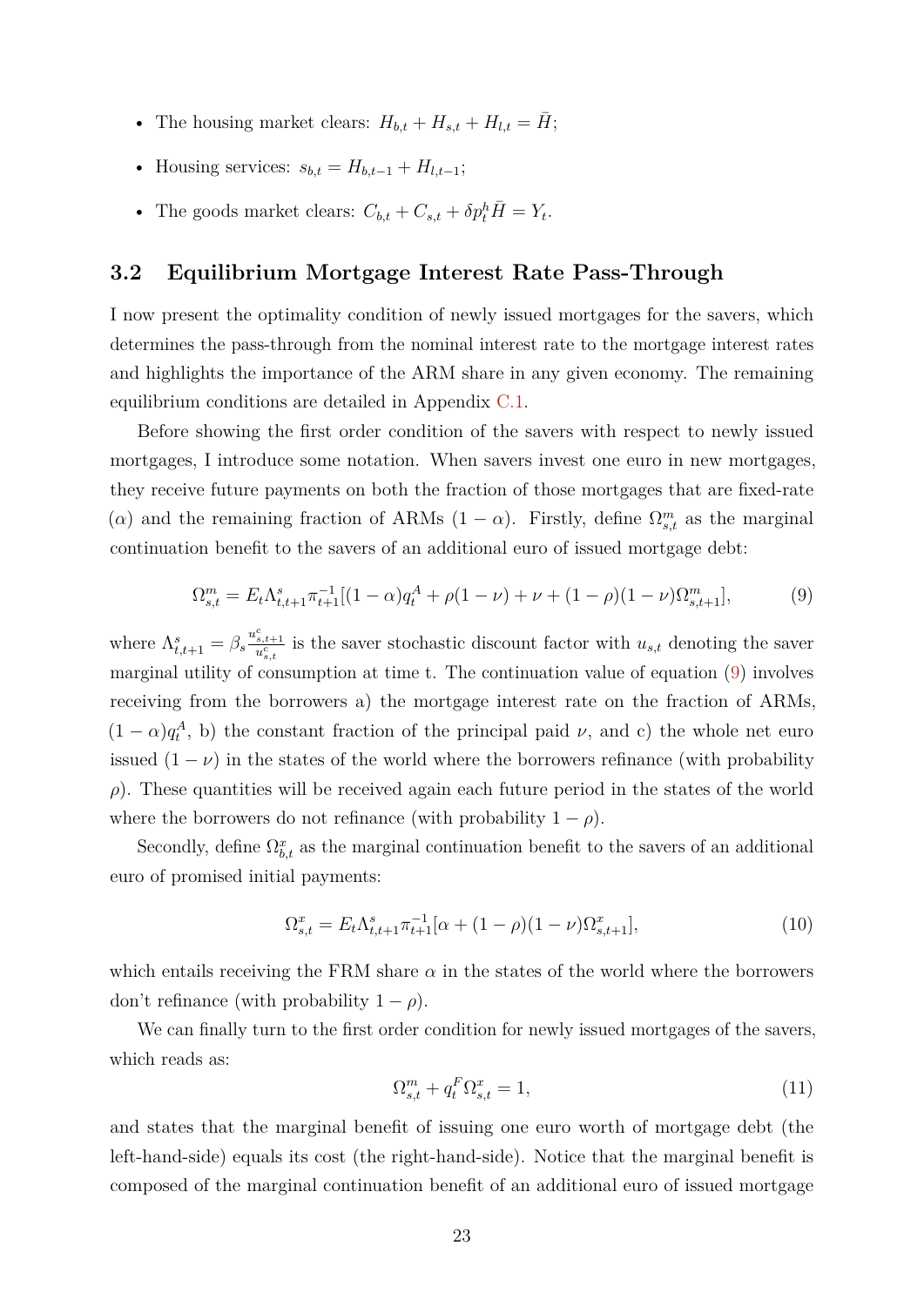- The housing market clears: $H_{b,t} + H_{s,t} + H_{l,t} = \bar{H}$;
- Housing services: $s_{b,t} = H_{b,t-1} + H_{l,t-1}$;
- The goods market clears: $C_{b,t} + C_{s,t} + \delta p^h_t \bar{H} = Y_t$.

## 3.2 Equilibrium Mortgage Interest Rate Pass-Through

I now present the optimality condition of newly issued mortgages for the savers, which determines the pass-through from the nominal interest rate to the mortgage interest rates and highlights the importance of the ARM share in any given economy. The remaining equilibrium conditions are detailed in Appendix C.1.

Before showing the first order condition of the savers with respect to newly issued mortgages, I introduce some notation. When savers invest one euro in new mortgages, they receive future payments on both the fraction of those mortgages that are fixed-rate ($\alpha$) and the remaining fraction of ARMs $(1-\alpha)$. Firstly, define $\Omega^m_{s,t}$ as the marginal continuation benefit to the savers of an additional euro of issued mortgage debt:

$$\Omega^m_{s,t} = E_t \Lambda^s_{t,t+1} \pi^{-1}_{t+1} [(1-\alpha) q^A_t + \rho(1-\nu) + \nu + (1-\rho)(1-\nu)\Omega^m_{s,t+1}], \tag{9}$$

where $\Lambda^s_{t,t+1} = \beta_s \frac{u^c_{s,t+1}}{u^c_{s,t}}$ is the saver stochastic discount factor with $u_{s,t}$ denoting the saver marginal utility of consumption at time t. The continuation value of equation (9) involves receiving from the borrowers a) the mortgage interest rate on the fraction of ARMs, $(1-\alpha)q^A_t$, b) the constant fraction of the principal paid $\nu$, and c) the whole net euro issued $(1-\nu)$ in the states of the world where the borrowers refinance (with probability $\rho$). These quantities will be received again each future period in the states of the world where the borrowers do not refinance (with probability $1-\rho$).

Secondly, define $\Omega^x_{b,t}$ as the marginal continuation benefit to the savers of an additional euro of promised initial payments:

$$\Omega^x_{s,t} = E_t \Lambda^s_{t,t+1} \pi^{-1}_{t+1} [\alpha + (1-\rho)(1-\nu)\Omega^x_{s,t+1}], \tag{10}$$

which entails receiving the FRM share $\alpha$ in the states of the world where the borrowers don't refinance (with probability $1-\rho$).

We can finally turn to the first order condition for newly issued mortgages of the savers, which reads as:

$$\Omega^m_{s,t} + q^F_t \Omega^x_{s,t} = 1, \tag{11}$$

and states that the marginal benefit of issuing one euro worth of mortgage debt (the left-hand-side) equals its cost (the right-hand-side). Notice that the marginal benefit is composed of the marginal continuation benefit of an additional euro of issued mortgage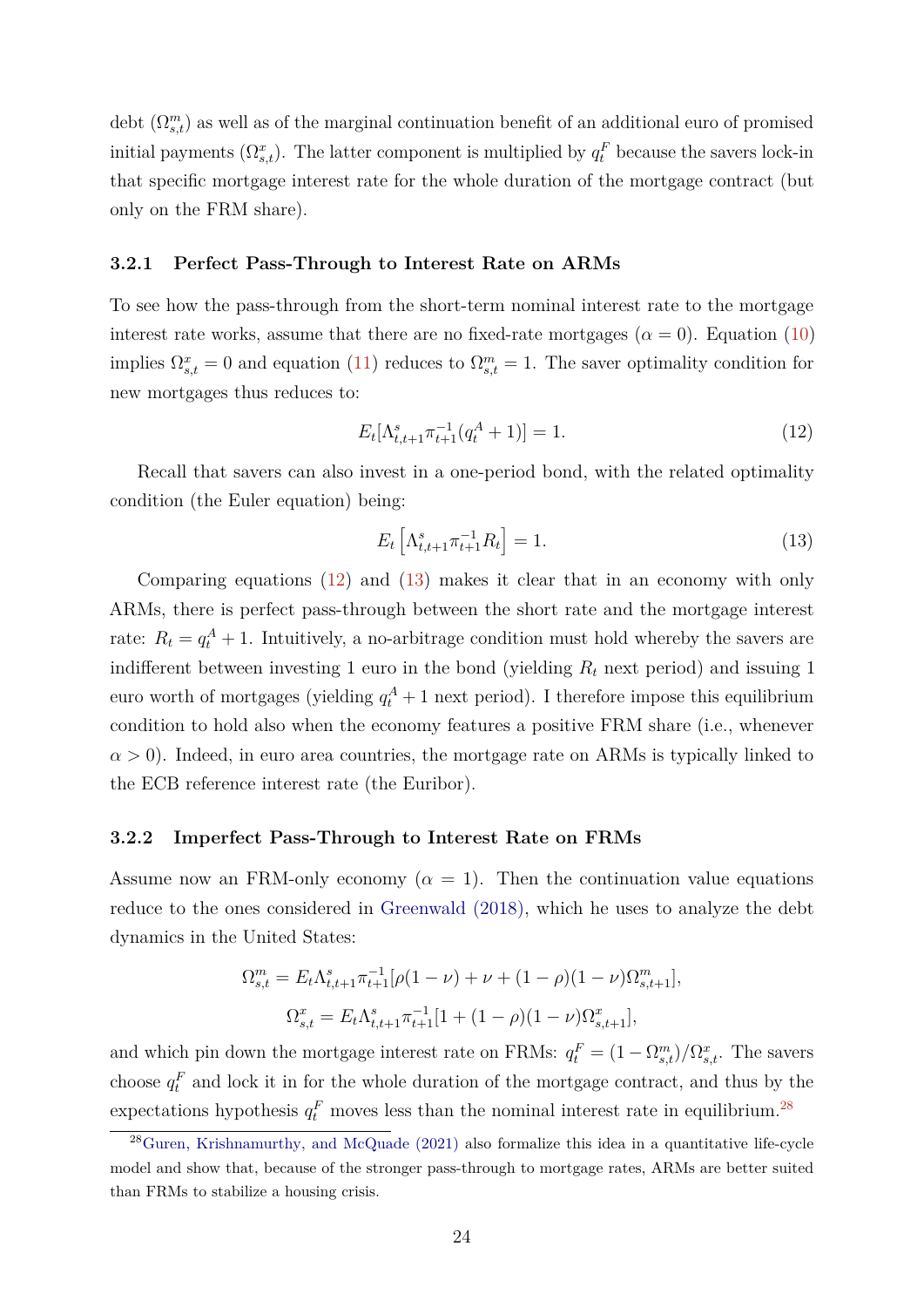debt ($\Omega^m_{s,t}$) as well as of the marginal continuation benefit of an additional euro of promised initial payments ($\Omega^x_{s,t}$). The latter component is multiplied by $q^F_t$ because the savers lock-in that specific mortgage interest rate for the whole duration of the mortgage contract (but only on the FRM share).

### 3.2.1 Perfect Pass-Through to Interest Rate on ARMs

To see how the pass-through from the short-term nominal interest rate to the mortgage interest rate works, assume that there are no fixed-rate mortgages ($\alpha = 0$). Equation (10) implies $\Omega^x_{s,t} = 0$ and equation (11) reduces to $\Omega^m_{s,t} = 1$. The saver optimality condition for new mortgages thus reduces to:

$$E_t[\Lambda^s_{t,t+1}\pi^{-1}_{t+1}(q^A_t + 1)] = 1. \tag{12}$$

Recall that savers can also invest in a one-period bond, with the related optimality condition (the Euler equation) being:

$$E_t\left[\Lambda^s_{t,t+1}\pi^{-1}_{t+1}R_t\right] = 1. \tag{13}$$

Comparing equations (12) and (13) makes it clear that in an economy with only ARMs, there is perfect pass-through between the short rate and the mortgage interest rate: $R_t = q^A_t + 1$. Intuitively, a no-arbitrage condition must hold whereby the savers are indifferent between investing 1 euro in the bond (yielding $R_t$ next period) and issuing 1 euro worth of mortgages (yielding $q^A_t + 1$ next period). I therefore impose this equilibrium condition to hold also when the economy features a positive FRM share (i.e., whenever $\alpha > 0$). Indeed, in euro area countries, the mortgage rate on ARMs is typically linked to the ECB reference interest rate (the Euribor).

### 3.2.2 Imperfect Pass-Through to Interest Rate on FRMs

Assume now an FRM-only economy ($\alpha = 1$). Then the continuation value equations reduce to the ones considered in Greenwald (2018), which he uses to analyze the debt dynamics in the United States:

$$\Omega^m_{s,t} = E_t\Lambda^s_{t,t+1}\pi^{-1}_{t+1}[\rho(1-\nu) + \nu + (1-\rho)(1-\nu)\Omega^m_{s,t+1}],$$

$$\Omega^x_{s,t} = E_t\Lambda^s_{t,t+1}\pi^{-1}_{t+1}[1 + (1-\rho)(1-\nu)\Omega^x_{s,t+1}],$$

and which pin down the mortgage interest rate on FRMs: $q^F_t = (1 - \Omega^m_{s,t})/\Omega^x_{s,t}$. The savers choose $q^F_t$ and lock it in for the whole duration of the mortgage contract, and thus by the expectations hypothesis $q^F_t$ moves less than the nominal interest rate in equilibrium.[28]

[28] Guren, Krishnamurthy, and McQuade (2021) also formalize this idea in a quantitative life-cycle model and show that, because of the stronger pass-through to mortgage rates, ARMs are better suited than FRMs to stabilize a housing crisis.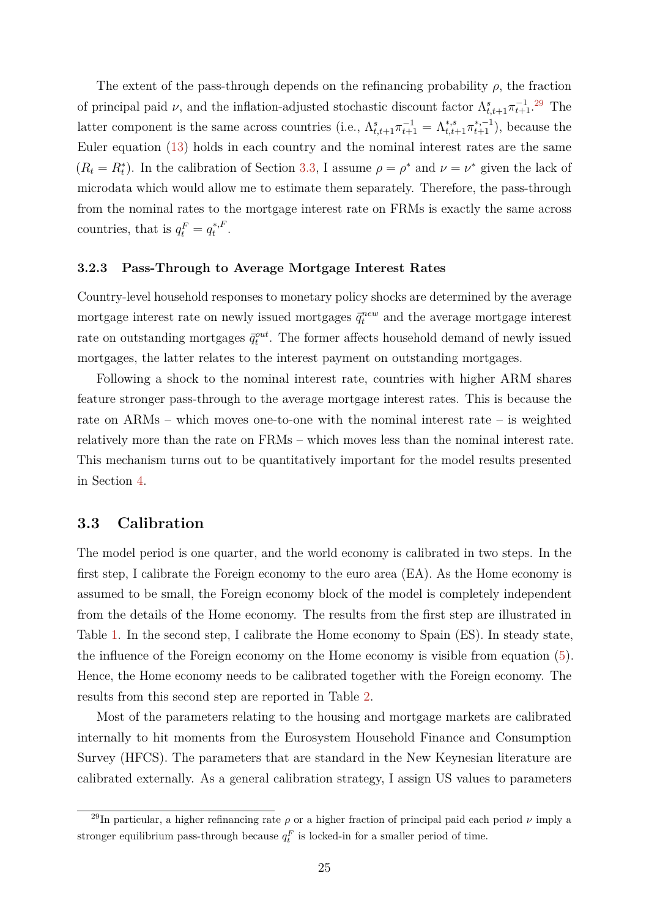The extent of the pass-through depends on the refinancing probability $\rho$, the fraction of principal paid $\nu$, and the inflation-adjusted stochastic discount factor $\Lambda^s_{t,t+1}\pi^{-1}_{t+1}$.[29] The latter component is the same across countries (i.e., $\Lambda^s_{t,t+1}\pi^{-1}_{t+1} = \Lambda^{*,s}_{t,t+1}\pi^{*,-1}_{t+1}$), because the Euler equation (13) holds in each country and the nominal interest rates are the same ($R_t = R^*_t$). In the calibration of Section 3.3, I assume $\rho = \rho^*$ and $\nu = \nu^*$ given the lack of microdata which would allow me to estimate them separately. Therefore, the pass-through from the nominal rates to the mortgage interest rate on FRMs is exactly the same across countries, that is $q^F_t = q^{*,F}_t$.

### 3.2.3 Pass-Through to Average Mortgage Interest Rates

Country-level household responses to monetary policy shocks are determined by the average mortgage interest rate on newly issued mortgages $\bar{q}^{new}_t$ and the average mortgage interest rate on outstanding mortgages $\bar{q}^{out}_t$. The former affects household demand of newly issued mortgages, the latter relates to the interest payment on outstanding mortgages.

Following a shock to the nominal interest rate, countries with higher ARM shares feature stronger pass-through to the average mortgage interest rates. This is because the rate on ARMs – which moves one-to-one with the nominal interest rate – is weighted relatively more than the rate on FRMs – which moves less than the nominal interest rate. This mechanism turns out to be quantitatively important for the model results presented in Section 4.

## 3.3 Calibration

The model period is one quarter, and the world economy is calibrated in two steps. In the first step, I calibrate the Foreign economy to the euro area (EA). As the Home economy is assumed to be small, the Foreign economy block of the model is completely independent from the details of the Home economy. The results from the first step are illustrated in Table 1. In the second step, I calibrate the Home economy to Spain (ES). In steady state, the influence of the Foreign economy on the Home economy is visible from equation (5). Hence, the Home economy needs to be calibrated together with the Foreign economy. The results from this second step are reported in Table 2.

Most of the parameters relating to the housing and mortgage markets are calibrated internally to hit moments from the Eurosystem Household Finance and Consumption Survey (HFCS). The parameters that are standard in the New Keynesian literature are calibrated externally. As a general calibration strategy, I assign US values to parameters

[29] In particular, a higher refinancing rate $\rho$ or a higher fraction of principal paid each period $\nu$ imply a stronger equilibrium pass-through because $q^F_t$ is locked-in for a smaller period of time.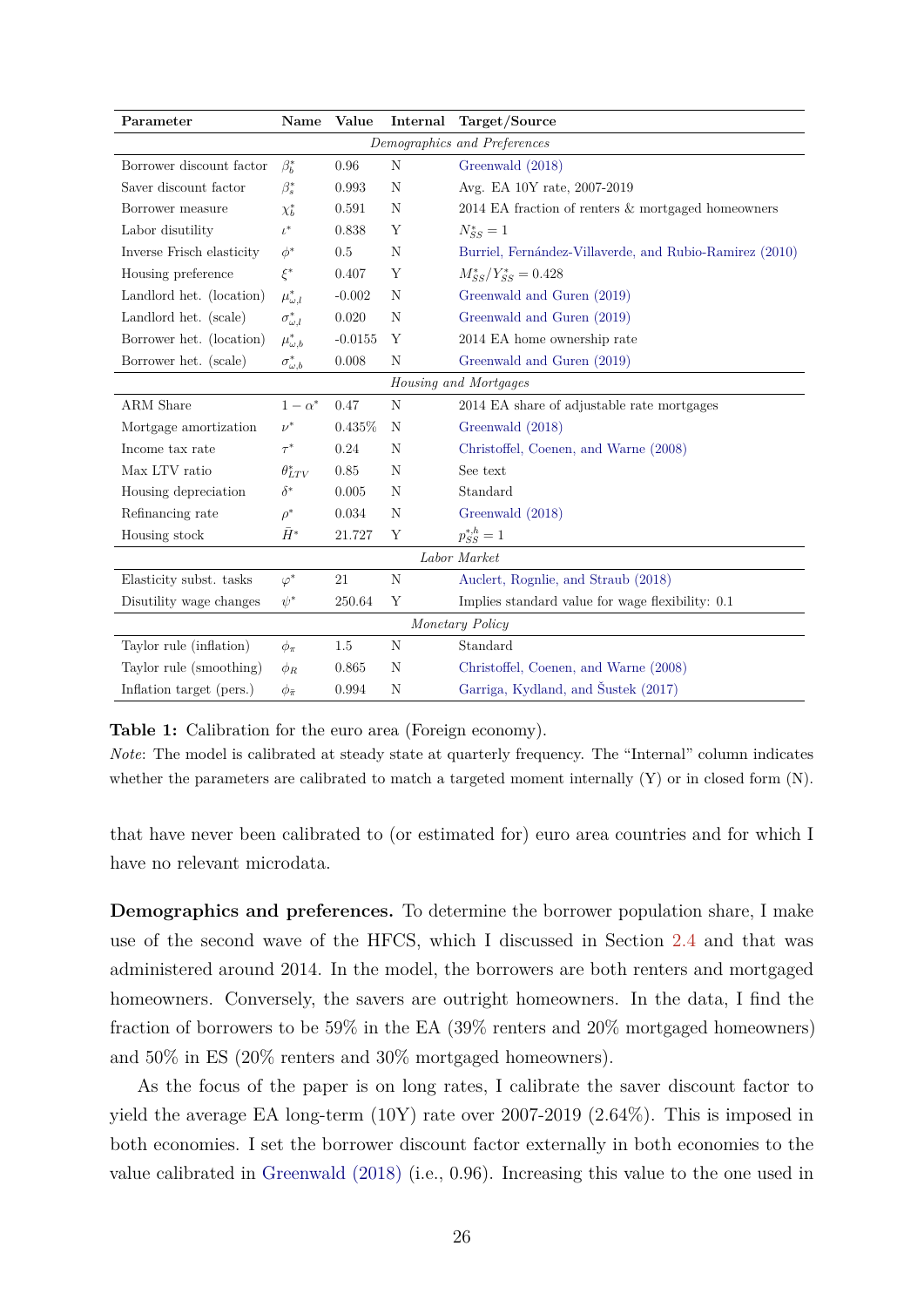| Parameter | Name | Value | Internal | Target/Source |
|---|---|---|---|---|
| *Demographics and Preferences* | | | | |
| Borrower discount factor | $\beta_b^*$ | 0.96 | N | Greenwald (2018) |
| Saver discount factor | $\beta_s^*$ | 0.993 | N | Avg. EA 10Y rate, 2007-2019 |
| Borrower measure | $\chi_b^*$ | 0.591 | N | 2014 EA fraction of renters & mortgaged homeowners |
| Labor disutility | $\iota^*$ | 0.838 | Y | $N_{SS}^* = 1$ |
| Inverse Frisch elasticity | $\phi^*$ | 0.5 | N | Burriel, Fernández-Villaverde, and Rubio-Ramirez (2010) |
| Housing preference | $\xi^*$ | 0.407 | Y | $M_{SS}^*/Y_{SS}^* = 0.428$ |
| Landlord het. (location) | $\mu_{\omega,l}^*$ | -0.002 | N | Greenwald and Guren (2019) |
| Landlord het. (scale) | $\sigma_{\omega,l}^*$ | 0.020 | N | Greenwald and Guren (2019) |
| Borrower het. (location) | $\mu_{\omega,b}^*$ | -0.0155 | Y | 2014 EA home ownership rate |
| Borrower het. (scale) | $\sigma_{\omega,b}^*$ | 0.008 | N | Greenwald and Guren (2019) |
| *Housing and Mortgages* | | | | |
| ARM Share | $1-\alpha^*$ | 0.47 | N | 2014 EA share of adjustable rate mortgages |
| Mortgage amortization | $\nu^*$ | 0.435% | N | Greenwald (2018) |
| Income tax rate | $\tau^*$ | 0.24 | N | Christoffel, Coenen, and Warne (2008) |
| Max LTV ratio | $\theta_{LTV}^*$ | 0.85 | N | See text |
| Housing depreciation | $\delta^*$ | 0.005 | N | Standard |
| Refinancing rate | $\rho^*$ | 0.034 | N | Greenwald (2018) |
| Housing stock | $\bar{H}^*$ | 21.727 | Y | $p_{SS}^{*,h} = 1$ |
| *Labor Market* | | | | |
| Elasticity subst. tasks | $\varphi^*$ | 21 | N | Auclert, Rognlie, and Straub (2018) |
| Disutility wage changes | $\psi^*$ | 250.64 | Y | Implies standard value for wage flexibility: 0.1 |
| *Monetary Policy* | | | | |
| Taylor rule (inflation) | $\phi_\pi$ | 1.5 | N | Standard |
| Taylor rule (smoothing) | $\phi_R$ | 0.865 | N | Christoffel, Coenen, and Warne (2008) |
| Inflation target (pers.) | $\phi_{\bar{\pi}}$ | 0.994 | N | Garriga, Kydland, and Šustek (2017) |

**Table 1:** Calibration for the euro area (Foreign economy).

*Note*: The model is calibrated at steady state at quarterly frequency. The "Internal" column indicates whether the parameters are calibrated to match a targeted moment internally (Y) or in closed form (N).

that have never been calibrated to (or estimated for) euro area countries and for which I have no relevant microdata.

**Demographics and preferences.** To determine the borrower population share, I make use of the second wave of the HFCS, which I discussed in Section 2.4 and that was administered around 2014. In the model, the borrowers are both renters and mortgaged homeowners. Conversely, the savers are outright homeowners. In the data, I find the fraction of borrowers to be 59% in the EA (39% renters and 20% mortgaged homeowners) and 50% in ES (20% renters and 30% mortgaged homeowners).

As the focus of the paper is on long rates, I calibrate the saver discount factor to yield the average EA long-term (10Y) rate over 2007-2019 (2.64%). This is imposed in both economies. I set the borrower discount factor externally in both economies to the value calibrated in Greenwald (2018) (i.e., 0.96). Increasing this value to the one used in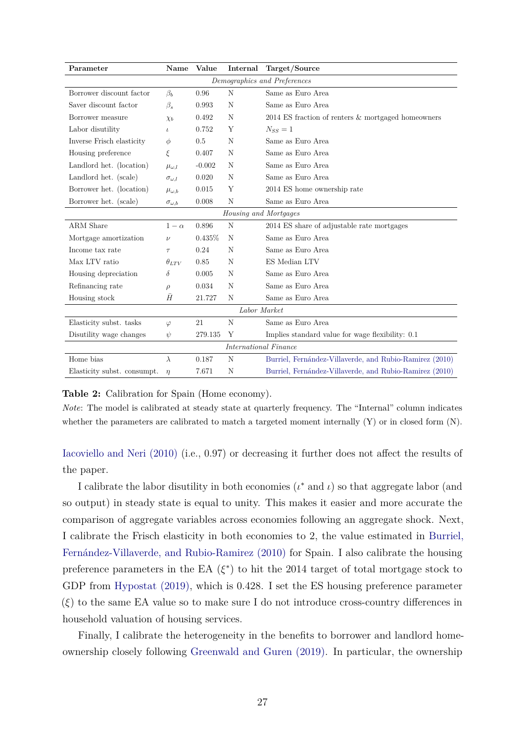| Parameter | Name | Value | Internal | Target/Source |
|---|---|---|---|---|
| *Demographics and Preferences* | | | | |
| Borrower discount factor | $\beta_b$ | 0.96 | N | Same as Euro Area |
| Saver discount factor | $\beta_s$ | 0.993 | N | Same as Euro Area |
| Borrower measure | $\chi_b$ | 0.492 | N | 2014 ES fraction of renters & mortgaged homeowners |
| Labor disutility | $\iota$ | 0.752 | Y | $N_{SS} = 1$ |
| Inverse Frisch elasticity | $\phi$ | 0.5 | N | Same as Euro Area |
| Housing preference | $\xi$ | 0.407 | N | Same as Euro Area |
| Landlord het. (location) | $\mu_{\omega,l}$ | -0.002 | N | Same as Euro Area |
| Landlord het. (scale) | $\sigma_{\omega,l}$ | 0.020 | N | Same as Euro Area |
| Borrower het. (location) | $\mu_{\omega,b}$ | 0.015 | Y | 2014 ES home ownership rate |
| Borrower het. (scale) | $\sigma_{\omega,b}$ | 0.008 | N | Same as Euro Area |
| *Housing and Mortgages* | | | | |
| ARM Share | $1-\alpha$ | 0.896 | N | 2014 ES share of adjustable rate mortgages |
| Mortgage amortization | $\nu$ | 0.435% | N | Same as Euro Area |
| Income tax rate | $\tau$ | 0.24 | N | Same as Euro Area |
| Max LTV ratio | $\theta_{LTV}$ | 0.85 | N | ES Median LTV |
| Housing depreciation | $\delta$ | 0.005 | N | Same as Euro Area |
| Refinancing rate | $\rho$ | 0.034 | N | Same as Euro Area |
| Housing stock | $\bar{H}$ | 21.727 | N | Same as Euro Area |
| *Labor Market* | | | | |
| Elasticity subst. tasks | $\varphi$ | 21 | N | Same as Euro Area |
| Disutility wage changes | $\psi$ | 279.135 | Y | Implies standard value for wage flexibility: 0.1 |
| *International Finance* | | | | |
| Home bias | $\lambda$ | 0.187 | N | Burriel, Fernández-Villaverde, and Rubio-Ramirez (2010) |
| Elasticity subst. consumpt. | $\eta$ | 7.671 | N | Burriel, Fernández-Villaverde, and Rubio-Ramirez (2010) |

**Table 2:** Calibration for Spain (Home economy).

*Note*: The model is calibrated at steady state at quarterly frequency. The "Internal" column indicates whether the parameters are calibrated to match a targeted moment internally (Y) or in closed form (N).

Iacoviello and Neri (2010) (i.e., 0.97) or decreasing it further does not affect the results of the paper.

I calibrate the labor disutility in both economies ($\iota^*$ and $\iota$) so that aggregate labor (and so output) in steady state is equal to unity. This makes it easier and more accurate the comparison of aggregate variables across economies following an aggregate shock. Next, I calibrate the Frisch elasticity in both economies to 2, the value estimated in Burriel, Fernández-Villaverde, and Rubio-Ramirez (2010) for Spain. I also calibrate the housing preference parameters in the EA ($\xi^*$) to hit the 2014 target of total mortgage stock to GDP from Hypostat (2019), which is 0.428. I set the ES housing preference parameter ($\xi$) to the same EA value so to make sure I do not introduce cross-country differences in household valuation of housing services.

Finally, I calibrate the heterogeneity in the benefits to borrower and landlord homeownership closely following Greenwald and Guren (2019). In particular, the ownership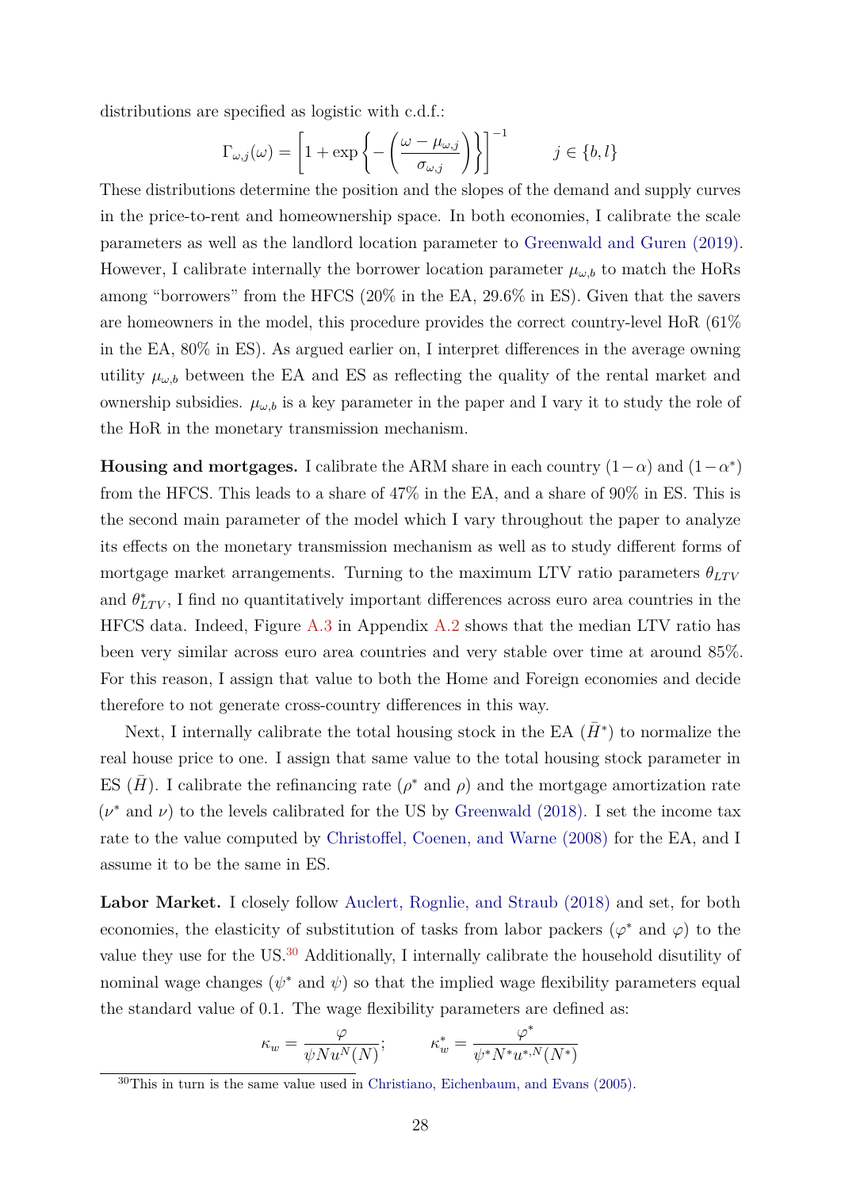distributions are specified as logistic with c.d.f.:

$$\Gamma_{\omega,j}(\omega) = \left[1 + \exp\left\{-\left(\frac{\omega - \mu_{\omega,j}}{\sigma_{\omega,j}}\right)\right\}\right]^{-1} \qquad j \in \{b, l\}$$

These distributions determine the position and the slopes of the demand and supply curves in the price-to-rent and homeownership space. In both economies, I calibrate the scale parameters as well as the landlord location parameter to Greenwald and Guren (2019). However, I calibrate internally the borrower location parameter $\mu_{\omega,b}$ to match the HoRs among "borrowers" from the HFCS (20% in the EA, 29.6% in ES). Given that the savers are homeowners in the model, this procedure provides the correct country-level HoR (61% in the EA, 80% in ES). As argued earlier on, I interpret differences in the average owning utility $\mu_{\omega,b}$ between the EA and ES as reflecting the quality of the rental market and ownership subsidies. $\mu_{\omega,b}$ is a key parameter in the paper and I vary it to study the role of the HoR in the monetary transmission mechanism.

**Housing and mortgages.** I calibrate the ARM share in each country $(1-\alpha)$ and $(1-\alpha^*)$ from the HFCS. This leads to a share of 47% in the EA, and a share of 90% in ES. This is the second main parameter of the model which I vary throughout the paper to analyze its effects on the monetary transmission mechanism as well as to study different forms of mortgage market arrangements. Turning to the maximum LTV ratio parameters $\theta_{LTV}$ and $\theta^*_{LTV}$, I find no quantitatively important differences across euro area countries in the HFCS data. Indeed, Figure A.3 in Appendix A.2 shows that the median LTV ratio has been very similar across euro area countries and very stable over time at around 85%. For this reason, I assign that value to both the Home and Foreign economies and decide therefore to not generate cross-country differences in this way.

Next, I internally calibrate the total housing stock in the EA $(\bar{H}^*)$ to normalize the real house price to one. I assign that same value to the total housing stock parameter in ES $(\bar{H})$. I calibrate the refinancing rate ($\rho^*$ and $\rho$) and the mortgage amortization rate ($\nu^*$ and $\nu$) to the levels calibrated for the US by Greenwald (2018). I set the income tax rate to the value computed by Christoffel, Coenen, and Warne (2008) for the EA, and I assume it to be the same in ES.

**Labor Market.** I closely follow Auclert, Rognlie, and Straub (2018) and set, for both economies, the elasticity of substitution of tasks from labor packers ($\varphi^*$ and $\varphi$) to the value they use for the US.[30] Additionally, I internally calibrate the household disutility of nominal wage changes ($\psi^*$ and $\psi$) so that the implied wage flexibility parameters equal the standard value of 0.1. The wage flexibility parameters are defined as:

$$\kappa_w = \frac{\varphi}{\psi N u^N(N)}; \qquad \kappa^*_w = \frac{\varphi^*}{\psi^* N^* u^{*,N}(N^*)}$$

[30]This in turn is the same value used in Christiano, Eichenbaum, and Evans (2005).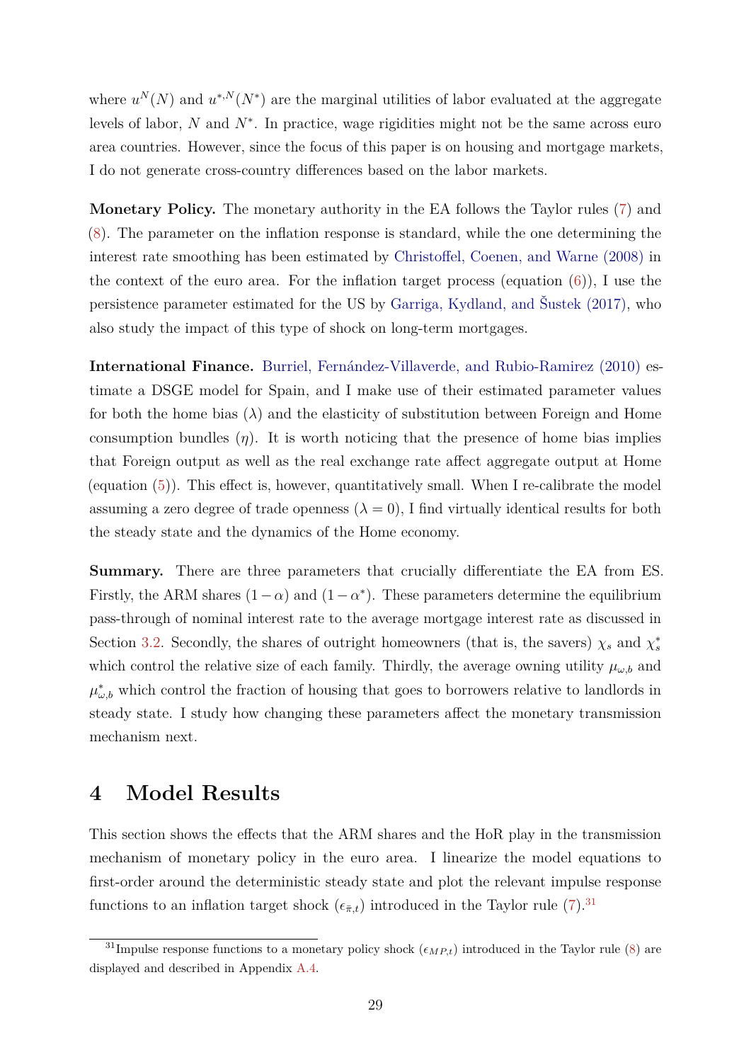where $u^N(N)$ and $u^{*,N}(N^*)$ are the marginal utilities of labor evaluated at the aggregate levels of labor, $N$ and $N^*$. In practice, wage rigidities might not be the same across euro area countries. However, since the focus of this paper is on housing and mortgage markets, I do not generate cross-country differences based on the labor markets.

**Monetary Policy.** The monetary authority in the EA follows the Taylor rules (7) and (8). The parameter on the inflation response is standard, while the one determining the interest rate smoothing has been estimated by Christoffel, Coenen, and Warne (2008) in the context of the euro area. For the inflation target process (equation (6)), I use the persistence parameter estimated for the US by Garriga, Kydland, and Šustek (2017), who also study the impact of this type of shock on long-term mortgages.

**International Finance.** Burriel, Fernández-Villaverde, and Rubio-Ramirez (2010) estimate a DSGE model for Spain, and I make use of their estimated parameter values for both the home bias ($\lambda$) and the elasticity of substitution between Foreign and Home consumption bundles ($\eta$). It is worth noticing that the presence of home bias implies that Foreign output as well as the real exchange rate affect aggregate output at Home (equation (5)). This effect is, however, quantitatively small. When I re-calibrate the model assuming a zero degree of trade openness ($\lambda = 0$), I find virtually identical results for both the steady state and the dynamics of the Home economy.

**Summary.** There are three parameters that crucially differentiate the EA from ES. Firstly, the ARM shares $(1-\alpha)$ and $(1-\alpha^*)$. These parameters determine the equilibrium pass-through of nominal interest rate to the average mortgage interest rate as discussed in Section 3.2. Secondly, the shares of outright homeowners (that is, the savers) $\chi_s$ and $\chi_s^*$ which control the relative size of each family. Thirdly, the average owning utility $\mu_{\omega,b}$ and $\mu_{\omega,b}^*$ which control the fraction of housing that goes to borrowers relative to landlords in steady state. I study how changing these parameters affect the monetary transmission mechanism next.

# 4 Model Results

This section shows the effects that the ARM shares and the HoR play in the transmission mechanism of monetary policy in the euro area. I linearize the model equations to first-order around the deterministic steady state and plot the relevant impulse response functions to an inflation target shock ($\epsilon_{\bar{\pi},t}$) introduced in the Taylor rule (7).[31]

[31] Impulse response functions to a monetary policy shock ($\epsilon_{MP,t}$) introduced in the Taylor rule (8) are displayed and described in Appendix A.4.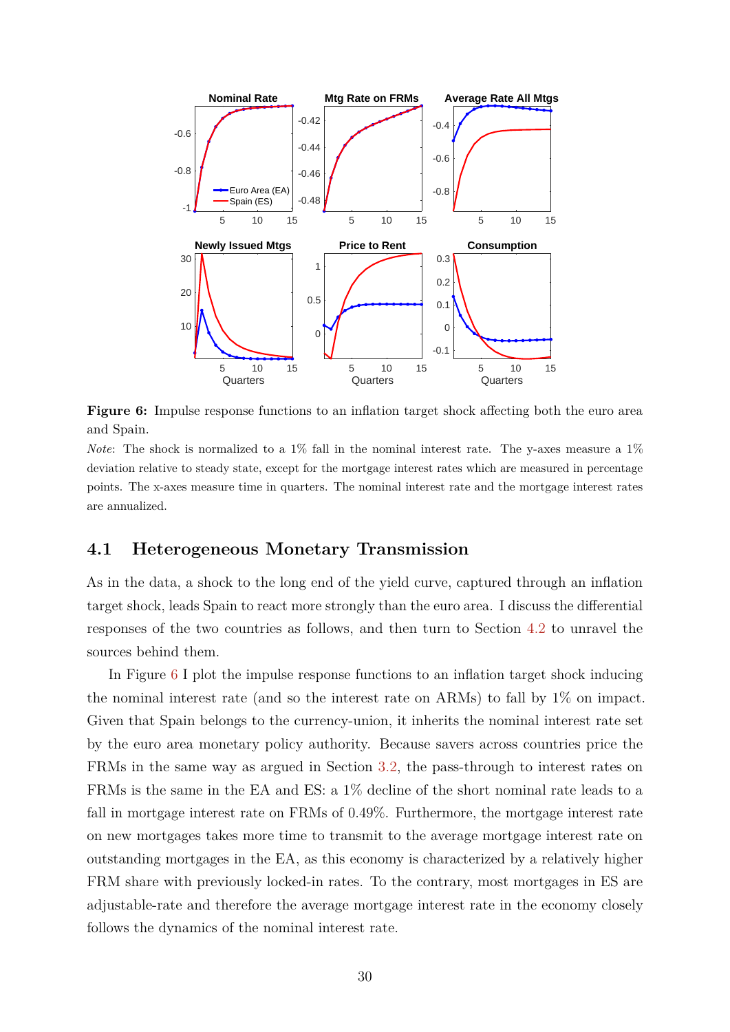**Figure 6:** Impulse response functions to an inflation target shock affecting both the euro area and Spain.

*Note*: The shock is normalized to a 1% fall in the nominal interest rate. The y-axes measure a 1% deviation relative to steady state, except for the mortgage interest rates which are measured in percentage points. The x-axes measure time in quarters. The nominal interest rate and the mortgage interest rates are annualized.

## 4.1 Heterogeneous Monetary Transmission

As in the data, a shock to the long end of the yield curve, captured through an inflation target shock, leads Spain to react more strongly than the euro area. I discuss the differential responses of the two countries as follows, and then turn to Section 4.2 to unravel the sources behind them.

In Figure 6 I plot the impulse response functions to an inflation target shock inducing the nominal interest rate (and so the interest rate on ARMs) to fall by 1% on impact. Given that Spain belongs to the currency-union, it inherits the nominal interest rate set by the euro area monetary policy authority. Because savers across countries price the FRMs in the same way as argued in Section 3.2, the pass-through to interest rates on FRMs is the same in the EA and ES: a 1% decline of the short nominal rate leads to a fall in mortgage interest rate on FRMs of 0.49%. Furthermore, the mortgage interest rate on new mortgages takes more time to transmit to the average mortgage interest rate on outstanding mortgages in the EA, as this economy is characterized by a relatively higher FRM share with previously locked-in rates. To the contrary, most mortgages in ES are adjustable-rate and therefore the average mortgage interest rate in the economy closely follows the dynamics of the nominal interest rate.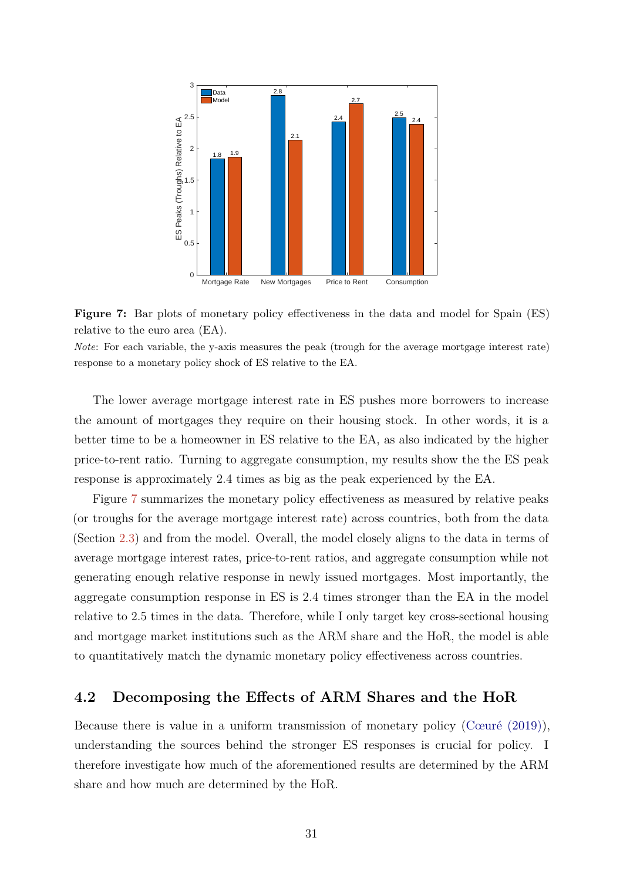**Figure 7:** Bar plots of monetary policy effectiveness in the data and model for Spain (ES) relative to the euro area (EA).

*Note*: For each variable, the y-axis measures the peak (trough for the average mortgage interest rate) response to a monetary policy shock of ES relative to the EA.

The lower average mortgage interest rate in ES pushes more borrowers to increase the amount of mortgages they require on their housing stock. In other words, it is a better time to be a homeowner in ES relative to the EA, as also indicated by the higher price-to-rent ratio. Turning to aggregate consumption, my results show the the ES peak response is approximately 2.4 times as big as the peak experienced by the EA.

Figure 7 summarizes the monetary policy effectiveness as measured by relative peaks (or troughs for the average mortgage interest rate) across countries, both from the data (Section 2.3) and from the model. Overall, the model closely aligns to the data in terms of average mortgage interest rates, price-to-rent ratios, and aggregate consumption while not generating enough relative response in newly issued mortgages. Most importantly, the aggregate consumption response in ES is 2.4 times stronger than the EA in the model relative to 2.5 times in the data. Therefore, while I only target key cross-sectional housing and mortgage market institutions such as the ARM share and the HoR, the model is able to quantitatively match the dynamic monetary policy effectiveness across countries.

## 4.2 Decomposing the Effects of ARM Shares and the HoR

Because there is value in a uniform transmission of monetary policy (Cœuré (2019)), understanding the sources behind the stronger ES responses is crucial for policy. I therefore investigate how much of the aforementioned results are determined by the ARM share and how much are determined by the HoR.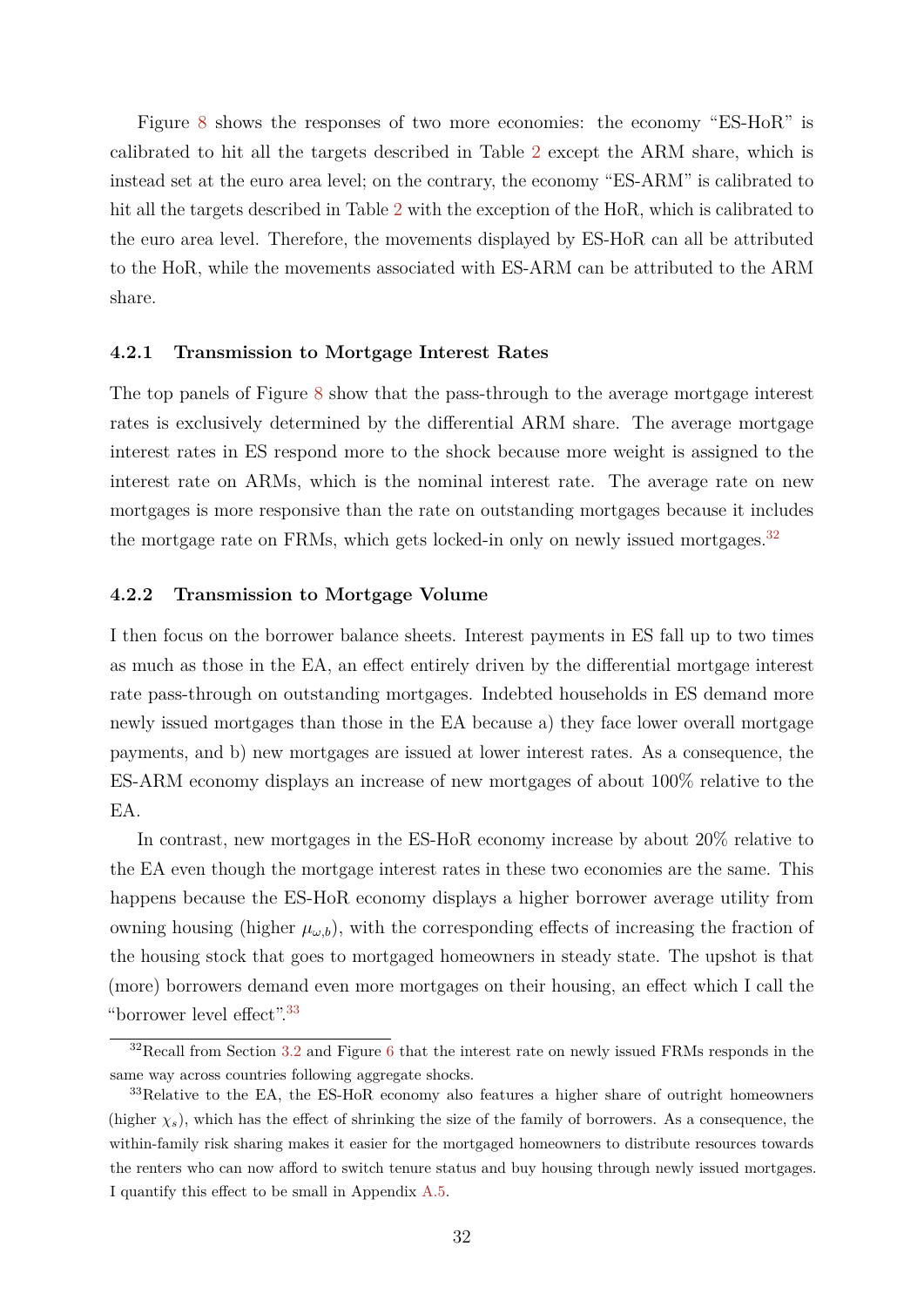Figure 8 shows the responses of two more economies: the economy "ES-HoR" is calibrated to hit all the targets described in Table 2 except the ARM share, which is instead set at the euro area level; on the contrary, the economy "ES-ARM" is calibrated to hit all the targets described in Table 2 with the exception of the HoR, which is calibrated to the euro area level. Therefore, the movements displayed by ES-HoR can all be attributed to the HoR, while the movements associated with ES-ARM can be attributed to the ARM share.

### 4.2.1 Transmission to Mortgage Interest Rates

The top panels of Figure 8 show that the pass-through to the average mortgage interest rates is exclusively determined by the differential ARM share. The average mortgage interest rates in ES respond more to the shock because more weight is assigned to the interest rate on ARMs, which is the nominal interest rate. The average rate on new mortgages is more responsive than the rate on outstanding mortgages because it includes the mortgage rate on FRMs, which gets locked-in only on newly issued mortgages.[32]

### 4.2.2 Transmission to Mortgage Volume

I then focus on the borrower balance sheets. Interest payments in ES fall up to two times as much as those in the EA, an effect entirely driven by the differential mortgage interest rate pass-through on outstanding mortgages. Indebted households in ES demand more newly issued mortgages than those in the EA because a) they face lower overall mortgage payments, and b) new mortgages are issued at lower interest rates. As a consequence, the ES-ARM economy displays an increase of new mortgages of about 100% relative to the EA.

In contrast, new mortgages in the ES-HoR economy increase by about 20% relative to the EA even though the mortgage interest rates in these two economies are the same. This happens because the ES-HoR economy displays a higher borrower average utility from owning housing (higher $\mu_{\omega,b}$), with the corresponding effects of increasing the fraction of the housing stock that goes to mortgaged homeowners in steady state. The upshot is that (more) borrowers demand even more mortgages on their housing, an effect which I call the "borrower level effect".[33]

[32] Recall from Section 3.2 and Figure 6 that the interest rate on newly issued FRMs responds in the same way across countries following aggregate shocks.

[33] Relative to the EA, the ES-HoR economy also features a higher share of outright homeowners (higher $\chi_s$), which has the effect of shrinking the size of the family of borrowers. As a consequence, the within-family risk sharing makes it easier for the mortgaged homeowners to distribute resources towards the renters who can now afford to switch tenure status and buy housing through newly issued mortgages. I quantify this effect to be small in Appendix A.5.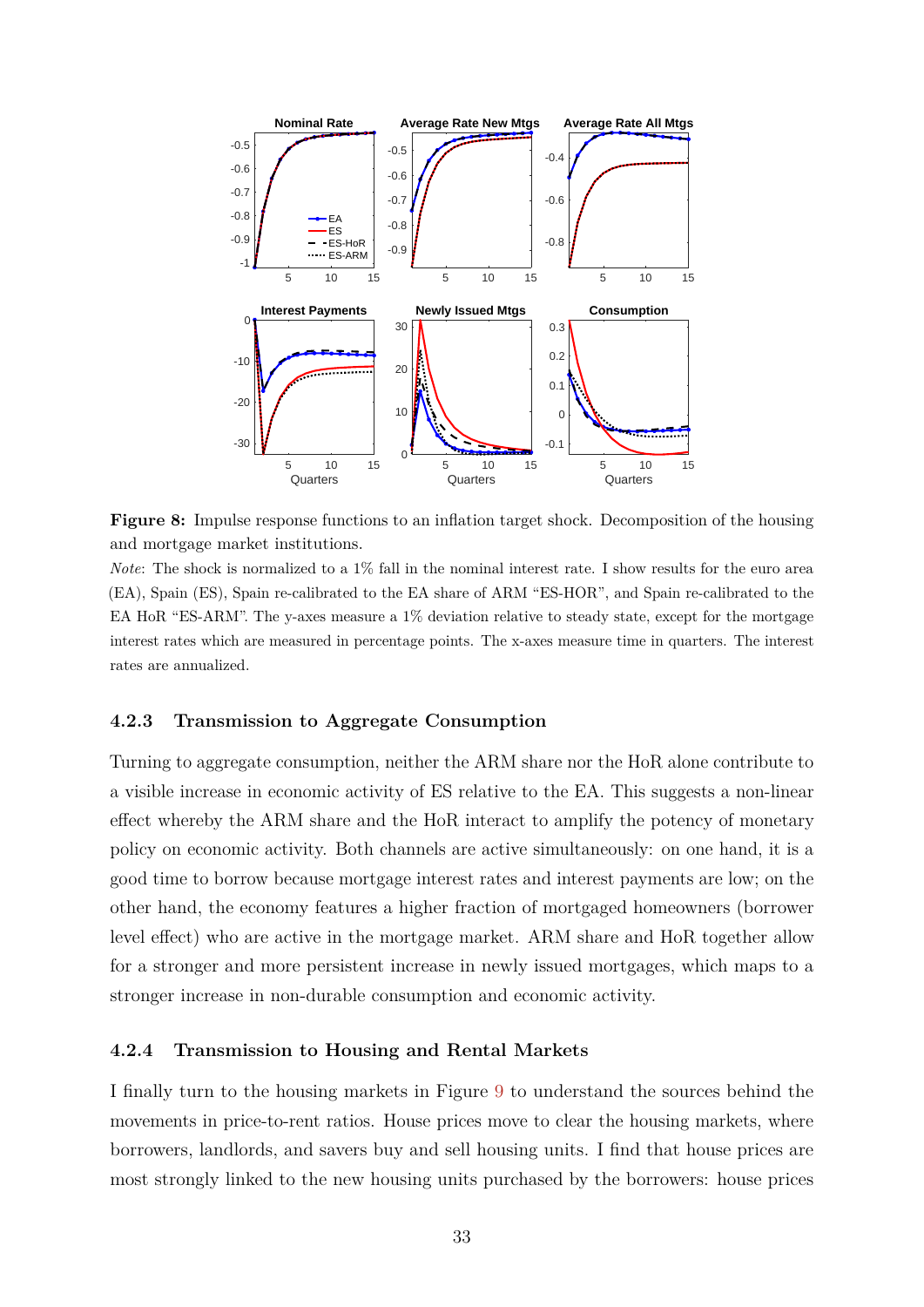**Figure 8:** Impulse response functions to an inflation target shock. Decomposition of the housing and mortgage market institutions.

*Note*: The shock is normalized to a 1% fall in the nominal interest rate. I show results for the euro area (EA), Spain (ES), Spain re-calibrated to the EA share of ARM "ES-HOR", and Spain re-calibrated to the EA HoR "ES-ARM". The y-axes measure a 1% deviation relative to steady state, except for the mortgage interest rates which are measured in percentage points. The x-axes measure time in quarters. The interest rates are annualized.

### 4.2.3 Transmission to Aggregate Consumption

Turning to aggregate consumption, neither the ARM share nor the HoR alone contribute to a visible increase in economic activity of ES relative to the EA. This suggests a non-linear effect whereby the ARM share and the HoR interact to amplify the potency of monetary policy on economic activity. Both channels are active simultaneously: on one hand, it is a good time to borrow because mortgage interest rates and interest payments are low; on the other hand, the economy features a higher fraction of mortgaged homeowners (borrower level effect) who are active in the mortgage market. ARM share and HoR together allow for a stronger and more persistent increase in newly issued mortgages, which maps to a stronger increase in non-durable consumption and economic activity.

### 4.2.4 Transmission to Housing and Rental Markets

I finally turn to the housing markets in Figure 9 to understand the sources behind the movements in price-to-rent ratios. House prices move to clear the housing markets, where borrowers, landlords, and savers buy and sell housing units. I find that house prices are most strongly linked to the new housing units purchased by the borrowers: house prices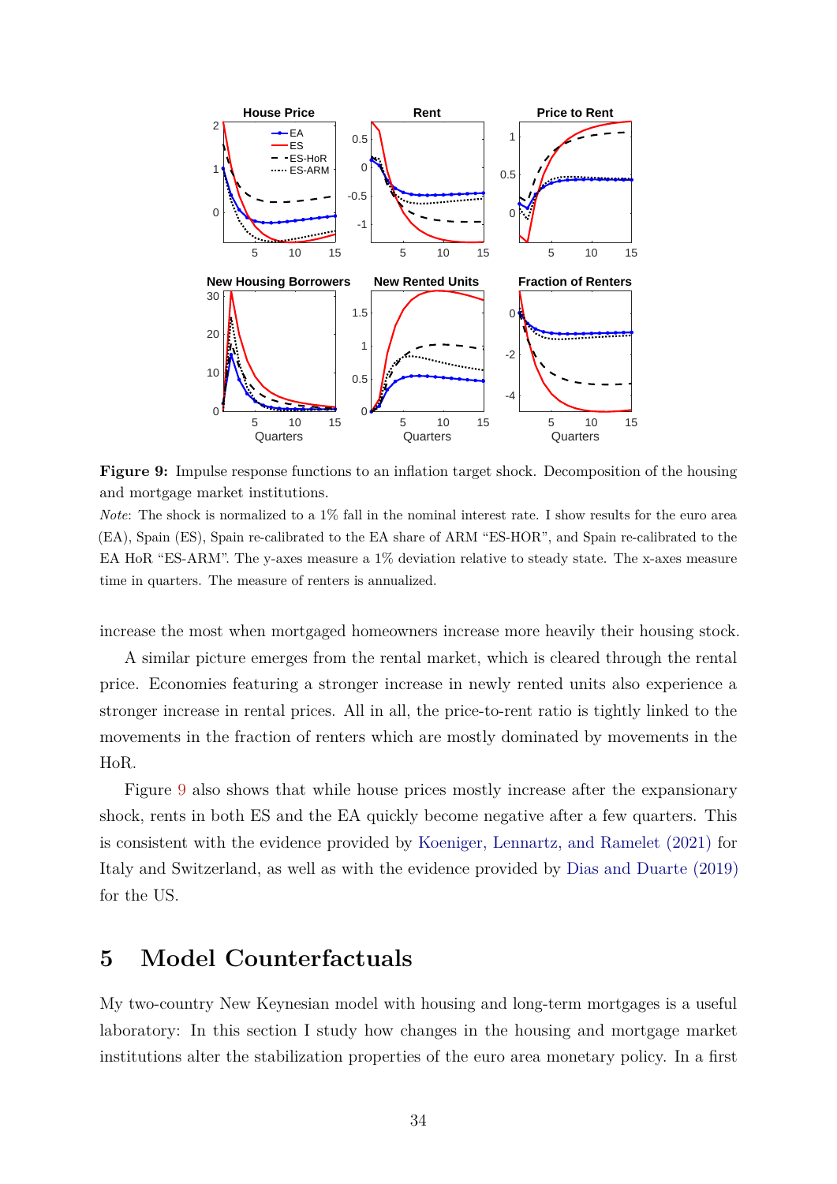**Figure 9:** Impulse response functions to an inflation target shock. Decomposition of the housing and mortgage market institutions.

*Note*: The shock is normalized to a 1% fall in the nominal interest rate. I show results for the euro area (EA), Spain (ES), Spain re-calibrated to the EA share of ARM "ES-HOR", and Spain re-calibrated to the EA HoR "ES-ARM". The y-axes measure a 1% deviation relative to steady state. The x-axes measure time in quarters. The measure of renters is annualized.

increase the most when mortgaged homeowners increase more heavily their housing stock.

A similar picture emerges from the rental market, which is cleared through the rental price. Economies featuring a stronger increase in newly rented units also experience a stronger increase in rental prices. All in all, the price-to-rent ratio is tightly linked to the movements in the fraction of renters which are mostly dominated by movements in the HoR.

Figure 9 also shows that while house prices mostly increase after the expansionary shock, rents in both ES and the EA quickly become negative after a few quarters. This is consistent with the evidence provided by Koeniger, Lennartz, and Ramelet (2021) for Italy and Switzerland, as well as with the evidence provided by Dias and Duarte (2019) for the US.

# 5 Model Counterfactuals

My two-country New Keynesian model with housing and long-term mortgages is a useful laboratory: In this section I study how changes in the housing and mortgage market institutions alter the stabilization properties of the euro area monetary policy. In a first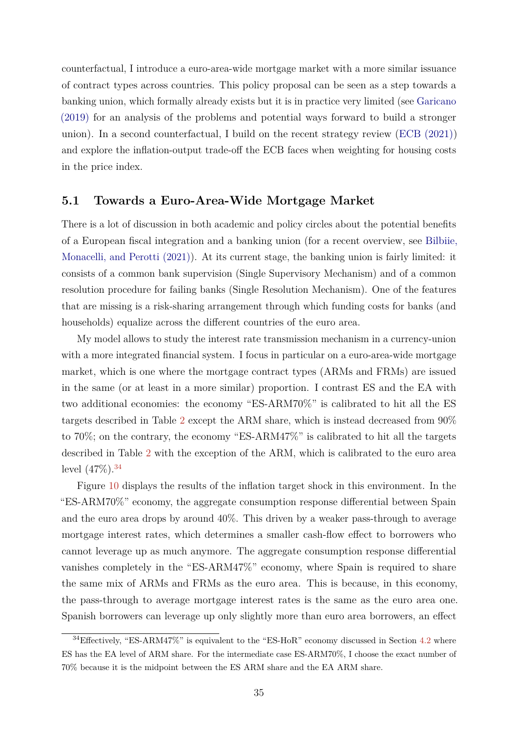counterfactual, I introduce a euro-area-wide mortgage market with a more similar issuance of contract types across countries. This policy proposal can be seen as a step towards a banking union, which formally already exists but it is in practice very limited (see Garicano (2019) for an analysis of the problems and potential ways forward to build a stronger union). In a second counterfactual, I build on the recent strategy review (ECB (2021)) and explore the inflation-output trade-off the ECB faces when weighting for housing costs in the price index.

## 5.1 Towards a Euro-Area-Wide Mortgage Market

There is a lot of discussion in both academic and policy circles about the potential benefits of a European fiscal integration and a banking union (for a recent overview, see Bilbiie, Monacelli, and Perotti (2021)). At its current stage, the banking union is fairly limited: it consists of a common bank supervision (Single Supervisory Mechanism) and of a common resolution procedure for failing banks (Single Resolution Mechanism). One of the features that are missing is a risk-sharing arrangement through which funding costs for banks (and households) equalize across the different countries of the euro area.

My model allows to study the interest rate transmission mechanism in a currency-union with a more integrated financial system. I focus in particular on a euro-area-wide mortgage market, which is one where the mortgage contract types (ARMs and FRMs) are issued in the same (or at least in a more similar) proportion. I contrast ES and the EA with two additional economies: the economy "ES-ARM70%" is calibrated to hit all the ES targets described in Table 2 except the ARM share, which is instead decreased from 90% to 70%; on the contrary, the economy "ES-ARM47%" is calibrated to hit all the targets described in Table 2 with the exception of the ARM, which is calibrated to the euro area level (47%).[34]

Figure 10 displays the results of the inflation target shock in this environment. In the "ES-ARM70%" economy, the aggregate consumption response differential between Spain and the euro area drops by around 40%. This driven by a weaker pass-through to average mortgage interest rates, which determines a smaller cash-flow effect to borrowers who cannot leverage up as much anymore. The aggregate consumption response differential vanishes completely in the "ES-ARM47%" economy, where Spain is required to share the same mix of ARMs and FRMs as the euro area. This is because, in this economy, the pass-through to average mortgage interest rates is the same as the euro area one. Spanish borrowers can leverage up only slightly more than euro area borrowers, an effect

[34] Effectively, "ES-ARM47%" is equivalent to the "ES-HoR" economy discussed in Section 4.2 where ES has the EA level of ARM share. For the intermediate case ES-ARM70%, I choose the exact number of 70% because it is the midpoint between the ES ARM share and the EA ARM share.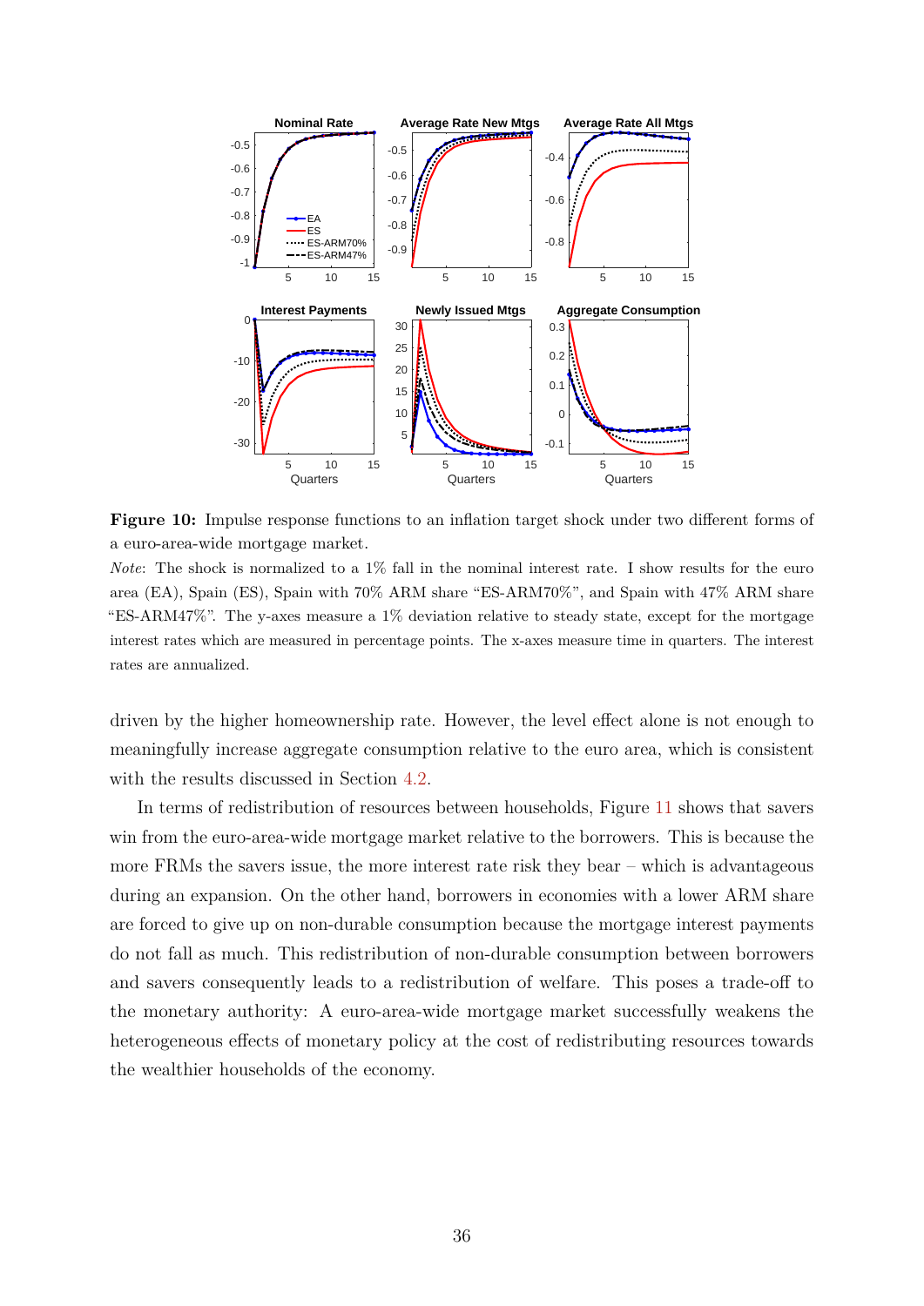**Figure 10:** Impulse response functions to an inflation target shock under two different forms of a euro-area-wide mortgage market.

*Note*: The shock is normalized to a 1% fall in the nominal interest rate. I show results for the euro area (EA), Spain (ES), Spain with 70% ARM share "ES-ARM70%", and Spain with 47% ARM share "ES-ARM47%". The y-axes measure a 1% deviation relative to steady state, except for the mortgage interest rates which are measured in percentage points. The x-axes measure time in quarters. The interest rates are annualized.

driven by the higher homeownership rate. However, the level effect alone is not enough to meaningfully increase aggregate consumption relative to the euro area, which is consistent with the results discussed in Section 4.2.

In terms of redistribution of resources between households, Figure 11 shows that savers win from the euro-area-wide mortgage market relative to the borrowers. This is because the more FRMs the savers issue, the more interest rate risk they bear – which is advantageous during an expansion. On the other hand, borrowers in economies with a lower ARM share are forced to give up on non-durable consumption because the mortgage interest payments do not fall as much. This redistribution of non-durable consumption between borrowers and savers consequently leads to a redistribution of welfare. This poses a trade-off to the monetary authority: A euro-area-wide mortgage market successfully weakens the heterogeneous effects of monetary policy at the cost of redistributing resources towards the wealthier households of the economy.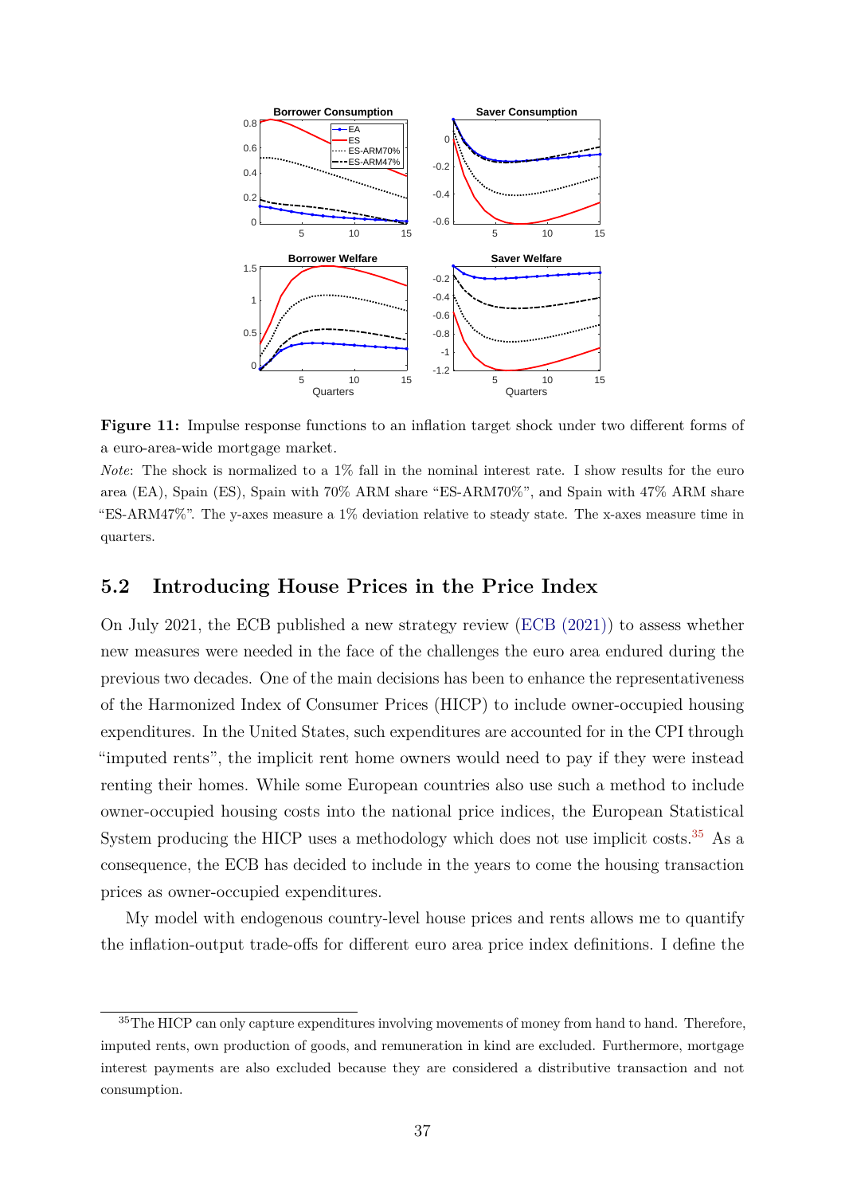**Figure 11:** Impulse response functions to an inflation target shock under two different forms of a euro-area-wide mortgage market.

*Note*: The shock is normalized to a 1% fall in the nominal interest rate. I show results for the euro area (EA), Spain (ES), Spain with 70% ARM share "ES-ARM70%", and Spain with 47% ARM share "ES-ARM47%". The y-axes measure a 1% deviation relative to steady state. The x-axes measure time in quarters.

## 5.2 Introducing House Prices in the Price Index

On July 2021, the ECB published a new strategy review (ECB (2021)) to assess whether new measures were needed in the face of the challenges the euro area endured during the previous two decades. One of the main decisions has been to enhance the representativeness of the Harmonized Index of Consumer Prices (HICP) to include owner-occupied housing expenditures. In the United States, such expenditures are accounted for in the CPI through "imputed rents", the implicit rent home owners would need to pay if they were instead renting their homes. While some European countries also use such a method to include owner-occupied housing costs into the national price indices, the European Statistical System producing the HICP uses a methodology which does not use implicit costs.[35] As a consequence, the ECB has decided to include in the years to come the housing transaction prices as owner-occupied expenditures.

My model with endogenous country-level house prices and rents allows me to quantify the inflation-output trade-offs for different euro area price index definitions. I define the

[35] The HICP can only capture expenditures involving movements of money from hand to hand. Therefore, imputed rents, own production of goods, and remuneration in kind are excluded. Furthermore, mortgage interest payments are also excluded because they are considered a distributive transaction and not consumption.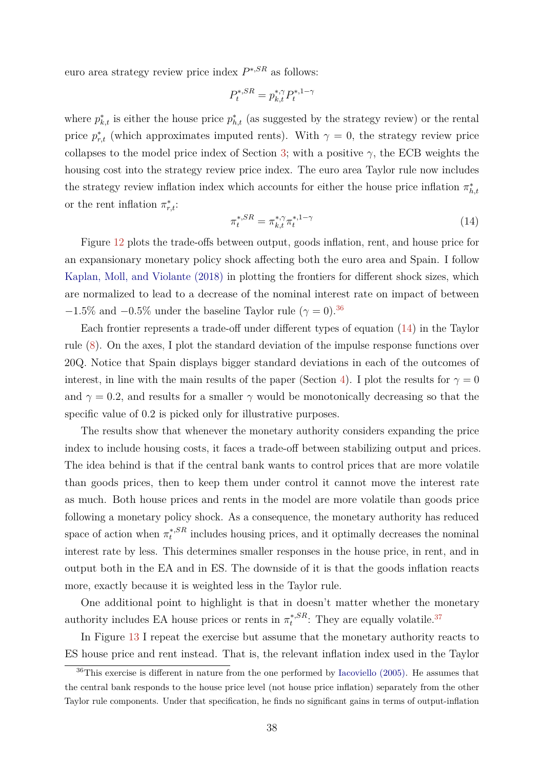euro area strategy review price index $P^{*,SR}$ as follows:

$$P_t^{*,SR} = p_{k,t}^{*,\gamma} P_t^{*,1-\gamma}$$

where $p_{k,t}^*$ is either the house price $p_{h,t}^*$ (as suggested by the strategy review) or the rental price $p_{r,t}^*$ (which approximates imputed rents). With $\gamma = 0$, the strategy review price collapses to the model price index of Section 3; with a positive $\gamma$, the ECB weights the housing cost into the strategy review price index. The euro area Taylor rule now includes the strategy review inflation index which accounts for either the house price inflation $\pi_{h,t}^*$ or the rent inflation $\pi_{r,t}^*$:

$$\pi_t^{*,SR} = \pi_{k,t}^{*,\gamma} \pi_t^{*,1-\gamma} \tag{14}$$

Figure 12 plots the trade-offs between output, goods inflation, rent, and house price for an expansionary monetary policy shock affecting both the euro area and Spain. I follow Kaplan, Moll, and Violante (2018) in plotting the frontiers for different shock sizes, which are normalized to lead to a decrease of the nominal interest rate on impact of between $-1.5\%$ and $-0.5\%$ under the baseline Taylor rule ($\gamma = 0$).[36]

Each frontier represents a trade-off under different types of equation (14) in the Taylor rule (8). On the axes, I plot the standard deviation of the impulse response functions over 20Q. Notice that Spain displays bigger standard deviations in each of the outcomes of interest, in line with the main results of the paper (Section 4). I plot the results for $\gamma = 0$ and $\gamma = 0.2$, and results for a smaller $\gamma$ would be monotonically decreasing so that the specific value of 0.2 is picked only for illustrative purposes.

The results show that whenever the monetary authority considers expanding the price index to include housing costs, it faces a trade-off between stabilizing output and prices. The idea behind is that if the central bank wants to control prices that are more volatile than goods prices, then to keep them under control it cannot move the interest rate as much. Both house prices and rents in the model are more volatile than goods price following a monetary policy shock. As a consequence, the monetary authority has reduced space of action when $\pi_t^{*,SR}$ includes housing prices, and it optimally decreases the nominal interest rate by less. This determines smaller responses in the house price, in rent, and in output both in the EA and in ES. The downside of it is that the goods inflation reacts more, exactly because it is weighted less in the Taylor rule.

One additional point to highlight is that in doesn't matter whether the monetary authority includes EA house prices or rents in $\pi_t^{*,SR}$: They are equally volatile.[37]

In Figure 13 I repeat the exercise but assume that the monetary authority reacts to ES house price and rent instead. That is, the relevant inflation index used in the Taylor

[36] This exercise is different in nature from the one performed by Iacoviello (2005). He assumes that the central bank responds to the house price level (not house price inflation) separately from the other Taylor rule components. Under that specification, he finds no significant gains in terms of output-inflation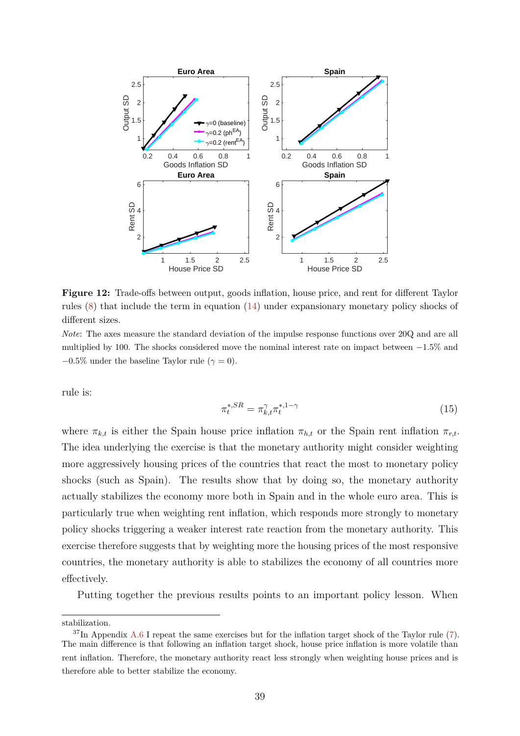**Figure 12:** Trade-offs between output, goods inflation, house price, and rent for different Taylor rules (8) that include the term in equation (14) under expansionary monetary policy shocks of different sizes.

*Note*: The axes measure the standard deviation of the impulse response functions over 20Q and are all multiplied by 100. The shocks considered move the nominal interest rate on impact between $-1.5\%$ and $-0.5\%$ under the baseline Taylor rule ($\gamma = 0$).

rule is:

$$\pi_t^{*,SR} = \pi_{k,t}^{\gamma} \pi_t^{*,1-\gamma} \tag{15}$$

where $\pi_{k,t}$ is either the Spain house price inflation $\pi_{h,t}$ or the Spain rent inflation $\pi_{r,t}$. The idea underlying the exercise is that the monetary authority might consider weighting more aggressively housing prices of the countries that react the most to monetary policy shocks (such as Spain). The results show that by doing so, the monetary authority actually stabilizes the economy more both in Spain and in the whole euro area. This is particularly true when weighting rent inflation, which responds more strongly to monetary policy shocks triggering a weaker interest rate reaction from the monetary authority. This exercise therefore suggests that by weighting more the housing prices of the most responsive countries, the monetary authority is able to stabilizes the economy of all countries more effectively.

Putting together the previous results points to an important policy lesson. When

stabilization.

[37] In Appendix A.6 I repeat the same exercises but for the inflation target shock of the Taylor rule (7). The main difference is that following an inflation target shock, house price inflation is more volatile than rent inflation. Therefore, the monetary authority react less strongly when weighting house prices and is therefore able to better stabilize the economy.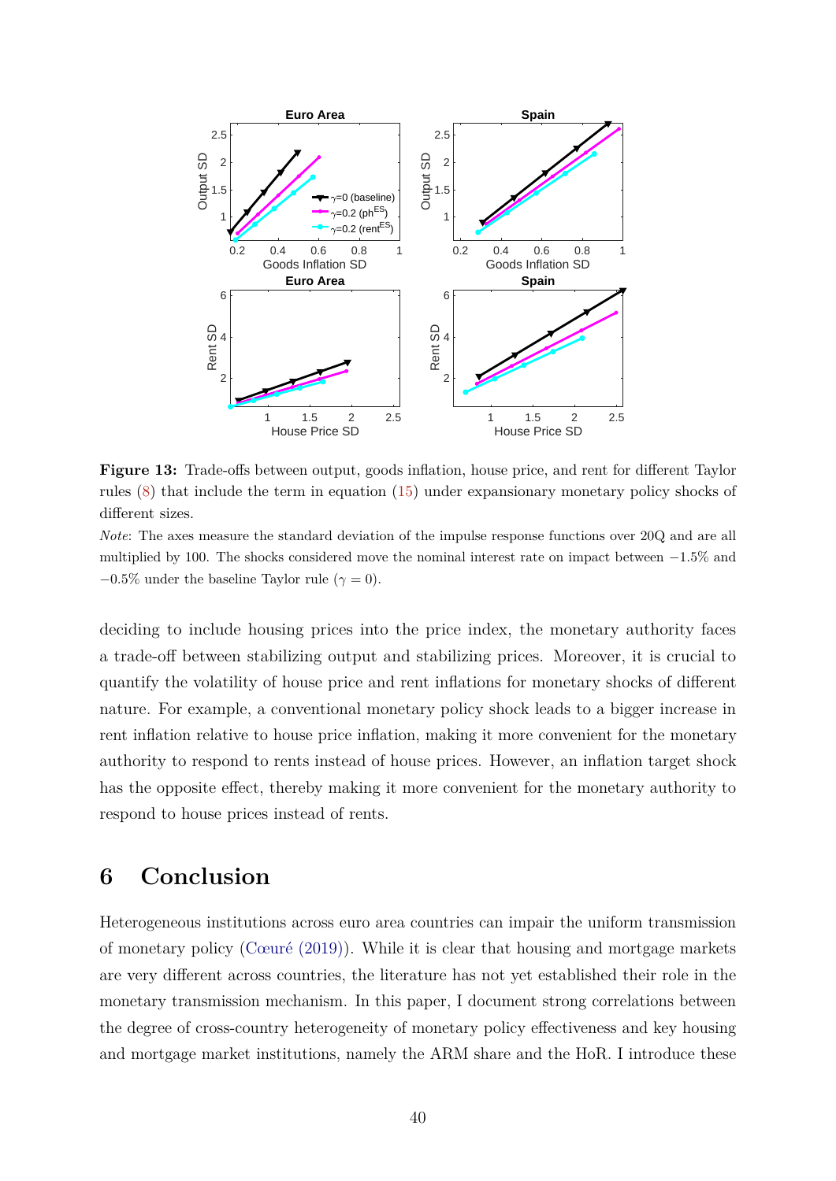**Figure 13:** Trade-offs between output, goods inflation, house price, and rent for different Taylor rules (8) that include the term in equation (15) under expansionary monetary policy shocks of different sizes.

*Note*: The axes measure the standard deviation of the impulse response functions over 20Q and are all multiplied by 100. The shocks considered move the nominal interest rate on impact between $-1.5\%$ and $-0.5\%$ under the baseline Taylor rule ($\gamma = 0$).

deciding to include housing prices into the price index, the monetary authority faces a trade-off between stabilizing output and stabilizing prices. Moreover, it is crucial to quantify the volatility of house price and rent inflations for monetary shocks of different nature. For example, a conventional monetary policy shock leads to a bigger increase in rent inflation relative to house price inflation, making it more convenient for the monetary authority to respond to rents instead of house prices. However, an inflation target shock has the opposite effect, thereby making it more convenient for the monetary authority to respond to house prices instead of rents.

# 6 Conclusion

Heterogeneous institutions across euro area countries can impair the uniform transmission of monetary policy (Cœuré (2019)). While it is clear that housing and mortgage markets are very different across countries, the literature has not yet established their role in the monetary transmission mechanism. In this paper, I document strong correlations between the degree of cross-country heterogeneity of monetary policy effectiveness and key housing and mortgage market institutions, namely the ARM share and the HoR. I introduce these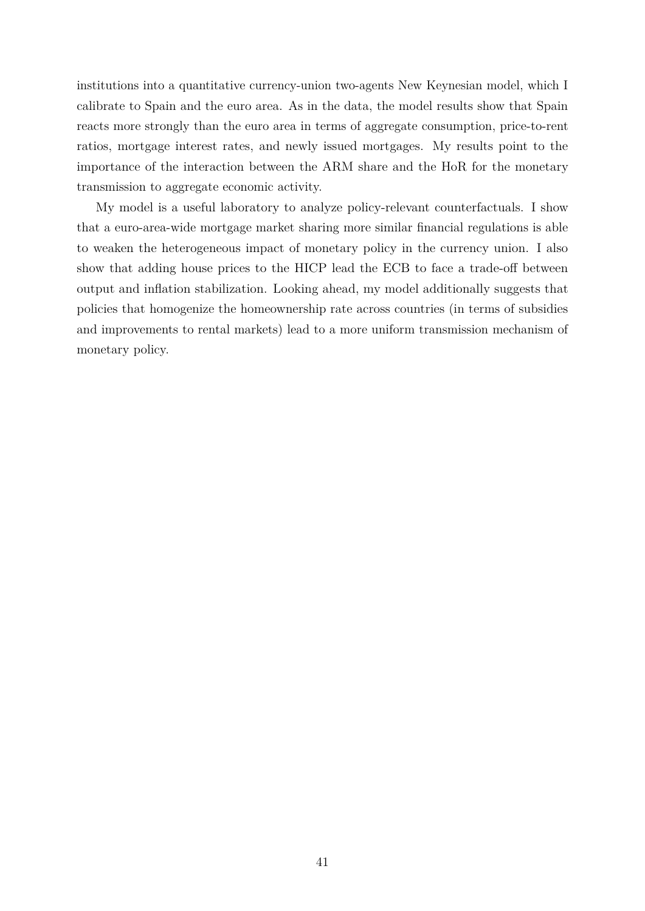institutions into a quantitative currency-union two-agents New Keynesian model, which I calibrate to Spain and the euro area. As in the data, the model results show that Spain reacts more strongly than the euro area in terms of aggregate consumption, price-to-rent ratios, mortgage interest rates, and newly issued mortgages. My results point to the importance of the interaction between the ARM share and the HoR for the monetary transmission to aggregate economic activity.

My model is a useful laboratory to analyze policy-relevant counterfactuals. I show that a euro-area-wide mortgage market sharing more similar financial regulations is able to weaken the heterogeneous impact of monetary policy in the currency union. I also show that adding house prices to the HICP lead the ECB to face a trade-off between output and inflation stabilization. Looking ahead, my model additionally suggests that policies that homogenize the homeownership rate across countries (in terms of subsidies and improvements to rental markets) lead to a more uniform transmission mechanism of monetary policy.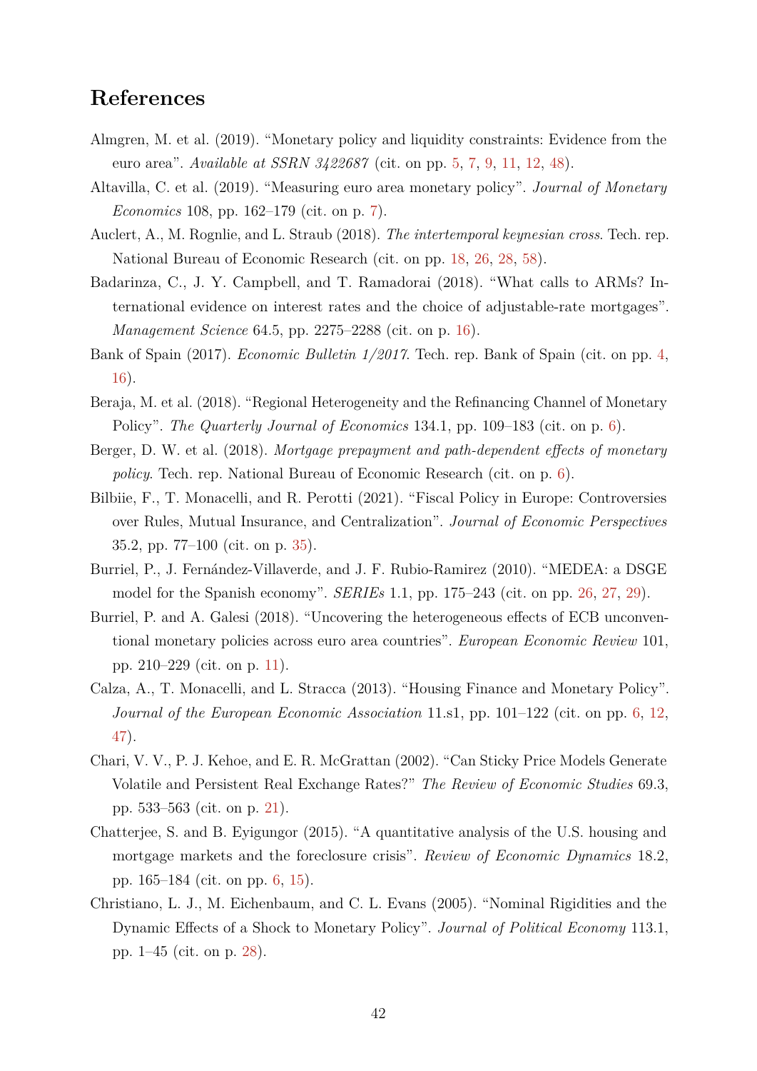# References

Almgren, M. et al. (2019). "Monetary policy and liquidity constraints: Evidence from the euro area". *Available at SSRN 3422687* (cit. on pp. 5, 7, 9, 11, 12, 48).

Altavilla, C. et al. (2019). "Measuring euro area monetary policy". *Journal of Monetary Economics* 108, pp. 162–179 (cit. on p. 7).

Auclert, A., M. Rognlie, and L. Straub (2018). *The intertemporal keynesian cross*. Tech. rep. National Bureau of Economic Research (cit. on pp. 18, 26, 28, 58).

Badarinza, C., J. Y. Campbell, and T. Ramadorai (2018). "What calls to ARMs? International evidence on interest rates and the choice of adjustable-rate mortgages". *Management Science* 64.5, pp. 2275–2288 (cit. on p. 16).

Bank of Spain (2017). *Economic Bulletin 1/2017*. Tech. rep. Bank of Spain (cit. on pp. 4, 16).

Beraja, M. et al. (2018). "Regional Heterogeneity and the Refinancing Channel of Monetary Policy". *The Quarterly Journal of Economics* 134.1, pp. 109–183 (cit. on p. 6).

Berger, D. W. et al. (2018). *Mortgage prepayment and path-dependent effects of monetary policy*. Tech. rep. National Bureau of Economic Research (cit. on p. 6).

Bilbiie, F., T. Monacelli, and R. Perotti (2021). "Fiscal Policy in Europe: Controversies over Rules, Mutual Insurance, and Centralization". *Journal of Economic Perspectives* 35.2, pp. 77–100 (cit. on p. 35).

Burriel, P., J. Fernández-Villaverde, and J. F. Rubio-Ramirez (2010). "MEDEA: a DSGE model for the Spanish economy". *SERIEs* 1.1, pp. 175–243 (cit. on pp. 26, 27, 29).

Burriel, P. and A. Galesi (2018). "Uncovering the heterogeneous effects of ECB unconventional monetary policies across euro area countries". *European Economic Review* 101, pp. 210–229 (cit. on p. 11).

Calza, A., T. Monacelli, and L. Stracca (2013). "Housing Finance and Monetary Policy". *Journal of the European Economic Association* 11.s1, pp. 101–122 (cit. on pp. 6, 12, 47).

Chari, V. V., P. J. Kehoe, and E. R. McGrattan (2002). "Can Sticky Price Models Generate Volatile and Persistent Real Exchange Rates?" *The Review of Economic Studies* 69.3, pp. 533–563 (cit. on p. 21).

Chatterjee, S. and B. Eyigungor (2015). "A quantitative analysis of the U.S. housing and mortgage markets and the foreclosure crisis". *Review of Economic Dynamics* 18.2, pp. 165–184 (cit. on pp. 6, 15).

Christiano, L. J., M. Eichenbaum, and C. L. Evans (2005). "Nominal Rigidities and the Dynamic Effects of a Shock to Monetary Policy". *Journal of Political Economy* 113.1, pp. 1–45 (cit. on p. 28).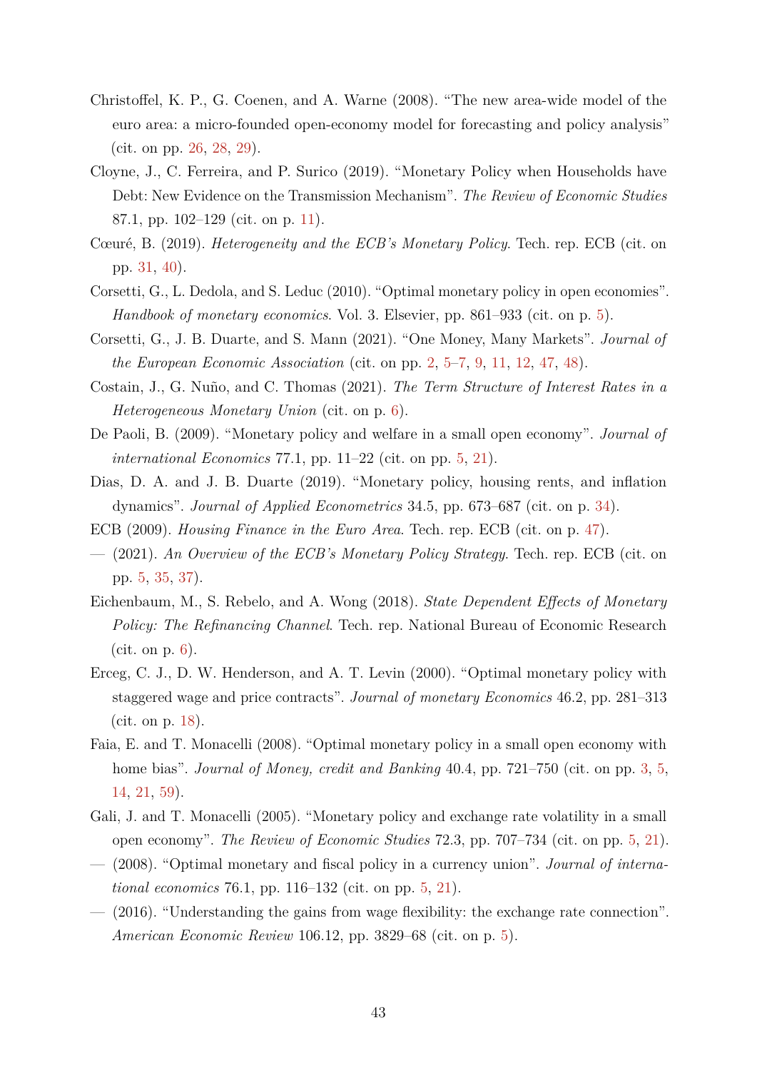Christoffel, K. P., G. Coenen, and A. Warne (2008). “The new area-wide model of the euro area: a micro-founded open-economy model for forecasting and policy analysis” (cit. on pp. 26, 28, 29).

Cloyne, J., C. Ferreira, and P. Surico (2019). “Monetary Policy when Households have Debt: New Evidence on the Transmission Mechanism”. *The Review of Economic Studies* 87.1, pp. 102–129 (cit. on p. 11).

Cœuré, B. (2019). *Heterogeneity and the ECB's Monetary Policy*. Tech. rep. ECB (cit. on pp. 31, 40).

Corsetti, G., L. Dedola, and S. Leduc (2010). “Optimal monetary policy in open economies”. *Handbook of monetary economics*. Vol. 3. Elsevier, pp. 861–933 (cit. on p. 5).

Corsetti, G., J. B. Duarte, and S. Mann (2021). “One Money, Many Markets”. *Journal of the European Economic Association* (cit. on pp. 2, 5–7, 9, 11, 12, 47, 48).

Costain, J., G. Nuño, and C. Thomas (2021). *The Term Structure of Interest Rates in a Heterogeneous Monetary Union* (cit. on p. 6).

De Paoli, B. (2009). “Monetary policy and welfare in a small open economy”. *Journal of international Economics* 77.1, pp. 11–22 (cit. on pp. 5, 21).

Dias, D. A. and J. B. Duarte (2019). “Monetary policy, housing rents, and inflation dynamics”. *Journal of Applied Econometrics* 34.5, pp. 673–687 (cit. on p. 34).

ECB (2009). *Housing Finance in the Euro Area*. Tech. rep. ECB (cit. on p. 47).

— (2021). *An Overview of the ECB's Monetary Policy Strategy*. Tech. rep. ECB (cit. on pp. 5, 35, 37).

Eichenbaum, M., S. Rebelo, and A. Wong (2018). *State Dependent Effects of Monetary Policy: The Refinancing Channel*. Tech. rep. National Bureau of Economic Research (cit. on p. 6).

Erceg, C. J., D. W. Henderson, and A. T. Levin (2000). “Optimal monetary policy with staggered wage and price contracts”. *Journal of monetary Economics* 46.2, pp. 281–313 (cit. on p. 18).

Faia, E. and T. Monacelli (2008). “Optimal monetary policy in a small open economy with home bias”. *Journal of Money, credit and Banking* 40.4, pp. 721–750 (cit. on pp. 3, 5, 14, 21, 59).

Gali, J. and T. Monacelli (2005). “Monetary policy and exchange rate volatility in a small open economy”. *The Review of Economic Studies* 72.3, pp. 707–734 (cit. on pp. 5, 21).

— (2008). “Optimal monetary and fiscal policy in a currency union”. *Journal of international economics* 76.1, pp. 116–132 (cit. on pp. 5, 21).

— (2016). “Understanding the gains from wage flexibility: the exchange rate connection”. *American Economic Review* 106.12, pp. 3829–68 (cit. on p. 5).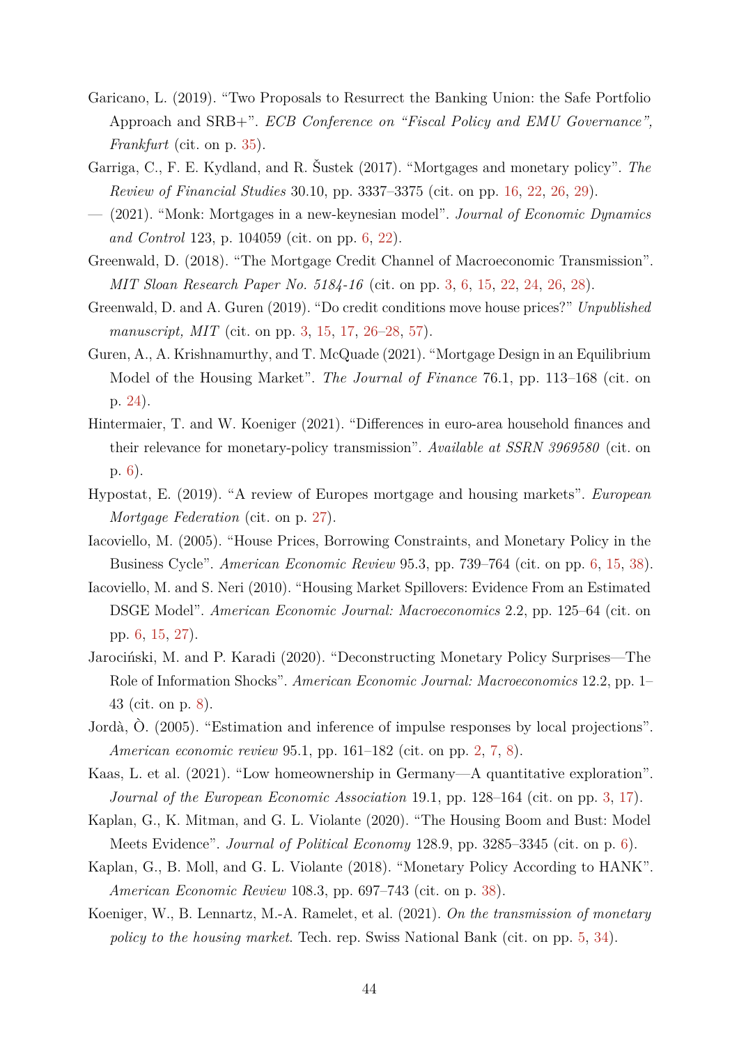Garicano, L. (2019). “Two Proposals to Resurrect the Banking Union: the Safe Portfolio Approach and SRB+”. *ECB Conference on “Fiscal Policy and EMU Governance”, Frankfurt* (cit. on p. 35).

Garriga, C., F. E. Kydland, and R. Šustek (2017). “Mortgages and monetary policy”. *The Review of Financial Studies* 30.10, pp. 3337–3375 (cit. on pp. 16, 22, 26, 29).

— (2021). “Monk: Mortgages in a new-keynesian model”. *Journal of Economic Dynamics and Control* 123, p. 104059 (cit. on pp. 6, 22).

Greenwald, D. (2018). “The Mortgage Credit Channel of Macroeconomic Transmission”. *MIT Sloan Research Paper No. 5184-16* (cit. on pp. 3, 6, 15, 22, 24, 26, 28).

Greenwald, D. and A. Guren (2019). “Do credit conditions move house prices?” *Unpublished manuscript, MIT* (cit. on pp. 3, 15, 17, 26–28, 57).

Guren, A., A. Krishnamurthy, and T. McQuade (2021). “Mortgage Design in an Equilibrium Model of the Housing Market”. *The Journal of Finance* 76.1, pp. 113–168 (cit. on p. 24).

Hintermaier, T. and W. Koeniger (2021). “Differences in euro-area household finances and their relevance for monetary-policy transmission”. *Available at SSRN 3969580* (cit. on p. 6).

Hypostat, E. (2019). “A review of Europes mortgage and housing markets”. *European Mortgage Federation* (cit. on p. 27).

Iacoviello, M. (2005). “House Prices, Borrowing Constraints, and Monetary Policy in the Business Cycle”. *American Economic Review* 95.3, pp. 739–764 (cit. on pp. 6, 15, 38).

Iacoviello, M. and S. Neri (2010). “Housing Market Spillovers: Evidence From an Estimated DSGE Model”. *American Economic Journal: Macroeconomics* 2.2, pp. 125–64 (cit. on pp. 6, 15, 27).

Jarociński, M. and P. Karadi (2020). “Deconstructing Monetary Policy Surprises—The Role of Information Shocks”. *American Economic Journal: Macroeconomics* 12.2, pp. 1–43 (cit. on p. 8).

Jordà, Ò. (2005). “Estimation and inference of impulse responses by local projections”. *American economic review* 95.1, pp. 161–182 (cit. on pp. 2, 7, 8).

Kaas, L. et al. (2021). “Low homeownership in Germany—A quantitative exploration”. *Journal of the European Economic Association* 19.1, pp. 128–164 (cit. on pp. 3, 17).

Kaplan, G., K. Mitman, and G. L. Violante (2020). “The Housing Boom and Bust: Model Meets Evidence”. *Journal of Political Economy* 128.9, pp. 3285–3345 (cit. on p. 6).

Kaplan, G., B. Moll, and G. L. Violante (2018). “Monetary Policy According to HANK”. *American Economic Review* 108.3, pp. 697–743 (cit. on p. 38).

Koeniger, W., B. Lennartz, M.-A. Ramelet, et al. (2021). *On the transmission of monetary policy to the housing market*. Tech. rep. Swiss National Bank (cit. on pp. 5, 34).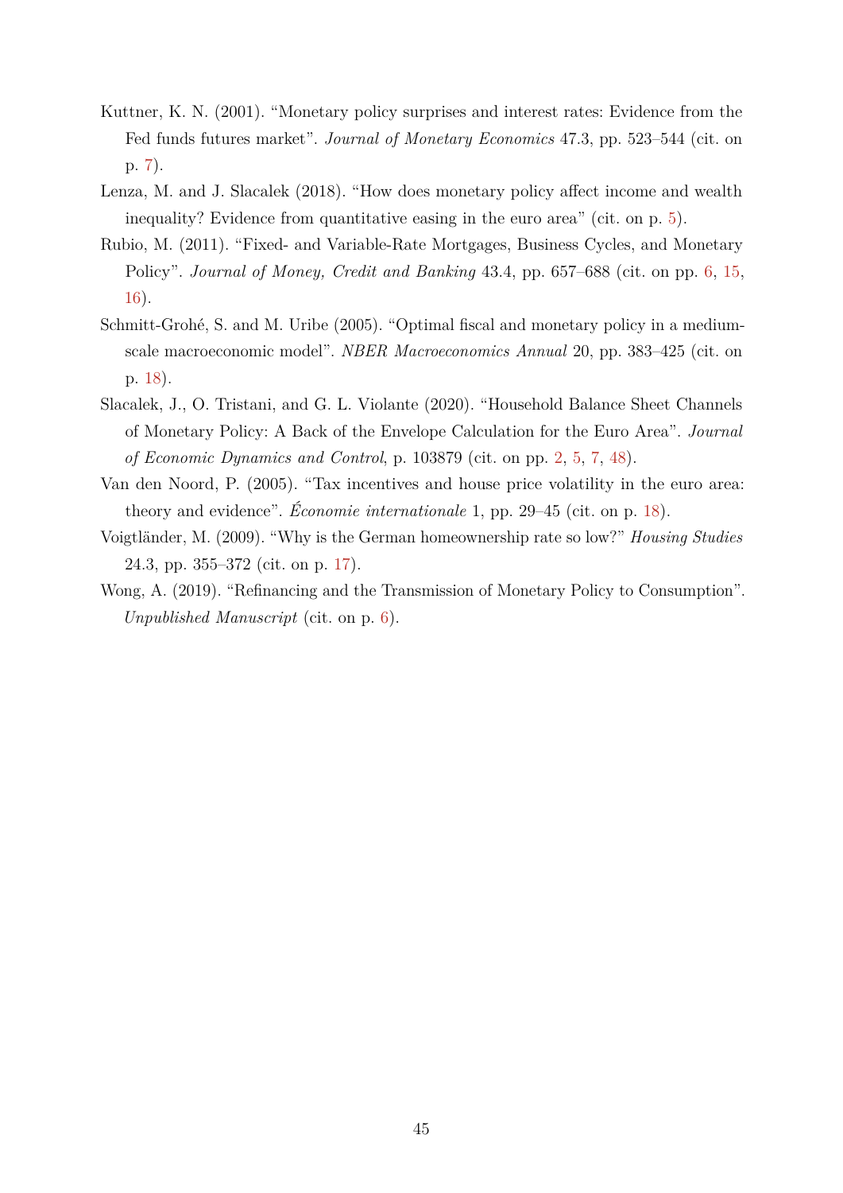Kuttner, K. N. (2001). "Monetary policy surprises and interest rates: Evidence from the Fed funds futures market". *Journal of Monetary Economics* 47.3, pp. 523–544 (cit. on p. 7).

Lenza, M. and J. Slacalek (2018). "How does monetary policy affect income and wealth inequality? Evidence from quantitative easing in the euro area" (cit. on p. 5).

Rubio, M. (2011). "Fixed- and Variable-Rate Mortgages, Business Cycles, and Monetary Policy". *Journal of Money, Credit and Banking* 43.4, pp. 657–688 (cit. on pp. 6, 15, 16).

Schmitt-Grohé, S. and M. Uribe (2005). "Optimal fiscal and monetary policy in a medium-scale macroeconomic model". *NBER Macroeconomics Annual* 20, pp. 383–425 (cit. on p. 18).

Slacalek, J., O. Tristani, and G. L. Violante (2020). "Household Balance Sheet Channels of Monetary Policy: A Back of the Envelope Calculation for the Euro Area". *Journal of Economic Dynamics and Control*, p. 103879 (cit. on pp. 2, 5, 7, 48).

Van den Noord, P. (2005). "Tax incentives and house price volatility in the euro area: theory and evidence". *Économie internationale* 1, pp. 29–45 (cit. on p. 18).

Voigtländer, M. (2009). "Why is the German homeownership rate so low?" *Housing Studies* 24.3, pp. 355–372 (cit. on p. 17).

Wong, A. (2019). "Refinancing and the Transmission of Monetary Policy to Consumption". *Unpublished Manuscript* (cit. on p. 6).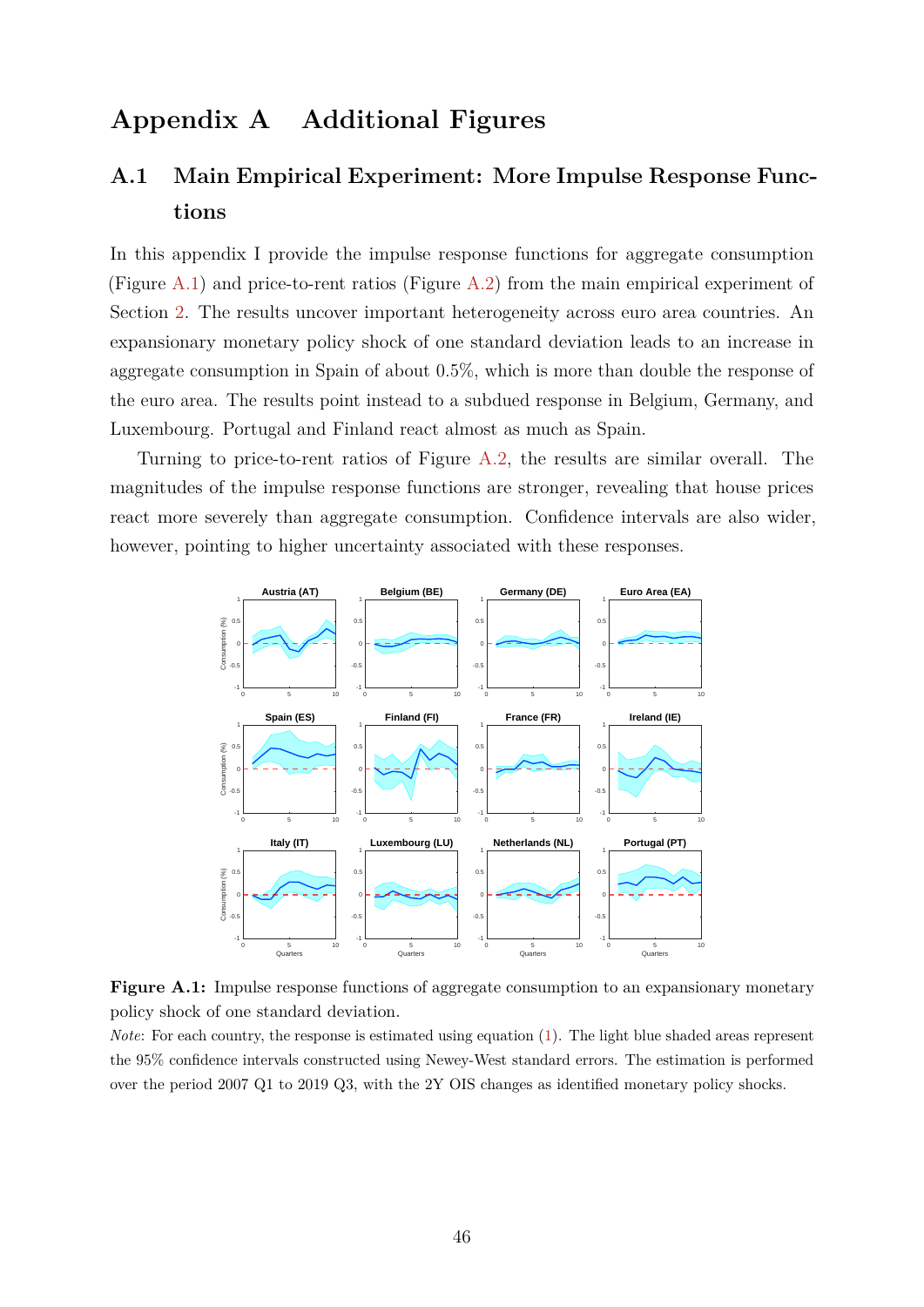# Appendix A Additional Figures

## A.1 Main Empirical Experiment: More Impulse Response Functions

In this appendix I provide the impulse response functions for aggregate consumption (Figure A.1) and price-to-rent ratios (Figure A.2) from the main empirical experiment of Section 2. The results uncover important heterogeneity across euro area countries. An expansionary monetary policy shock of one standard deviation leads to an increase in aggregate consumption in Spain of about 0.5%, which is more than double the response of the euro area. The results point instead to a subdued response in Belgium, Germany, and Luxembourg. Portugal and Finland react almost as much as Spain.

Turning to price-to-rent ratios of Figure A.2, the results are similar overall. The magnitudes of the impulse response functions are stronger, revealing that house prices react more severely than aggregate consumption. Confidence intervals are also wider, however, pointing to higher uncertainty associated with these responses.

**Figure A.1:** Impulse response functions of aggregate consumption to an expansionary monetary policy shock of one standard deviation.

*Note*: For each country, the response is estimated using equation (1). The light blue shaded areas represent the 95% confidence intervals constructed using Newey-West standard errors. The estimation is performed over the period 2007 Q1 to 2019 Q3, with the 2Y OIS changes as identified monetary policy shocks.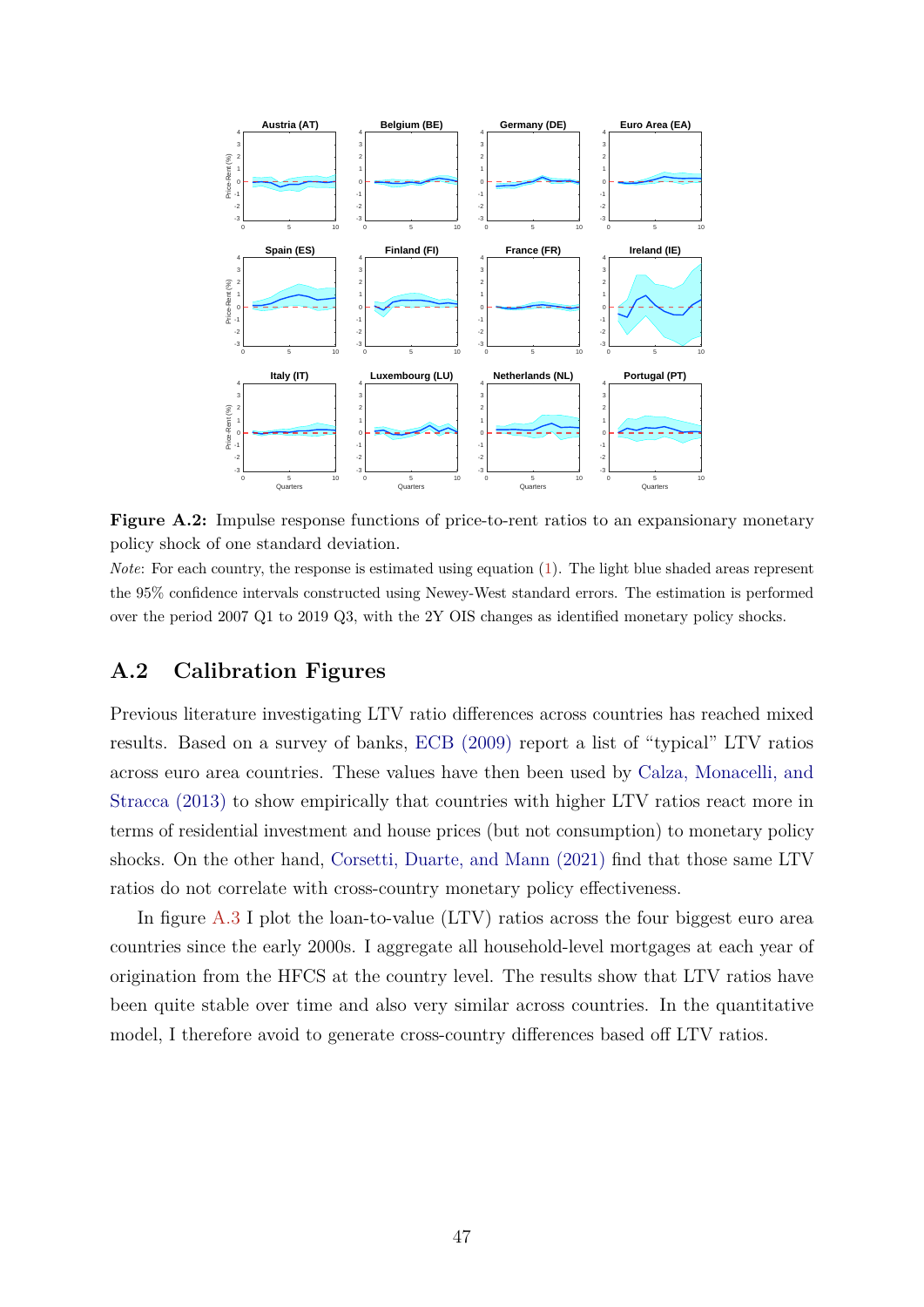**Figure A.2:** Impulse response functions of price-to-rent ratios to an expansionary monetary policy shock of one standard deviation.

*Note*: For each country, the response is estimated using equation (1). The light blue shaded areas represent the 95% confidence intervals constructed using Newey-West standard errors. The estimation is performed over the period 2007 Q1 to 2019 Q3, with the 2Y OIS changes as identified monetary policy shocks.

## A.2 Calibration Figures

Previous literature investigating LTV ratio differences across countries has reached mixed results. Based on a survey of banks, ECB (2009) report a list of "typical" LTV ratios across euro area countries. These values have then been used by Calza, Monacelli, and Stracca (2013) to show empirically that countries with higher LTV ratios react more in terms of residential investment and house prices (but not consumption) to monetary policy shocks. On the other hand, Corsetti, Duarte, and Mann (2021) find that those same LTV ratios do not correlate with cross-country monetary policy effectiveness.

In figure A.3 I plot the loan-to-value (LTV) ratios across the four biggest euro area countries since the early 2000s. I aggregate all household-level mortgages at each year of origination from the HFCS at the country level. The results show that LTV ratios have been quite stable over time and also very similar across countries. In the quantitative model, I therefore avoid to generate cross-country differences based off LTV ratios.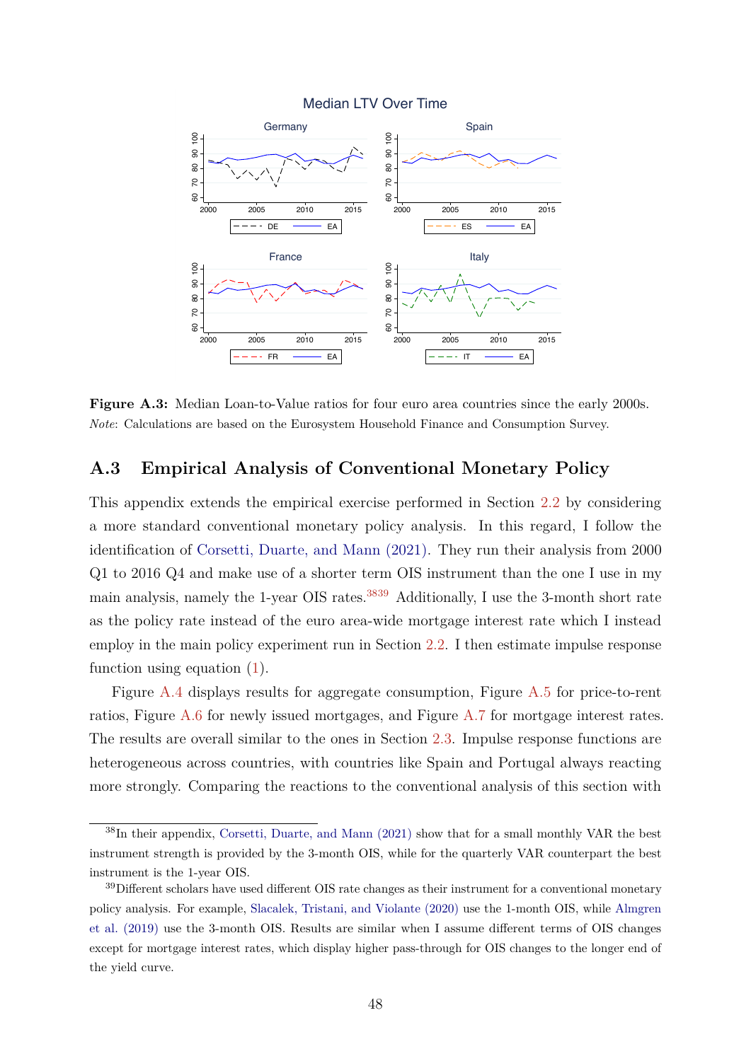**Figure A.3:** Median Loan-to-Value ratios for four euro area countries since the early 2000s. *Note*: Calculations are based on the Eurosystem Household Finance and Consumption Survey.

## A.3 Empirical Analysis of Conventional Monetary Policy

This appendix extends the empirical exercise performed in Section 2.2 by considering a more standard conventional monetary policy analysis. In this regard, I follow the identification of Corsetti, Duarte, and Mann (2021). They run their analysis from 2000 Q1 to 2016 Q4 and make use of a shorter term OIS instrument than the one I use in my main analysis, namely the 1-year OIS rates.[38][39] Additionally, I use the 3-month short rate as the policy rate instead of the euro area-wide mortgage interest rate which I instead employ in the main policy experiment run in Section 2.2. I then estimate impulse response function using equation (1).

Figure A.4 displays results for aggregate consumption, Figure A.5 for price-to-rent ratios, Figure A.6 for newly issued mortgages, and Figure A.7 for mortgage interest rates. The results are overall similar to the ones in Section 2.3. Impulse response functions are heterogeneous across countries, with countries like Spain and Portugal always reacting more strongly. Comparing the reactions to the conventional analysis of this section with

[38] In their appendix, Corsetti, Duarte, and Mann (2021) show that for a small monthly VAR the best instrument strength is provided by the 3-month OIS, while for the quarterly VAR counterpart the best instrument is the 1-year OIS.

[39] Different scholars have used different OIS rate changes as their instrument for a conventional monetary policy analysis. For example, Slacalek, Tristani, and Violante (2020) use the 1-month OIS, while Almgren et al. (2019) use the 3-month OIS. Results are similar when I assume different terms of OIS changes except for mortgage interest rates, which display higher pass-through for OIS changes to the longer end of the yield curve.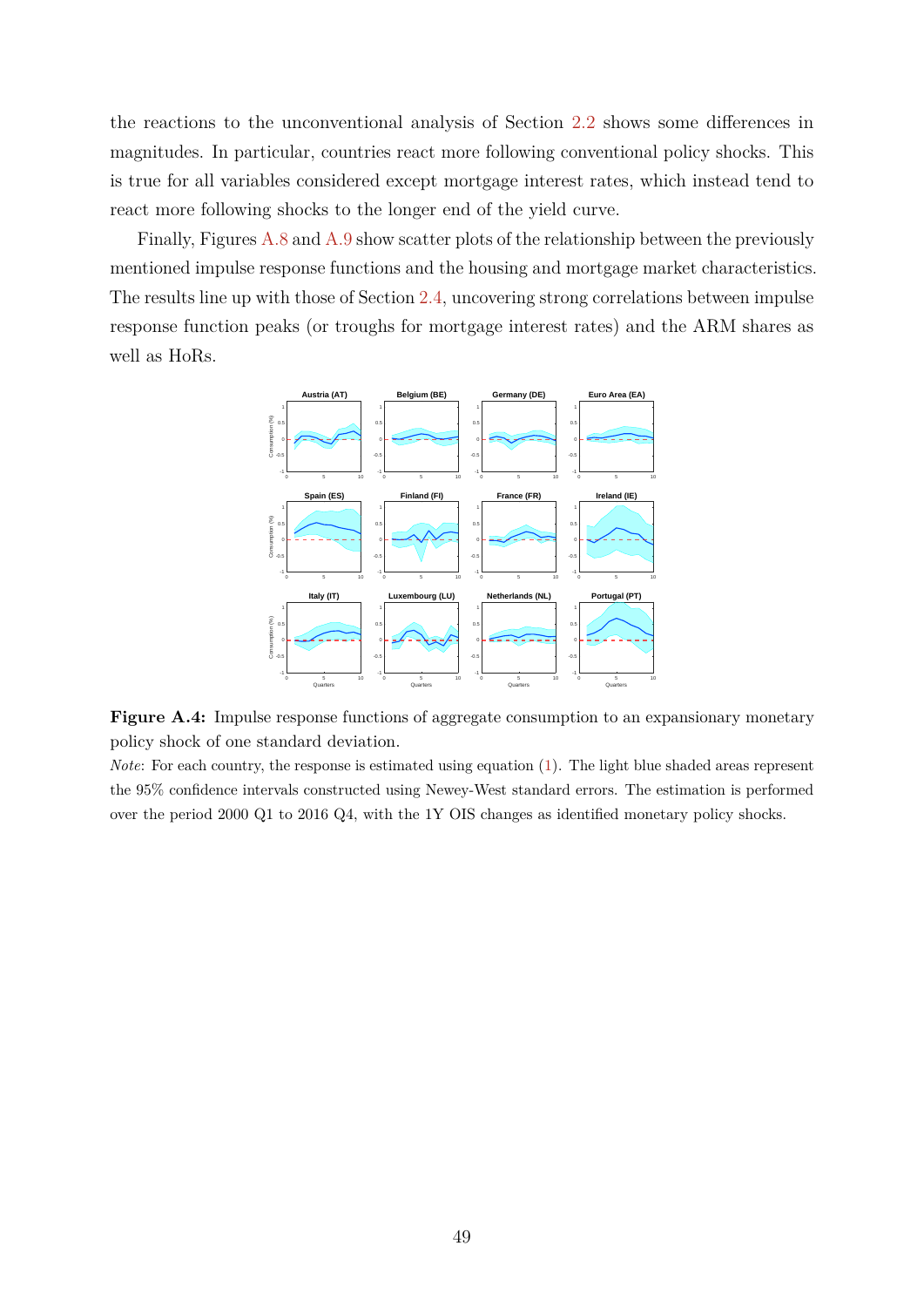the reactions to the unconventional analysis of Section 2.2 shows some differences in magnitudes. In particular, countries react more following conventional policy shocks. This is true for all variables considered except mortgage interest rates, which instead tend to react more following shocks to the longer end of the yield curve.

Finally, Figures A.8 and A.9 show scatter plots of the relationship between the previously mentioned impulse response functions and the housing and mortgage market characteristics. The results line up with those of Section 2.4, uncovering strong correlations between impulse response function peaks (or troughs for mortgage interest rates) and the ARM shares as well as HoRs.

**Figure A.4:** Impulse response functions of aggregate consumption to an expansionary monetary policy shock of one standard deviation.

*Note*: For each country, the response is estimated using equation (1). The light blue shaded areas represent the 95% confidence intervals constructed using Newey-West standard errors. The estimation is performed over the period 2000 Q1 to 2016 Q4, with the 1Y OIS changes as identified monetary policy shocks.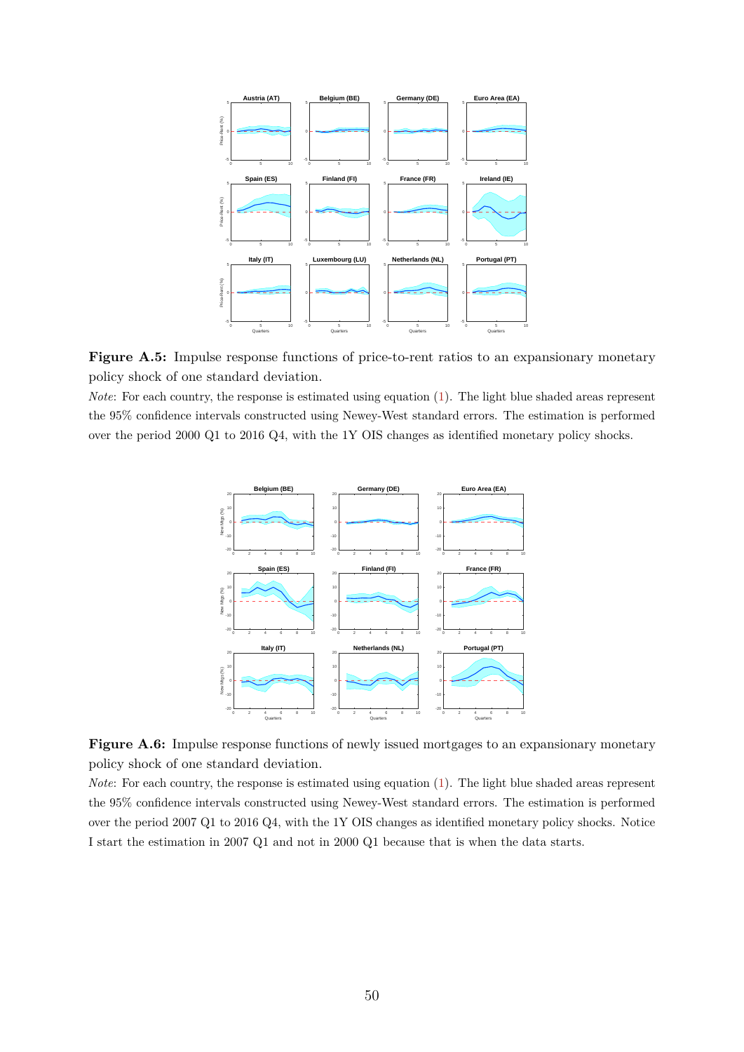**Figure A.5:** Impulse response functions of price-to-rent ratios to an expansionary monetary policy shock of one standard deviation.

*Note*: For each country, the response is estimated using equation (1). The light blue shaded areas represent the 95% confidence intervals constructed using Newey-West standard errors. The estimation is performed over the period 2000 Q1 to 2016 Q4, with the 1Y OIS changes as identified monetary policy shocks.

**Figure A.6:** Impulse response functions of newly issued mortgages to an expansionary monetary policy shock of one standard deviation.

*Note*: For each country, the response is estimated using equation (1). The light blue shaded areas represent the 95% confidence intervals constructed using Newey-West standard errors. The estimation is performed over the period 2007 Q1 to 2016 Q4, with the 1Y OIS changes as identified monetary policy shocks. Notice I start the estimation in 2007 Q1 and not in 2000 Q1 because that is when the data starts.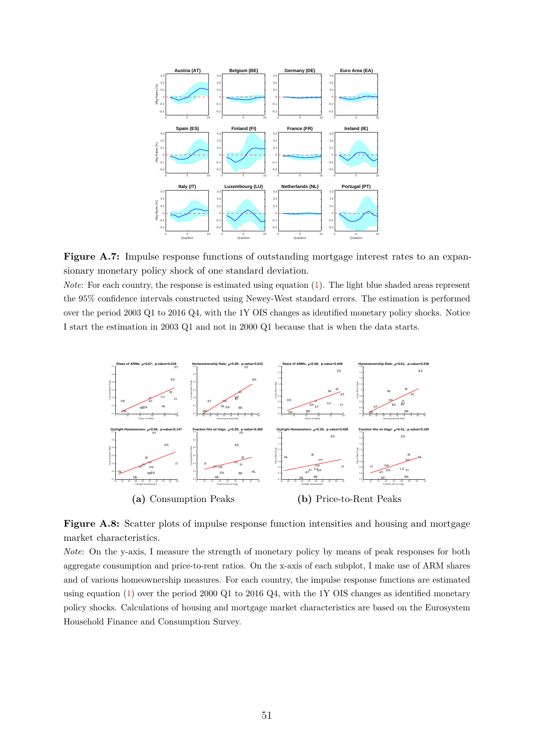**Figure A.7:** Impulse response functions of outstanding mortgage interest rates to an expansionary monetary policy shock of one standard deviation.

*Note*: For each country, the response is estimated using equation (1). The light blue shaded areas represent the 95% confidence intervals constructed using Newey-West standard errors. The estimation is performed over the period 2003 Q1 to 2016 Q4, with the 1Y OIS changes as identified monetary policy shocks. Notice I start the estimation in 2003 Q1 and not in 2000 Q1 because that is when the data starts.

**(a)** Consumption Peaks **(b)** Price-to-Rent Peaks

**Figure A.8:** Scatter plots of impulse response function intensities and housing and mortgage market characteristics.

*Note*: On the y-axis, I measure the strength of monetary policy by means of peak responses for both aggregate consumption and price-to-rent ratios. On the x-axis of each subplot, I make use of ARM shares and of various homeownership measures. For each country, the impulse response functions are estimated using equation (1) over the period 2000 Q1 to 2016 Q4, with the 1Y OIS changes as identified monetary policy shocks. Calculations of housing and mortgage market characteristics are based on the Eurosystem Household Finance and Consumption Survey.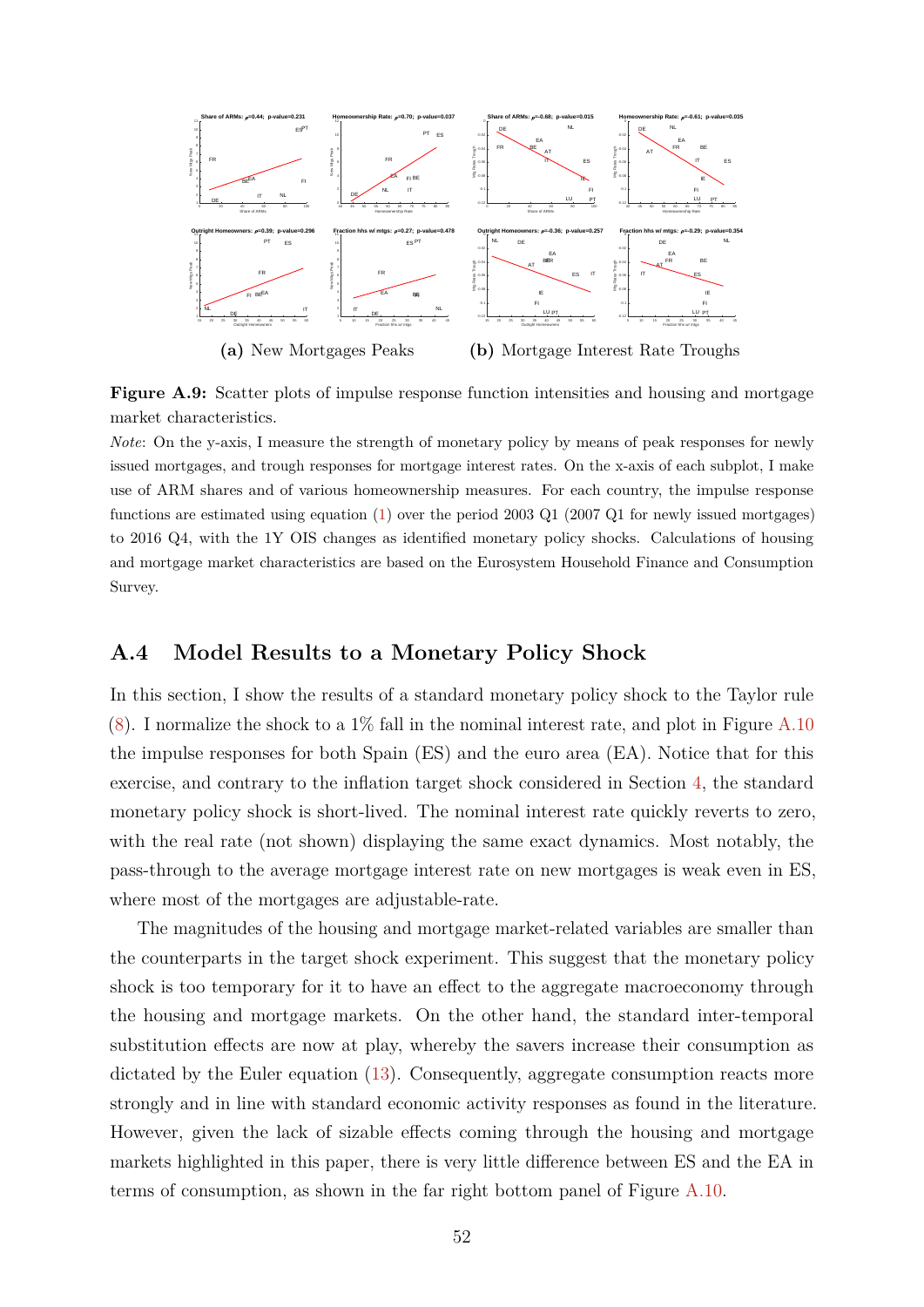(a) New Mortgages Peaks (b) Mortgage Interest Rate Troughs

**Figure A.9:** Scatter plots of impulse response function intensities and housing and mortgage market characteristics.

*Note*: On the y-axis, I measure the strength of monetary policy by means of peak responses for newly issued mortgages, and trough responses for mortgage interest rates. On the x-axis of each subplot, I make use of ARM shares and of various homeownership measures. For each country, the impulse response functions are estimated using equation (1) over the period 2003 Q1 (2007 Q1 for newly issued mortgages) to 2016 Q4, with the 1Y OIS changes as identified monetary policy shocks. Calculations of housing and mortgage market characteristics are based on the Eurosystem Household Finance and Consumption Survey.

## A.4 Model Results to a Monetary Policy Shock

In this section, I show the results of a standard monetary policy shock to the Taylor rule (8). I normalize the shock to a 1% fall in the nominal interest rate, and plot in Figure A.10 the impulse responses for both Spain (ES) and the euro area (EA). Notice that for this exercise, and contrary to the inflation target shock considered in Section 4, the standard monetary policy shock is short-lived. The nominal interest rate quickly reverts to zero, with the real rate (not shown) displaying the same exact dynamics. Most notably, the pass-through to the average mortgage interest rate on new mortgages is weak even in ES, where most of the mortgages are adjustable-rate.

The magnitudes of the housing and mortgage market-related variables are smaller than the counterparts in the target shock experiment. This suggest that the monetary policy shock is too temporary for it to have an effect to the aggregate macroeconomy through the housing and mortgage markets. On the other hand, the standard inter-temporal substitution effects are now at play, whereby the savers increase their consumption as dictated by the Euler equation (13). Consequently, aggregate consumption reacts more strongly and in line with standard economic activity responses as found in the literature. However, given the lack of sizable effects coming through the housing and mortgage markets highlighted in this paper, there is very little difference between ES and the EA in terms of consumption, as shown in the far right bottom panel of Figure A.10.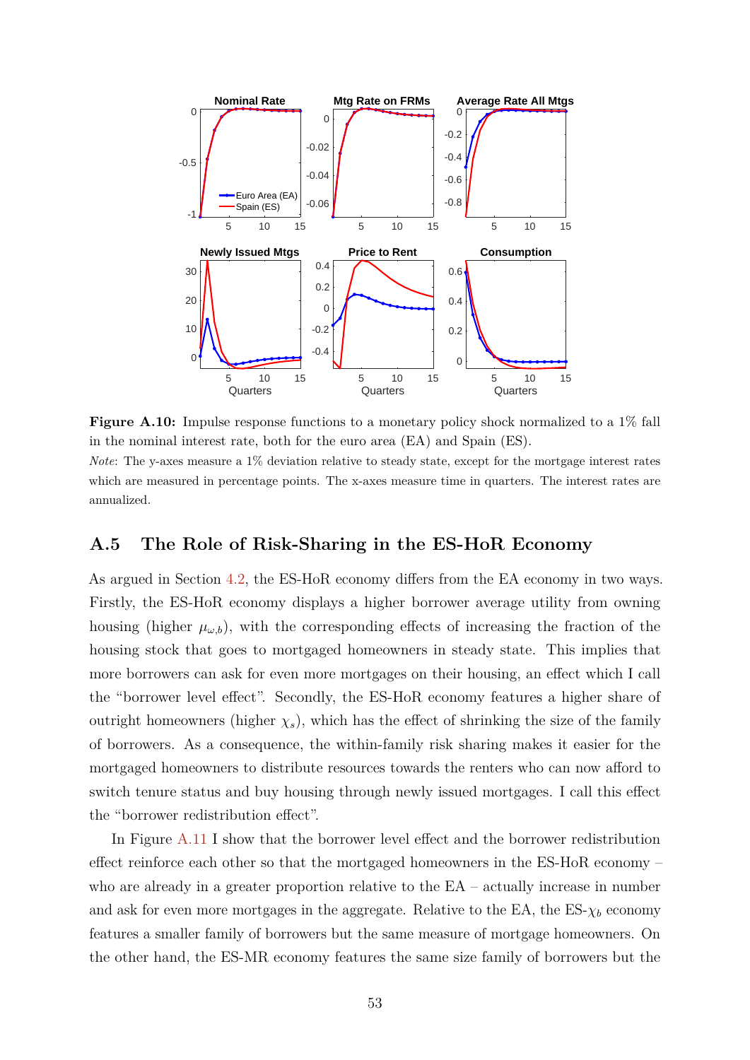**Figure A.10:** Impulse response functions to a monetary policy shock normalized to a 1% fall in the nominal interest rate, both for the euro area (EA) and Spain (ES).

*Note*: The y-axes measure a 1% deviation relative to steady state, except for the mortgage interest rates which are measured in percentage points. The x-axes measure time in quarters. The interest rates are annualized.

## A.5 The Role of Risk-Sharing in the ES-HoR Economy

As argued in Section 4.2, the ES-HoR economy differs from the EA economy in two ways. Firstly, the ES-HoR economy displays a higher borrower average utility from owning housing (higher $\mu_{\omega,b}$), with the corresponding effects of increasing the fraction of the housing stock that goes to mortgaged homeowners in steady state. This implies that more borrowers can ask for even more mortgages on their housing, an effect which I call the "borrower level effect". Secondly, the ES-HoR economy features a higher share of outright homeowners (higher $\chi_s$), which has the effect of shrinking the size of the family of borrowers. As a consequence, the within-family risk sharing makes it easier for the mortgaged homeowners to distribute resources towards the renters who can now afford to switch tenure status and buy housing through newly issued mortgages. I call this effect the "borrower redistribution effect".

In Figure A.11 I show that the borrower level effect and the borrower redistribution effect reinforce each other so that the mortgaged homeowners in the ES-HoR economy – who are already in a greater proportion relative to the EA – actually increase in number and ask for even more mortgages in the aggregate. Relative to the EA, the ES-$\chi_b$ economy features a smaller family of borrowers but the same measure of mortgage homeowners. On the other hand, the ES-MR economy features the same size family of borrowers but the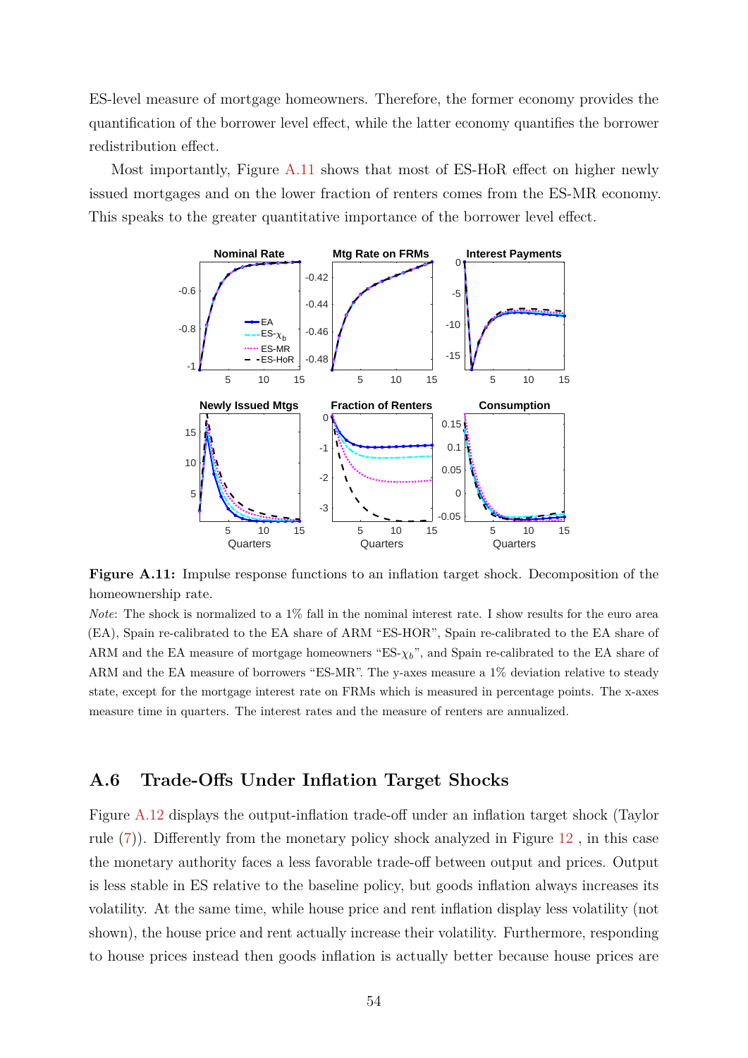ES-level measure of mortgage homeowners. Therefore, the former economy provides the quantification of the borrower level effect, while the latter economy quantifies the borrower redistribution effect.

Most importantly, Figure A.11 shows that most of ES-HoR effect on higher newly issued mortgages and on the lower fraction of renters comes from the ES-MR economy. This speaks to the greater quantitative importance of the borrower level effect.

**Figure A.11:** Impulse response functions to an inflation target shock. Decomposition of the homeownership rate.

*Note*: The shock is normalized to a 1% fall in the nominal interest rate. I show results for the euro area (EA), Spain re-calibrated to the EA share of ARM "ES-HOR", Spain re-calibrated to the EA share of ARM and the EA measure of mortgage homeowners "ES-$\chi_b$", and Spain re-calibrated to the EA share of ARM and the EA measure of borrowers "ES-MR". The y-axes measure a 1% deviation relative to steady state, except for the mortgage interest rate on FRMs which is measured in percentage points. The x-axes measure time in quarters. The interest rates and the measure of renters are annualized.

## A.6 Trade-Offs Under Inflation Target Shocks

Figure A.12 displays the output-inflation trade-off under an inflation target shock (Taylor rule (7)). Differently from the monetary policy shock analyzed in Figure 12 , in this case the monetary authority faces a less favorable trade-off between output and prices. Output is less stable in ES relative to the baseline policy, but goods inflation always increases its volatility. At the same time, while house price and rent inflation display less volatility (not shown), the house price and rent actually increase their volatility. Furthermore, responding to house prices instead then goods inflation is actually better because house prices are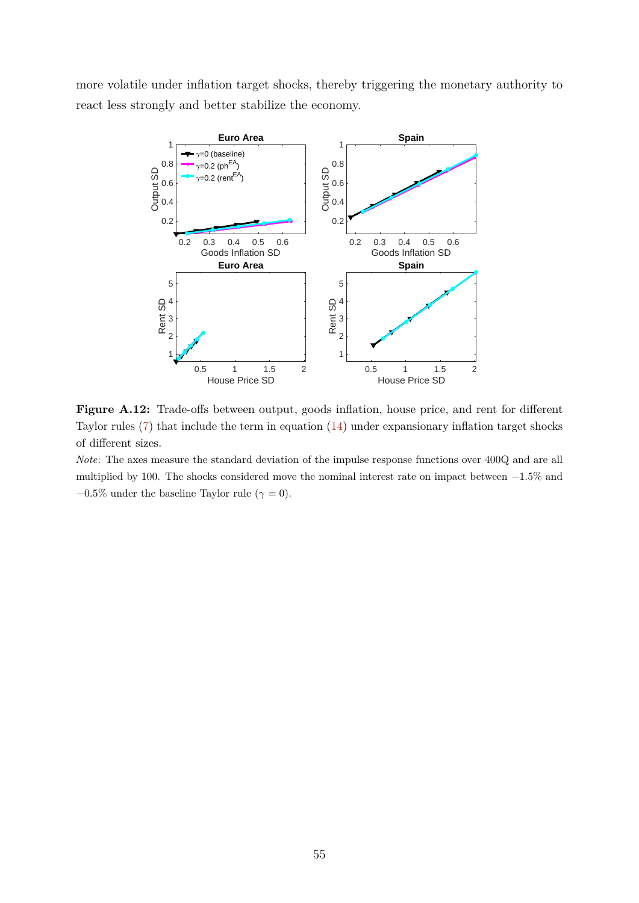more volatile under inflation target shocks, thereby triggering the monetary authority to react less strongly and better stabilize the economy.

**Figure A.12:** Trade-offs between output, goods inflation, house price, and rent for different Taylor rules (7) that include the term in equation (14) under expansionary inflation target shocks of different sizes.

*Note*: The axes measure the standard deviation of the impulse response functions over 400Q and are all multiplied by 100. The shocks considered move the nominal interest rate on impact between $-1.5\%$ and $-0.5\%$ under the baseline Taylor rule ($\gamma = 0$).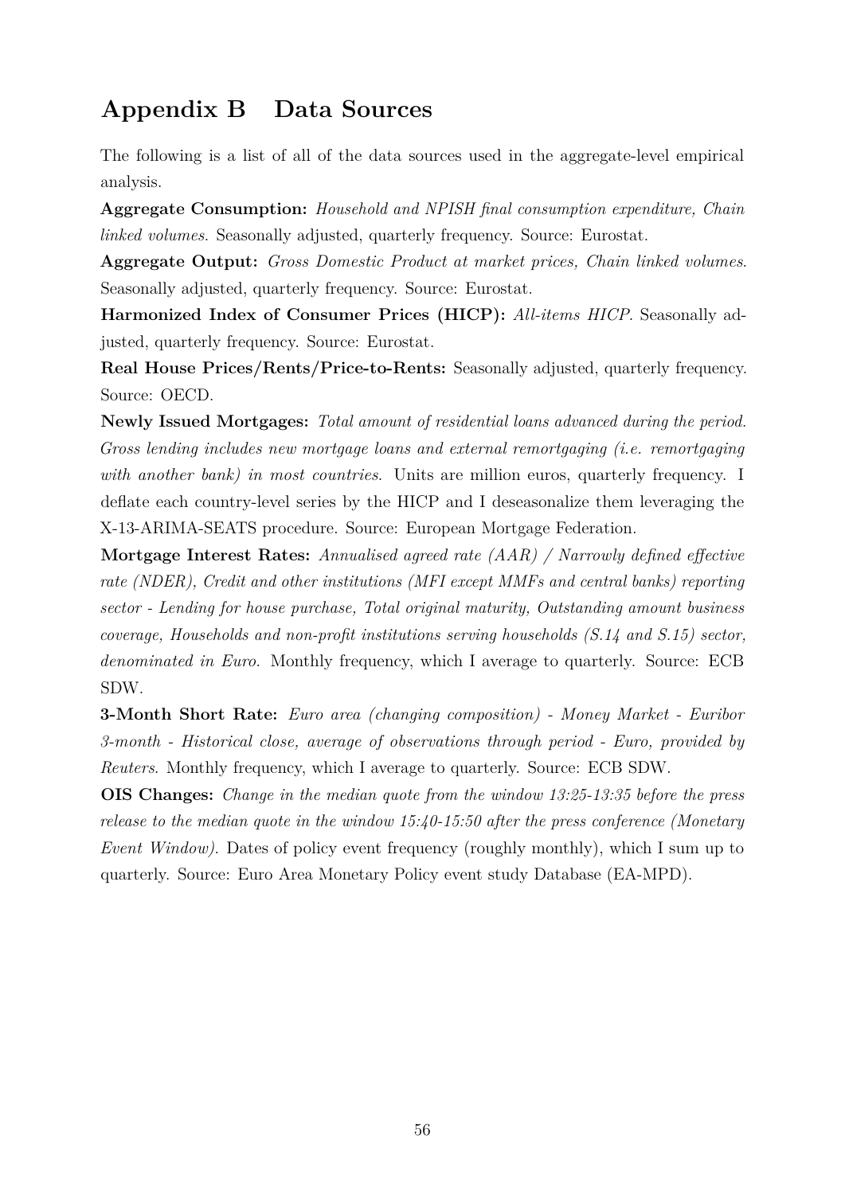# Appendix B Data Sources

The following is a list of all of the data sources used in the aggregate-level empirical analysis.

**Aggregate Consumption:** *Household and NPISH final consumption expenditure, Chain linked volumes*. Seasonally adjusted, quarterly frequency. Source: Eurostat.

**Aggregate Output:** *Gross Domestic Product at market prices, Chain linked volumes*. Seasonally adjusted, quarterly frequency. Source: Eurostat.

**Harmonized Index of Consumer Prices (HICP):** *All-items HICP*. Seasonally adjusted, quarterly frequency. Source: Eurostat.

**Real House Prices/Rents/Price-to-Rents:** Seasonally adjusted, quarterly frequency. Source: OECD.

**Newly Issued Mortgages:** *Total amount of residential loans advanced during the period. Gross lending includes new mortgage loans and external remortgaging (i.e. remortgaging with another bank) in most countries*. Units are million euros, quarterly frequency. I deflate each country-level series by the HICP and I deseasonalize them leveraging the X-13-ARIMA-SEATS procedure. Source: European Mortgage Federation.

**Mortgage Interest Rates:** *Annualised agreed rate (AAR) / Narrowly defined effective rate (NDER), Credit and other institutions (MFI except MMFs and central banks) reporting sector - Lending for house purchase, Total original maturity, Outstanding amount business coverage, Households and non-profit institutions serving households (S.14 and S.15) sector, denominated in Euro*. Monthly frequency, which I average to quarterly. Source: ECB SDW.

**3-Month Short Rate:** *Euro area (changing composition) - Money Market - Euribor 3-month - Historical close, average of observations through period - Euro, provided by Reuters*. Monthly frequency, which I average to quarterly. Source: ECB SDW.

**OIS Changes:** *Change in the median quote from the window 13:25-13:35 before the press release to the median quote in the window 15:40-15:50 after the press conference (Monetary Event Window)*. Dates of policy event frequency (roughly monthly), which I sum up to quarterly. Source: Euro Area Monetary Policy event study Database (EA-MPD).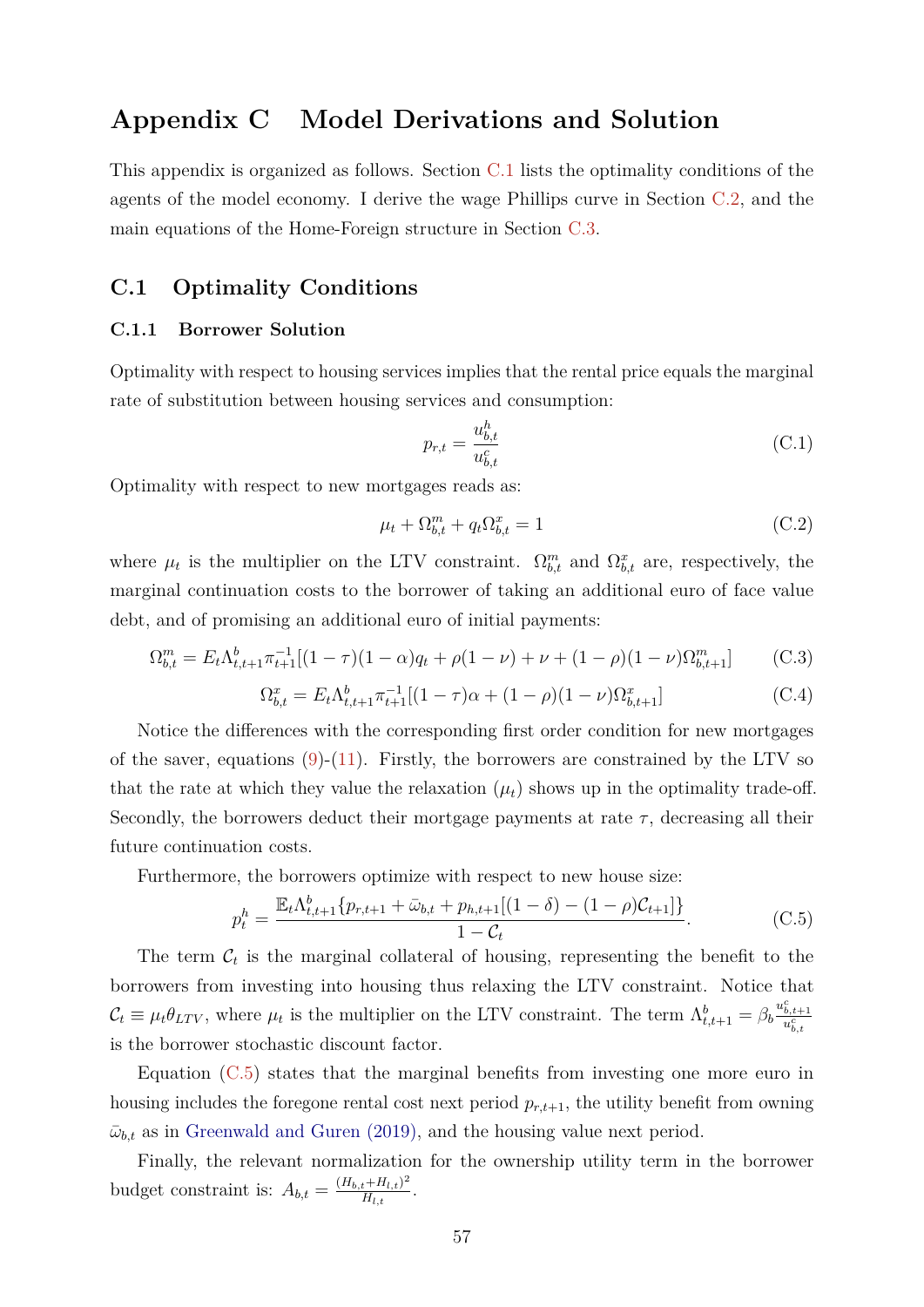# Appendix C Model Derivations and Solution

This appendix is organized as follows. Section C.1 lists the optimality conditions of the agents of the model economy. I derive the wage Phillips curve in Section C.2, and the main equations of the Home-Foreign structure in Section C.3.

## C.1 Optimality Conditions

### C.1.1 Borrower Solution

Optimality with respect to housing services implies that the rental price equals the marginal rate of substitution between housing services and consumption:

$$p_{r,t} = \frac{u^h_{b,t}}{u^c_{b,t}} \tag{C.1}$$

Optimality with respect to new mortgages reads as:

$$\mu_t + \Omega^m_{b,t} + q_t \Omega^x_{b,t} = 1 \tag{C.2}$$

where $\mu_t$ is the multiplier on the LTV constraint. $\Omega^m_{b,t}$ and $\Omega^x_{b,t}$ are, respectively, the marginal continuation costs to the borrower of taking an additional euro of face value debt, and of promising an additional euro of initial payments:

$$\Omega^m_{b,t} = E_t \Lambda^b_{t,t+1} \pi^{-1}_{t+1} [(1-\tau)(1-\alpha) q_t + \rho(1-\nu) + \nu + (1-\rho)(1-\nu)\Omega^m_{b,t+1}] \tag{C.3}$$

$$\Omega^x_{b,t} = E_t \Lambda^b_{t,t+1} \pi^{-1}_{t+1} [(1-\tau)\alpha + (1-\rho)(1-\nu)\Omega^x_{b,t+1}] \tag{C.4}$$

Notice the differences with the corresponding first order condition for new mortgages of the saver, equations (9)-(11). Firstly, the borrowers are constrained by the LTV so that the rate at which they value the relaxation ($\mu_t$) shows up in the optimality trade-off. Secondly, the borrowers deduct their mortgage payments at rate $\tau$, decreasing all their future continuation costs.

Furthermore, the borrowers optimize with respect to new house size:

$$p^h_t = \frac{\mathbb{E}_t \Lambda^b_{t,t+1} \{p_{r,t+1} + \bar{\omega}_{b,t} + p_{h,t+1}[(1-\delta) - (1-\rho)\mathcal{C}_{t+1}]\}}{1 - \mathcal{C}_t}. \tag{C.5}$$

The term $\mathcal{C}_t$ is the marginal collateral of housing, representing the benefit to the borrowers from investing into housing thus relaxing the LTV constraint. Notice that $\mathcal{C}_t \equiv \mu_t \theta_{LTV}$, where $\mu_t$ is the multiplier on the LTV constraint. The term $\Lambda^b_{t,t+1} = \beta_b \frac{u^c_{b,t+1}}{u^c_{b,t}}$ is the borrower stochastic discount factor.

Equation (C.5) states that the marginal benefits from investing one more euro in housing includes the foregone rental cost next period $p_{r,t+1}$, the utility benefit from owning $\bar{\omega}_{b,t}$ as in Greenwald and Guren (2019), and the housing value next period.

Finally, the relevant normalization for the ownership utility term in the borrower budget constraint is: $A_{b,t} = \frac{(H_{b,t}+H_{l,t})^2}{H_{l,t}}$.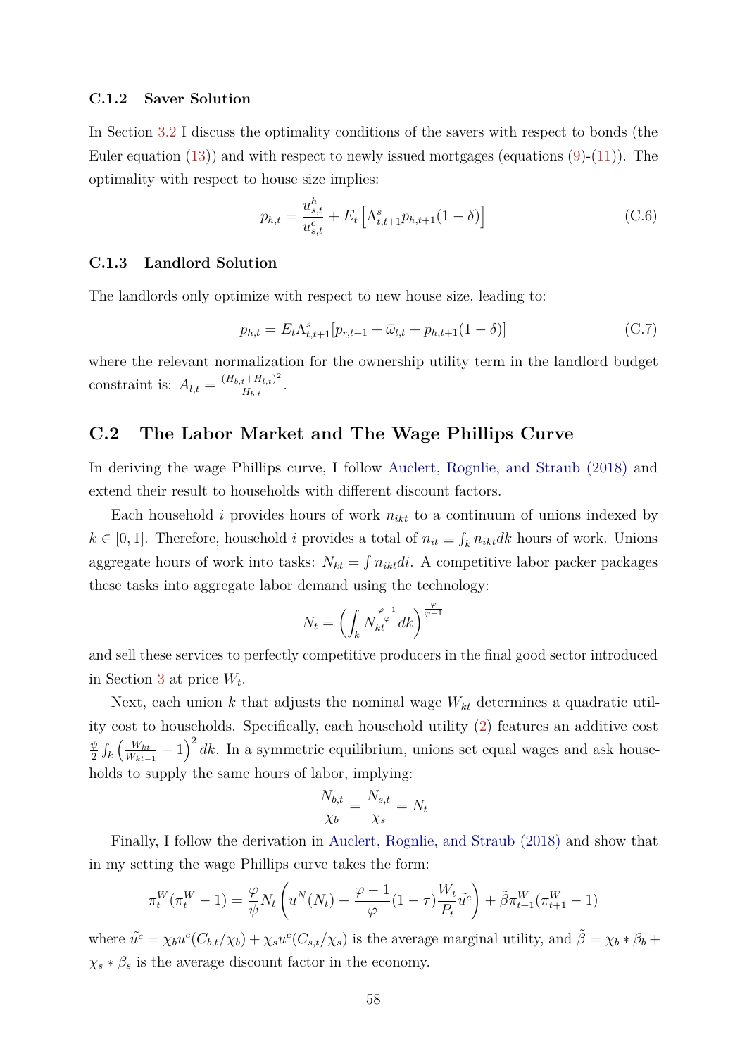### C.1.2 Saver Solution

In Section 3.2 I discuss the optimality conditions of the savers with respect to bonds (the Euler equation (13)) and with respect to newly issued mortgages (equations (9)-(11)). The optimality with respect to house size implies:

$$p_{h,t} = \frac{u^h_{s,t}}{u^c_{s,t}} + E_t \left[ \Lambda^s_{t,t+1} p_{h,t+1} (1-\delta) \right] \tag{C.6}$$

### C.1.3 Landlord Solution

The landlords only optimize with respect to new house size, leading to:

$$p_{h,t} = E_t \Lambda^s_{t,t+1} [p_{r,t+1} + \bar{\omega}_{l,t} + p_{h,t+1}(1-\delta)] \tag{C.7}$$

where the relevant normalization for the ownership utility term in the landlord budget constraint is: $A_{l,t} = \frac{(H_{b,t}+H_{l,t})^2}{H_{b,t}}$.

## C.2 The Labor Market and The Wage Phillips Curve

In deriving the wage Phillips curve, I follow Auclert, Rognlie, and Straub (2018) and extend their result to households with different discount factors.

Each household $i$ provides hours of work $n_{ikt}$ to a continuum of unions indexed by $k \in [0,1]$. Therefore, household $i$ provides a total of $n_{it} \equiv \int_k n_{ikt} dk$ hours of work. Unions aggregate hours of work into tasks: $N_{kt} = \int n_{ikt} di$. A competitive labor packer packages these tasks into aggregate labor demand using the technology:

$$N_t = \left( \int_k N_{kt}^{\frac{\varphi-1}{\varphi}} dk \right)^{\frac{\varphi}{\varphi-1}}$$

and sell these services to perfectly competitive producers in the final good sector introduced in Section 3 at price $W_t$.

Next, each union $k$ that adjusts the nominal wage $W_{kt}$ determines a quadratic utility cost to households. Specifically, each household utility (2) features an additive cost $\frac{\psi}{2} \int_k \left( \frac{W_{kt}}{W_{kt-1}} - 1 \right)^2 dk$. In a symmetric equilibrium, unions set equal wages and ask households to supply the same hours of labor, implying:

$$\frac{N_{b,t}}{\chi_b} = \frac{N_{s,t}}{\chi_s} = N_t$$

Finally, I follow the derivation in Auclert, Rognlie, and Straub (2018) and show that in my setting the wage Phillips curve takes the form:

$$\pi^W_t(\pi^W_t - 1) = \frac{\varphi}{\psi} N_t \left( u^N(N_t) - \frac{\varphi - 1}{\varphi}(1-\tau) \frac{W_t}{P_t} \tilde{u^c} \right) + \tilde{\beta} \pi^W_{t+1}(\pi^W_{t+1} - 1)$$

where $\tilde{u^c} = \chi_b u^c(C_{b,t}/\chi_b) + \chi_s u^c(C_{s,t}/\chi_s)$ is the average marginal utility, and $\tilde{\beta} = \chi_b * \beta_b + \chi_s * \beta_s$ is the average discount factor in the economy.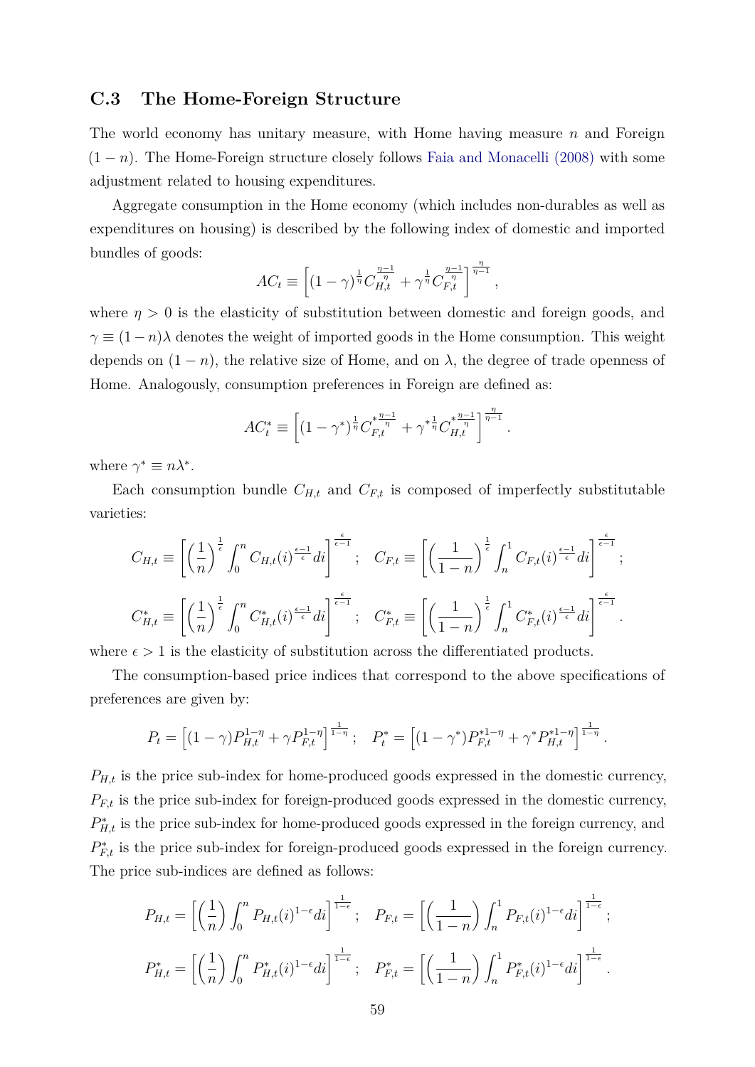### C.3 The Home-Foreign Structure

The world economy has unitary measure, with Home having measure $n$ and Foreign $(1-n)$. The Home-Foreign structure closely follows Faia and Monacelli (2008) with some adjustment related to housing expenditures.

Aggregate consumption in the Home economy (which includes non-durables as well as expenditures on housing) is described by the following index of domestic and imported bundles of goods:

$$AC_t \equiv \left[(1-\gamma)^{\frac{1}{\eta}} C_{H,t}^{\frac{\eta-1}{\eta}} + \gamma^{\frac{1}{\eta}} C_{F,t}^{\frac{\eta-1}{\eta}}\right]^{\frac{\eta}{\eta-1}},$$

where $\eta > 0$ is the elasticity of substitution between domestic and foreign goods, and $\gamma \equiv (1-n)\lambda$ denotes the weight of imported goods in the Home consumption. This weight depends on $(1-n)$, the relative size of Home, and on $\lambda$, the degree of trade openness of Home. Analogously, consumption preferences in Foreign are defined as:

$$AC_t^* \equiv \left[(1-\gamma^*)^{\frac{1}{\eta}} C_{F,t}^{*\frac{\eta-1}{\eta}} + \gamma^{*\frac{1}{\eta}} C_{H,t}^{*\frac{\eta-1}{\eta}}\right]^{\frac{\eta}{\eta-1}}.$$

where $\gamma^* \equiv n\lambda^*$.

Each consumption bundle $C_{H,t}$ and $C_{F,t}$ is composed of imperfectly substitutable varieties:

$$C_{H,t} \equiv \left[\left(\frac{1}{n}\right)^{\frac{1}{\epsilon}} \int_0^n C_{H,t}(i)^{\frac{\epsilon-1}{\epsilon}} di\right]^{\frac{\epsilon}{\epsilon-1}}; \quad C_{F,t} \equiv \left[\left(\frac{1}{1-n}\right)^{\frac{1}{\epsilon}} \int_n^1 C_{F,t}(i)^{\frac{\epsilon-1}{\epsilon}} di\right]^{\frac{\epsilon}{\epsilon-1}};$$

$$C_{H,t}^* \equiv \left[\left(\frac{1}{n}\right)^{\frac{1}{\epsilon}} \int_0^n C_{H,t}^*(i)^{\frac{\epsilon-1}{\epsilon}} di\right]^{\frac{\epsilon}{\epsilon-1}}; \quad C_{F,t}^* \equiv \left[\left(\frac{1}{1-n}\right)^{\frac{1}{\epsilon}} \int_n^1 C_{F,t}^*(i)^{\frac{\epsilon-1}{\epsilon}} di\right]^{\frac{\epsilon}{\epsilon-1}}.$$

where $\epsilon > 1$ is the elasticity of substitution across the differentiated products.

The consumption-based price indices that correspond to the above specifications of preferences are given by:

$$P_t = \left[(1-\gamma)P_{H,t}^{1-\eta} + \gamma P_{F,t}^{1-\eta}\right]^{\frac{1}{1-\eta}}; \quad P_t^* = \left[(1-\gamma^*)P_{F,t}^{*1-\eta} + \gamma^* P_{H,t}^{*1-\eta}\right]^{\frac{1}{1-\eta}}.$$

$P_{H,t}$ is the price sub-index for home-produced goods expressed in the domestic currency, $P_{F,t}$ is the price sub-index for foreign-produced goods expressed in the domestic currency, $P_{H,t}^*$ is the price sub-index for home-produced goods expressed in the foreign currency, and $P_{F,t}^*$ is the price sub-index for foreign-produced goods expressed in the foreign currency. The price sub-indices are defined as follows:

$$P_{H,t} = \left[\left(\frac{1}{n}\right) \int_0^n P_{H,t}(i)^{1-\epsilon} di\right]^{\frac{1}{1-\epsilon}}; \quad P_{F,t} = \left[\left(\frac{1}{1-n}\right) \int_n^1 P_{F,t}(i)^{1-\epsilon} di\right]^{\frac{1}{1-\epsilon}};$$

$$P_{H,t}^* = \left[\left(\frac{1}{n}\right) \int_0^n P_{H,t}^*(i)^{1-\epsilon} di\right]^{\frac{1}{1-\epsilon}}; \quad P_{F,t}^* = \left[\left(\frac{1}{1-n}\right) \int_n^1 P_{F,t}^*(i)^{1-\epsilon} di\right]^{\frac{1}{1-\epsilon}}.$$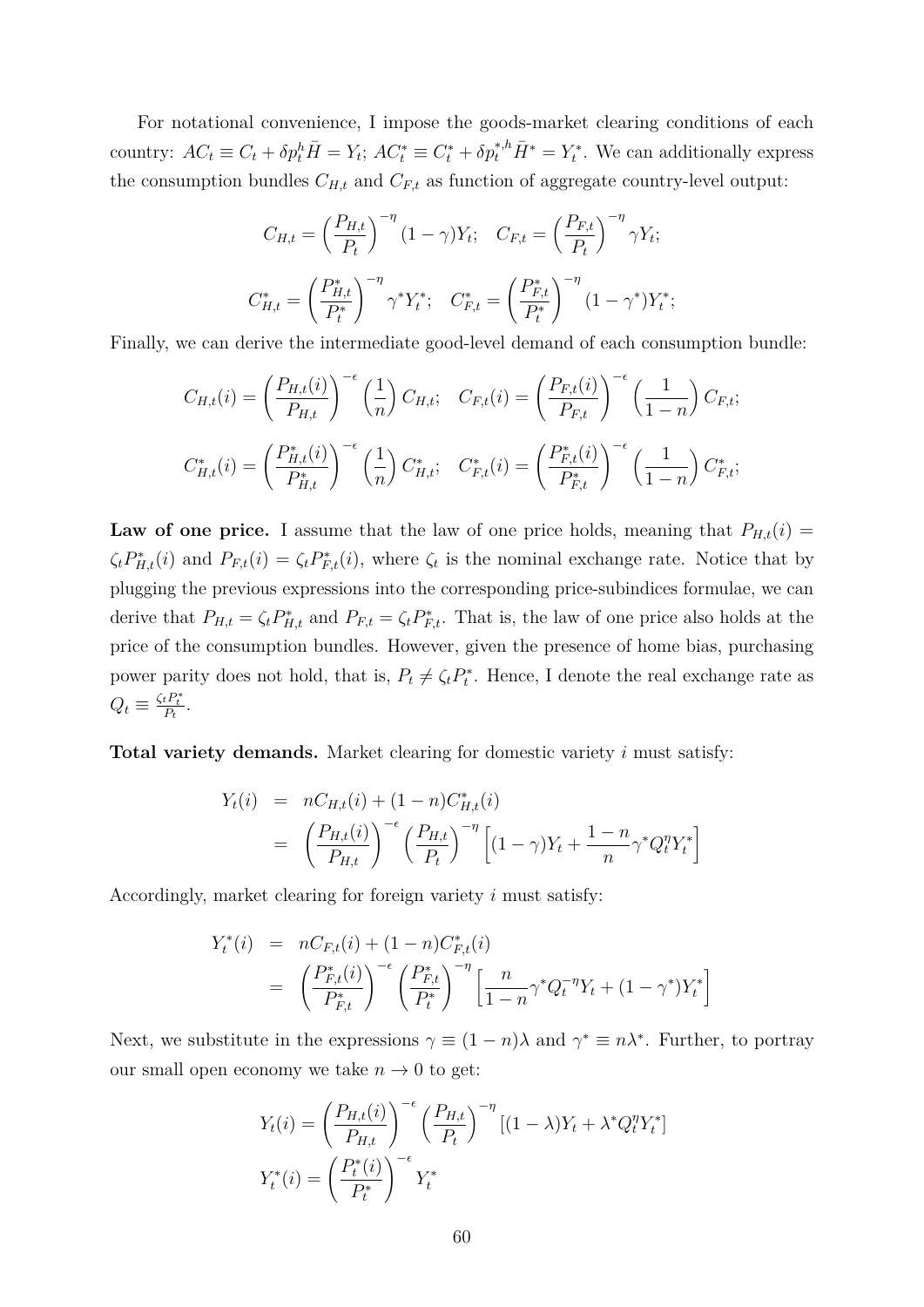For notational convenience, I impose the goods-market clearing conditions of each country: $AC_t \equiv C_t + \delta p_t^h \bar{H} = Y_t$; $AC_t^* \equiv C_t^* + \delta p_t^{*,h} \bar{H}^* = Y_t^*$. We can additionally express the consumption bundles $C_{H,t}$ and $C_{F,t}$ as function of aggregate country-level output:

$$C_{H,t} = \left(\frac{P_{H,t}}{P_t}\right)^{-\eta} (1-\gamma) Y_t; \quad C_{F,t} = \left(\frac{P_{F,t}}{P_t}\right)^{-\eta} \gamma Y_t;$$

$$C_{H,t}^* = \left(\frac{P_{H,t}^*}{P_t^*}\right)^{-\eta} \gamma^* Y_t^*; \quad C_{F,t}^* = \left(\frac{P_{F,t}^*}{P_t^*}\right)^{-\eta} (1-\gamma^*) Y_t^*;$$

Finally, we can derive the intermediate good-level demand of each consumption bundle:

$$C_{H,t}(i) = \left(\frac{P_{H,t}(i)}{P_{H,t}}\right)^{-\epsilon} \left(\frac{1}{n}\right) C_{H,t}; \quad C_{F,t}(i) = \left(\frac{P_{F,t}(i)}{P_{F,t}}\right)^{-\epsilon} \left(\frac{1}{1-n}\right) C_{F,t};$$

$$C_{H,t}^*(i) = \left(\frac{P_{H,t}^*(i)}{P_{H,t}^*}\right)^{-\epsilon} \left(\frac{1}{n}\right) C_{H,t}^*; \quad C_{F,t}^*(i) = \left(\frac{P_{F,t}^*(i)}{P_{F,t}^*}\right)^{-\epsilon} \left(\frac{1}{1-n}\right) C_{F,t}^*;$$

**Law of one price.** I assume that the law of one price holds, meaning that $P_{H,t}(i) = \zeta_t P_{H,t}^*(i)$ and $P_{F,t}(i) = \zeta_t P_{F,t}^*(i)$, where $\zeta_t$ is the nominal exchange rate. Notice that by plugging the previous expressions into the corresponding price-subindices formulae, we can derive that $P_{H,t} = \zeta_t P_{H,t}^*$ and $P_{F,t} = \zeta_t P_{F,t}^*$. That is, the law of one price also holds at the price of the consumption bundles. However, given the presence of home bias, purchasing power parity does not hold, that is, $P_t \neq \zeta_t P_t^*$. Hence, I denote the real exchange rate as $Q_t \equiv \frac{\zeta_t P_t^*}{P_t}$.

**Total variety demands.** Market clearing for domestic variety $i$ must satisfy:

$$\begin{aligned}
Y_t(i) &= nC_{H,t}(i) + (1-n)C_{H,t}^*(i) \\
&= \left(\frac{P_{H,t}(i)}{P_{H,t}}\right)^{-\epsilon} \left(\frac{P_{H,t}}{P_t}\right)^{-\eta} \left[(1-\gamma)Y_t + \frac{1-n}{n}\gamma^* Q_t^\eta Y_t^*\right]
\end{aligned}$$

Accordingly, market clearing for foreign variety $i$ must satisfy:

$$\begin{aligned}
Y_t^*(i) &= nC_{F,t}(i) + (1-n)C_{F,t}^*(i) \\
&= \left(\frac{P_{F,t}^*(i)}{P_{F,t}^*}\right)^{-\epsilon} \left(\frac{P_{F,t}^*}{P_t^*}\right)^{-\eta} \left[\frac{n}{1-n}\gamma^* Q_t^{-\eta} Y_t + (1-\gamma^*)Y_t^*\right]
\end{aligned}$$

Next, we substitute in the expressions $\gamma \equiv (1-n)\lambda$ and $\gamma^* \equiv n\lambda^*$. Further, to portray our small open economy we take $n \to 0$ to get:

$$Y_t(i) = \left(\frac{P_{H,t}(i)}{P_{H,t}}\right)^{-\epsilon} \left(\frac{P_{H,t}}{P_t}\right)^{-\eta} \left[(1-\lambda)Y_t + \lambda^* Q_t^\eta Y_t^*\right]$$

$$Y_t^*(i) = \left(\frac{P_t^*(i)}{P_t^*}\right)^{-\epsilon} Y_t^*$$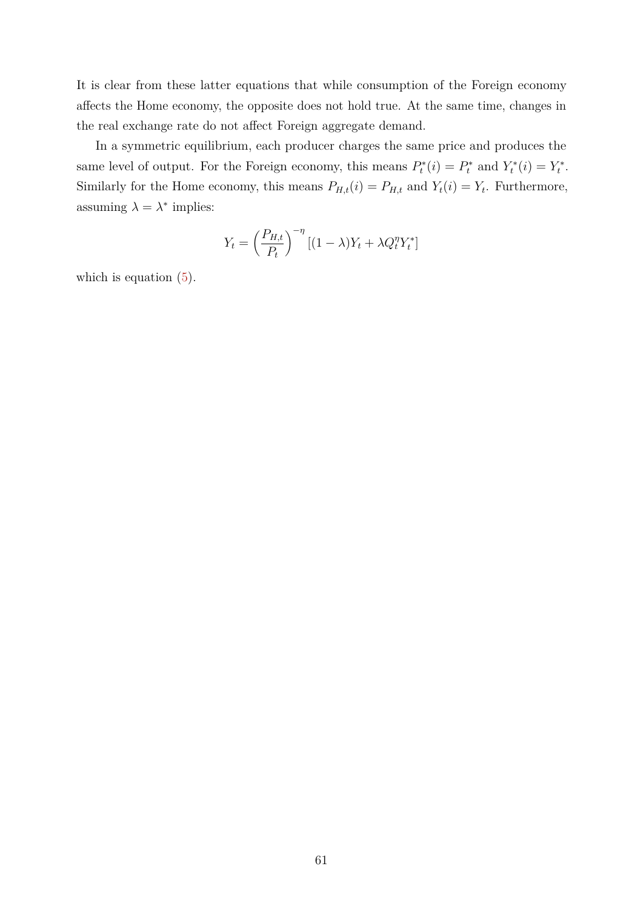It is clear from these latter equations that while consumption of the Foreign economy affects the Home economy, the opposite does not hold true. At the same time, changes in the real exchange rate do not affect Foreign aggregate demand.

In a symmetric equilibrium, each producer charges the same price and produces the same level of output. For the Foreign economy, this means $P_t^*(i) = P_t^*$ and $Y_t^*(i) = Y_t^*$. Similarly for the Home economy, this means $P_{H,t}(i) = P_{H,t}$ and $Y_t(i) = Y_t$. Furthermore, assuming $\lambda = \lambda^*$ implies:

$$Y_t = \left(\frac{P_{H,t}}{P_t}\right)^{-\eta} [(1-\lambda)Y_t + \lambda Q_t^\eta Y_t^*]$$

which is equation (5).